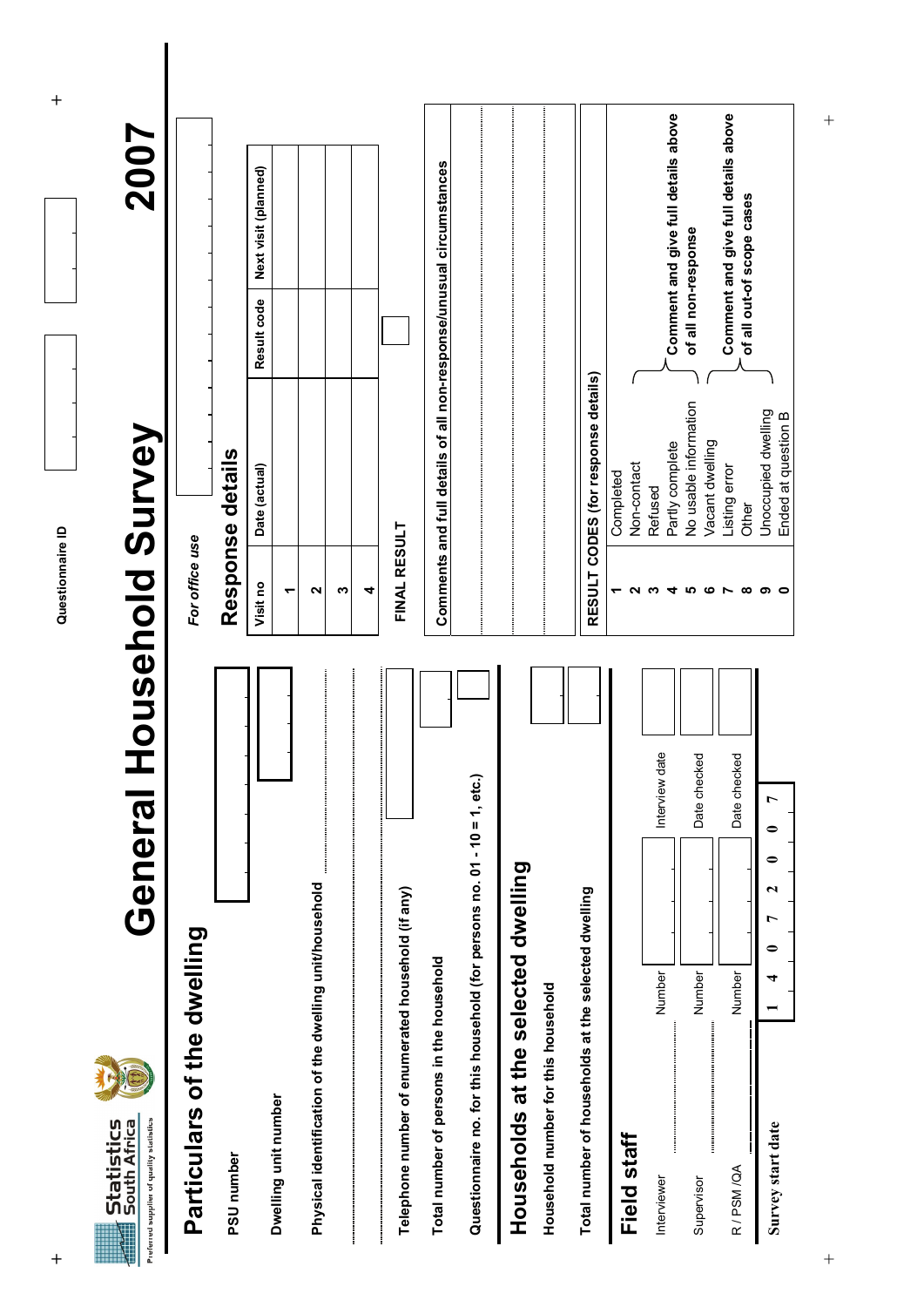Statistics South Africa
Preferred supplier of quality statistics

Questionnaire ID

# General Household Survey 2007

## Particulars of the dwelling

PSU number

Dwelling unit number

Physical identification of the dwelling unit/household ....................................................

..........................................................................................................................

Telephone number of enumerated household (if any)

Total number of persons in the household

Questionnaire no. for this household (for persons no. 01 - 10 = 1, etc.)

## Households at the selected dwelling

Household number for this household

Total number of households at the selected dwelling

## Field staff

| | | Number | | |
|---|---|---|---|---|
| Interviewer | .................................... | Number | | Interview date |
| Supervisor | .................................... | Number | | Date checked |
| R / PSM /QA | .................................... | Number | | Date checked |

**Survey start date** 1 4 0 7 2 0 0 7

*For office use*

## Response details

| Visit no | Date (actual) | Result code | Next visit (planned) |
|---|---|---|---|
| 1 | | | |
| 2 | | | |
| 3 | | | |
| 4 | | | |

FINAL RESULT

**Comments and full details of all non-response/unusual circumstances**

..........................................................................................................................

..........................................................................................................................

..........................................................................................................................

**RESULT CODES (for response details)**

1 Completed
2 Non-contact
3 Refused
4 Partly complete
5 No usable information

} **Comment and give full details above of all non-response**

6 Vacant dwelling
7 Listing error
8 Other
9 Unoccupied dwelling
0 Ended at question B

} **Comment and give full details above of all out-of scope cases**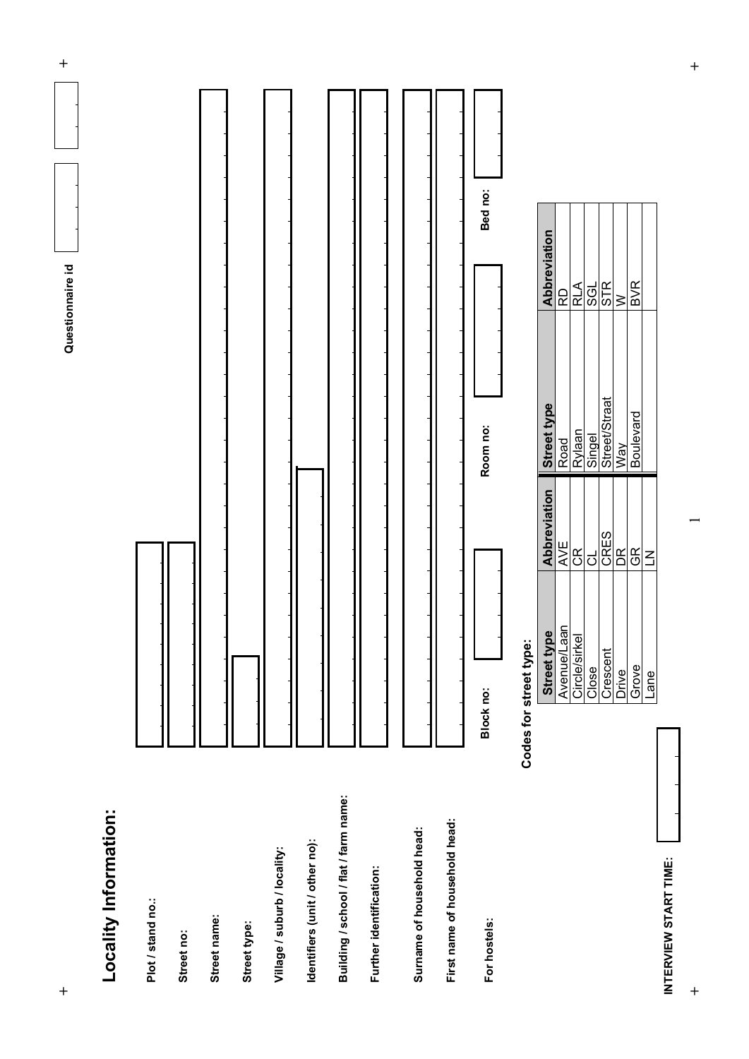Questionnaire id

## Locality Information:

Plot / stand no.:

Street no:

Street name:

Street type:

Village / suburb / locality:

Identifiers (unit / other no):

Building / school / flat / farm name:

Further identification:

Surname of household head:

First name of household head:

For hostels: Block no: Room no: Bed no:

**Codes for street type:**

| Street type | Abbreviation | Street type | Abbreviation |
|---|---|---|---|
| Avenue/Laan | AVE | Road | RD |
| Circle/sirkel | CR | Rylaan | RLA |
| Close | CL | Singel | SGL |
| Crescent | CRES | Street/Straat | STR |
| Drive | DR | Way | W |
| Grove | GR | Boulevard | BVR |
| Lane | LN | | |

INTERVIEW START TIME: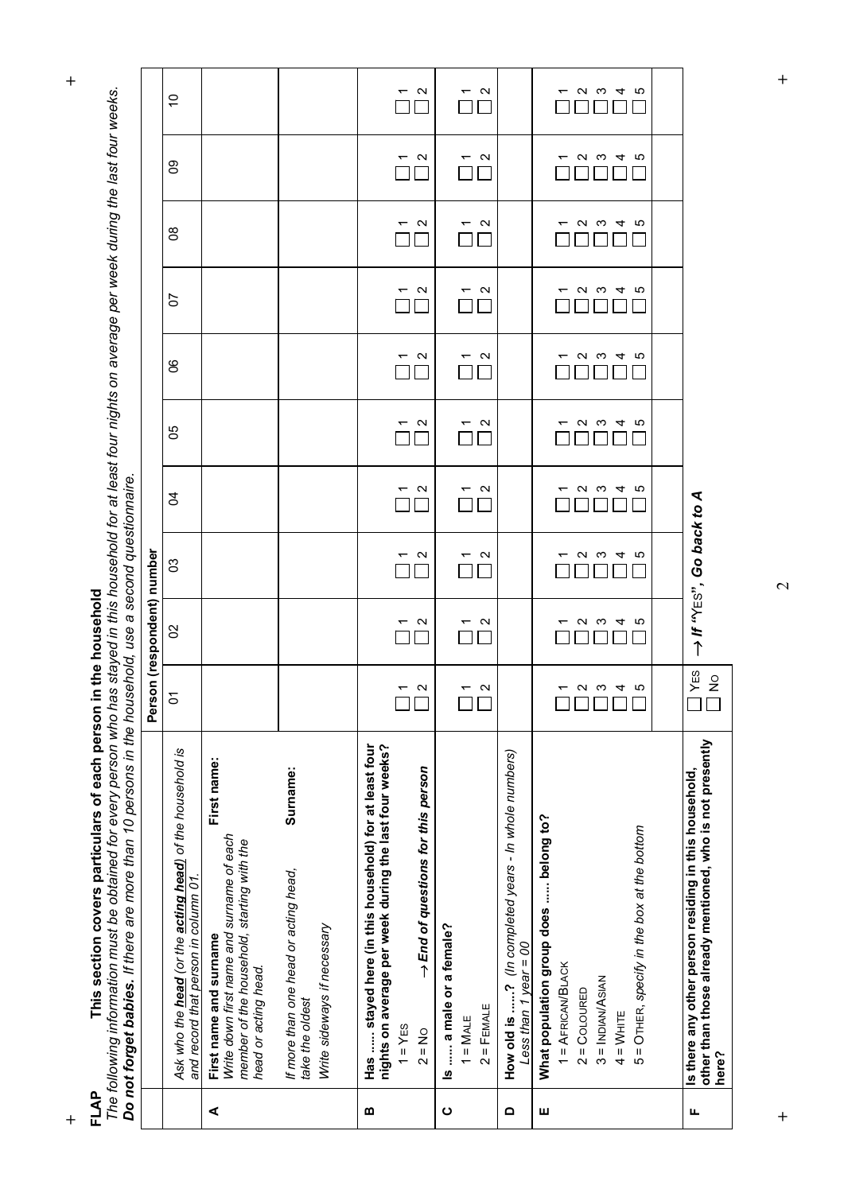## FLAP

### This section covers particulars of each person in the household

*The following information must be obtained for every person who has stayed in this household for at least four nights on average per week during the last four weeks.*
***Do not forget babies.*** *If there are more than 10 persons in the household, use a second questionnaire.*

| | | Person (respondent) number | | | | | | | | | |
|---|---|---|---|---|---|---|---|---|---|---|---|
| | | 01 | 02 | 03 | 04 | 05 | 06 | 07 | 08 | 09 | 10 |
| | *Ask who the **head** (or the **acting head**) of the household is and record that person in column 01.* | | | | | | | | | | |
| **A** | **First name and surname** *Write down first name and surname of each member of the household, starting with the head or acting head.* **First name:** | | | | | | | | | | |
| | *If more than one head or acting head, take the oldest* *Write sideways if necessary* **Surname:** | | | | | | | | | | |
| **B** | **Has ..... stayed here (in this household) for at least four nights on average per week during the last four weeks?** 1 = YES 2 = NO → ***End of questions for this person*** | ☐ 1 ☐ 2 | ☐ 1 ☐ 2 | ☐ 1 ☐ 2 | ☐ 1 ☐ 2 | ☐ 1 ☐ 2 | ☐ 1 ☐ 2 | ☐ 1 ☐ 2 | ☐ 1 ☐ 2 | ☐ 1 ☐ 2 | ☐ 1 ☐ 2 |
| **C** | **Is ..... a male or a female?** 1 = MALE 2 = FEMALE | ☐ 1 ☐ 2 | ☐ 1 ☐ 2 | ☐ 1 ☐ 2 | ☐ 1 ☐ 2 | ☐ 1 ☐ 2 | ☐ 1 ☐ 2 | ☐ 1 ☐ 2 | ☐ 1 ☐ 2 | ☐ 1 ☐ 2 | ☐ 1 ☐ 2 |
| **D** | **How old is .....?** *(In completed years - In whole numbers) Less than 1 year = 00* | | | | | | | | | | |
| **E** | **What population group does ..... belong to?** 1 = AFRICAN/BLACK 2 = COLOURED 3 = INDIAN/ASIAN 4 = WHITE 5 = OTHER, *specify in the box at the bottom* | ☐ 1 ☐ 2 ☐ 3 ☐ 4 ☐ 5 | ☐ 1 ☐ 2 ☐ 3 ☐ 4 ☐ 5 | ☐ 1 ☐ 2 ☐ 3 ☐ 4 ☐ 5 | ☐ 1 ☐ 2 ☐ 3 ☐ 4 ☐ 5 | ☐ 1 ☐ 2 ☐ 3 ☐ 4 ☐ 5 | ☐ 1 ☐ 2 ☐ 3 ☐ 4 ☐ 5 | ☐ 1 ☐ 2 ☐ 3 ☐ 4 ☐ 5 | ☐ 1 ☐ 2 ☐ 3 ☐ 4 ☐ 5 | ☐ 1 ☐ 2 ☐ 3 ☐ 4 ☐ 5 | ☐ 1 ☐ 2 ☐ 3 ☐ 4 ☐ 5 |
| | | | | | | | | | | | |
| **F** | **Is there any other person residing in this household, other than those already mentioned, who is not presently here?** | ☐ YES ☐ NO | → ***If "YES", Go back to A*** | | | | | | | | |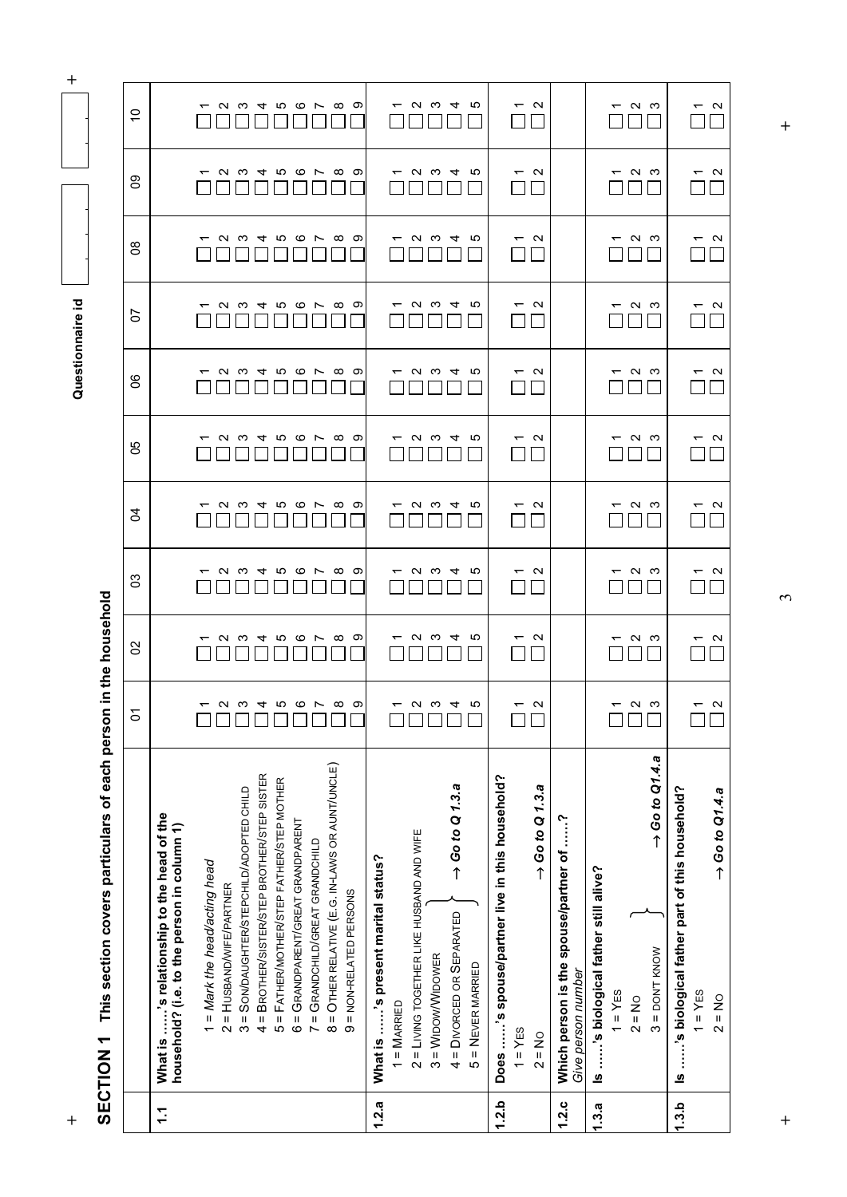**Questionnaire id**

# SECTION 1 This section covers particulars of each person in the household

| | | 01 | 02 | 03 | 04 | 05 | 06 | 07 | 08 | 09 | 10 |
|---|---|---|---|---|---|---|---|---|---|---|---|
| **1.1** | **What is ……'s relationship to the head of the household? (i.e. to the person in column 1)**<br>1 = *Mark the head/acting head*<br>2 = HUSBAND/WIFE/PARTNER<br>3 = SON/DAUGHTER/STEPCHILD/ADOPTED CHILD<br>4 = BROTHER/SISTER/STEP BROTHER/STEP SISTER<br>5 = FATHER/MOTHER/STEP FATHER/STEP MOTHER<br>6 = GRANDPARENT/GREAT GRANDPARENT<br>7 = GRANDCHILD/GREAT GRANDCHILD<br>8 = OTHER RELATIVE (E.G. IN-LAWS OR AUNT/UNCLE)<br>9 = NON-RELATED PERSONS | ☐ 1<br>☐ 2<br>☐ 3<br>☐ 4<br>☐ 5<br>☐ 6<br>☐ 7<br>☐ 8<br>☐ 9 | ☐ 1<br>☐ 2<br>☐ 3<br>☐ 4<br>☐ 5<br>☐ 6<br>☐ 7<br>☐ 8<br>☐ 9 | ☐ 1<br>☐ 2<br>☐ 3<br>☐ 4<br>☐ 5<br>☐ 6<br>☐ 7<br>☐ 8<br>☐ 9 | ☐ 1<br>☐ 2<br>☐ 3<br>☐ 4<br>☐ 5<br>☐ 6<br>☐ 7<br>☐ 8<br>☐ 9 | ☐ 1<br>☐ 2<br>☐ 3<br>☐ 4<br>☐ 5<br>☐ 6<br>☐ 7<br>☐ 8<br>☐ 9 | ☐ 1<br>☐ 2<br>☐ 3<br>☐ 4<br>☐ 5<br>☐ 6<br>☐ 7<br>☐ 8<br>☐ 9 | ☐ 1<br>☐ 2<br>☐ 3<br>☐ 4<br>☐ 5<br>☐ 6<br>☐ 7<br>☐ 8<br>☐ 9 | ☐ 1<br>☐ 2<br>☐ 3<br>☐ 4<br>☐ 5<br>☐ 6<br>☐ 7<br>☐ 8<br>☐ 9 | ☐ 1<br>☐ 2<br>☐ 3<br>☐ 4<br>☐ 5<br>☐ 6<br>☐ 7<br>☐ 8<br>☐ 9 | ☐ 1<br>☐ 2<br>☐ 3<br>☐ 4<br>☐ 5<br>☐ 6<br>☐ 7<br>☐ 8<br>☐ 9 |
| **1.2.a** | **What is ……'s present marital status?**<br>1 = MARRIED<br>2 = LIVING TOGETHER LIKE HUSBAND AND WIFE<br>3 = WIDOW/WIDOWER } → ***Go to Q 1.3.a***<br>4 = DIVORCED OR SEPARATED }<br>5 = NEVER MARRIED } | ☐ 1<br>☐ 2<br>☐ 3<br>☐ 4<br>☐ 5 | ☐ 1<br>☐ 2<br>☐ 3<br>☐ 4<br>☐ 5 | ☐ 1<br>☐ 2<br>☐ 3<br>☐ 4<br>☐ 5 | ☐ 1<br>☐ 2<br>☐ 3<br>☐ 4<br>☐ 5 | ☐ 1<br>☐ 2<br>☐ 3<br>☐ 4<br>☐ 5 | ☐ 1<br>☐ 2<br>☐ 3<br>☐ 4<br>☐ 5 | ☐ 1<br>☐ 2<br>☐ 3<br>☐ 4<br>☐ 5 | ☐ 1<br>☐ 2<br>☐ 3<br>☐ 4<br>☐ 5 | ☐ 1<br>☐ 2<br>☐ 3<br>☐ 4<br>☐ 5 | ☐ 1<br>☐ 2<br>☐ 3<br>☐ 4<br>☐ 5 |
| **1.2.b** | **Does ……'s spouse/partner live in this household?**<br>1 = YES<br>2 = NO → ***Go to Q 1.3.a*** | ☐ 1<br>☐ 2 | ☐ 1<br>☐ 2 | ☐ 1<br>☐ 2 | ☐ 1<br>☐ 2 | ☐ 1<br>☐ 2 | ☐ 1<br>☐ 2 | ☐ 1<br>☐ 2 | ☐ 1<br>☐ 2 | ☐ 1<br>☐ 2 | ☐ 1<br>☐ 2 |
| **1.2.c** | **Which person is the spouse/partner of ……?**<br>*Give person number* | | | | | | | | | | |
| **1.3.a** | **Is ……'s biological father still alive?**<br>1 = YES<br>2 = NO } → ***Go to Q1.4.a***<br>3 = DON'T KNOW } | ☐ 1<br>☐ 2<br>☐ 3 | ☐ 1<br>☐ 2<br>☐ 3 | ☐ 1<br>☐ 2<br>☐ 3 | ☐ 1<br>☐ 2<br>☐ 3 | ☐ 1<br>☐ 2<br>☐ 3 | ☐ 1<br>☐ 2<br>☐ 3 | ☐ 1<br>☐ 2<br>☐ 3 | ☐ 1<br>☐ 2<br>☐ 3 | ☐ 1<br>☐ 2<br>☐ 3 | ☐ 1<br>☐ 2<br>☐ 3 |
| **1.3.b** | **Is ……'s biological father part of this household?**<br>1 = YES<br>2 = NO → ***Go to Q1.4.a*** | ☐ 1<br>☐ 2 | ☐ 1<br>☐ 2 | ☐ 1<br>☐ 2 | ☐ 1<br>☐ 2 | ☐ 1<br>☐ 2 | ☐ 1<br>☐ 2 | ☐ 1<br>☐ 2 | ☐ 1<br>☐ 2 | ☐ 1<br>☐ 2 | ☐ 1<br>☐ 2 |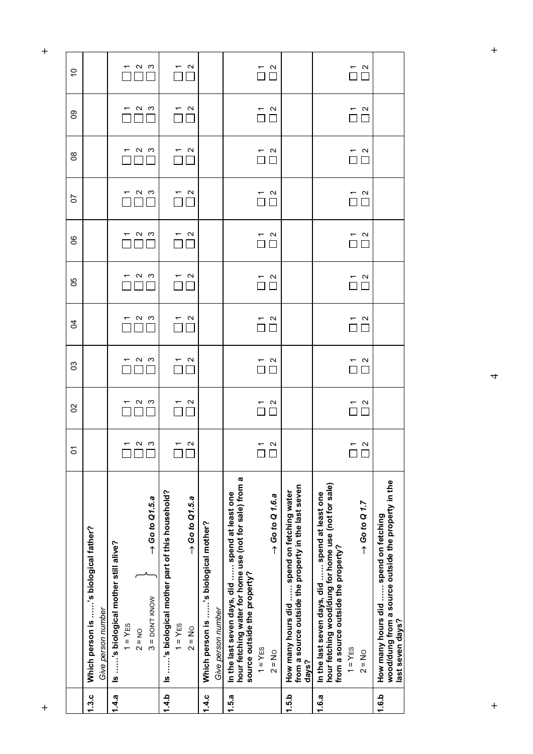| | | 01 | 02 | 03 | 04 | 05 | 06 | 07 | 08 | 09 | 10 |
|---|---|---|---|---|---|---|---|---|---|---|---|
| **1.3.c** | **Which person is …..'s biological father?** *Give person number* | | | | | | | | | | |
| **1.4.a** | **Is …..'s biological mother still alive?** 1 = YES; 2 = NO; 3 = DON'T KNOW } → *Go to Q1.5.a* | ☐ 1 ☐ 2 ☐ 3 | ☐ 1 ☐ 2 ☐ 3 | ☐ 1 ☐ 2 ☐ 3 | ☐ 1 ☐ 2 ☐ 3 | ☐ 1 ☐ 2 ☐ 3 | ☐ 1 ☐ 2 ☐ 3 | ☐ 1 ☐ 2 ☐ 3 | ☐ 1 ☐ 2 ☐ 3 | ☐ 1 ☐ 2 ☐ 3 | ☐ 1 ☐ 2 ☐ 3 |
| **1.4.b** | **Is …..'s biological mother part of this household?** 1 = YES; 2 = NO → *Go to Q1.5.a* | ☐ 1 ☐ 2 | ☐ 1 ☐ 2 | ☐ 1 ☐ 2 | ☐ 1 ☐ 2 | ☐ 1 ☐ 2 | ☐ 1 ☐ 2 | ☐ 1 ☐ 2 | ☐ 1 ☐ 2 | ☐ 1 ☐ 2 | ☐ 1 ☐ 2 |
| **1.4.c** | **Which person is …..'s biological mother?** *Give person number* | | | | | | | | | | |
| **1.5.a** | **In the last seven days, did ….. spend at least one hour fetching water for home use (not for sale) from a source outside the property?** 1 = YES; 2 = NO → *Go to Q 1.6.a* | ☐ 1 ☐ 2 | ☐ 1 ☐ 2 | ☐ 1 ☐ 2 | ☐ 1 ☐ 2 | ☐ 1 ☐ 2 | ☐ 1 ☐ 2 | ☐ 1 ☐ 2 | ☐ 1 ☐ 2 | ☐ 1 ☐ 2 | ☐ 1 ☐ 2 |
| **1.5.b** | **How many hours did ….. spend on fetching water from a source outside the property in the last seven days?** | | | | | | | | | | |
| **1.6.a** | **In the last seven days, did ….. spend at least one hour fetching wood/dung for home use (not for sale) from a source outside the property?** 1 = YES; 2 = NO → *Go to Q 1.7* | ☐ 1 ☐ 2 | ☐ 1 ☐ 2 | ☐ 1 ☐ 2 | ☐ 1 ☐ 2 | ☐ 1 ☐ 2 | ☐ 1 ☐ 2 | ☐ 1 ☐ 2 | ☐ 1 ☐ 2 | ☐ 1 ☐ 2 | ☐ 1 ☐ 2 |
| **1.6.b** | **How many hours did ….. spend on fetching wood/dung from a source outside the property in the last seven days?** | | | | | | | | | | |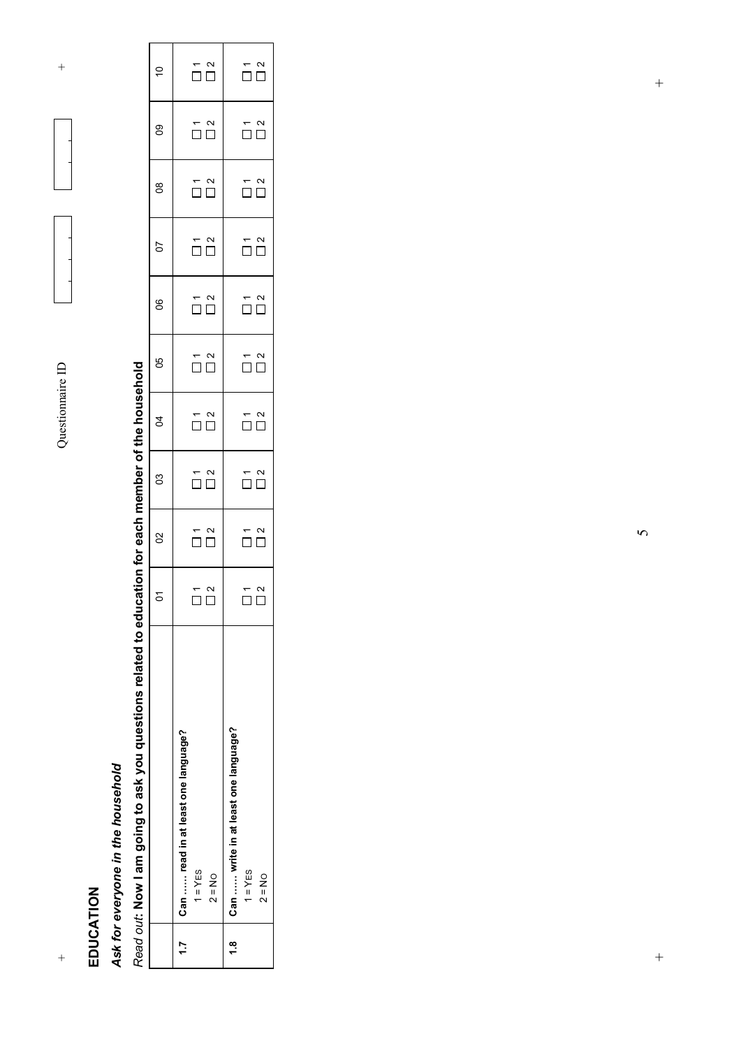# EDUCATION

***Ask for everyone in the household***

*Read out*: **Now I am going to ask you questions related to education for each member of the household**

| | | 01 | 02 | 03 | 04 | 05 | 06 | 07 | 08 | 09 | 10 |
|---|---|---|---|---|---|---|---|---|---|---|---|
| **1.7** | **Can …… read in at least one language?**<br>1 = YES<br>2 = NO | ☐ 1<br>☐ 2 | ☐ 1<br>☐ 2 | ☐ 1<br>☐ 2 | ☐ 1<br>☐ 2 | ☐ 1<br>☐ 2 | ☐ 1<br>☐ 2 | ☐ 1<br>☐ 2 | ☐ 1<br>☐ 2 | ☐ 1<br>☐ 2 | ☐ 1<br>☐ 2 |
| **1.8** | **Can …… write in at least one language?**<br>1 = YES<br>2 = NO | ☐ 1<br>☐ 2 | ☐ 1<br>☐ 2 | ☐ 1<br>☐ 2 | ☐ 1<br>☐ 2 | ☐ 1<br>☐ 2 | ☐ 1<br>☐ 2 | ☐ 1<br>☐ 2 | ☐ 1<br>☐ 2 | ☐ 1<br>☐ 2 | ☐ 1<br>☐ 2 |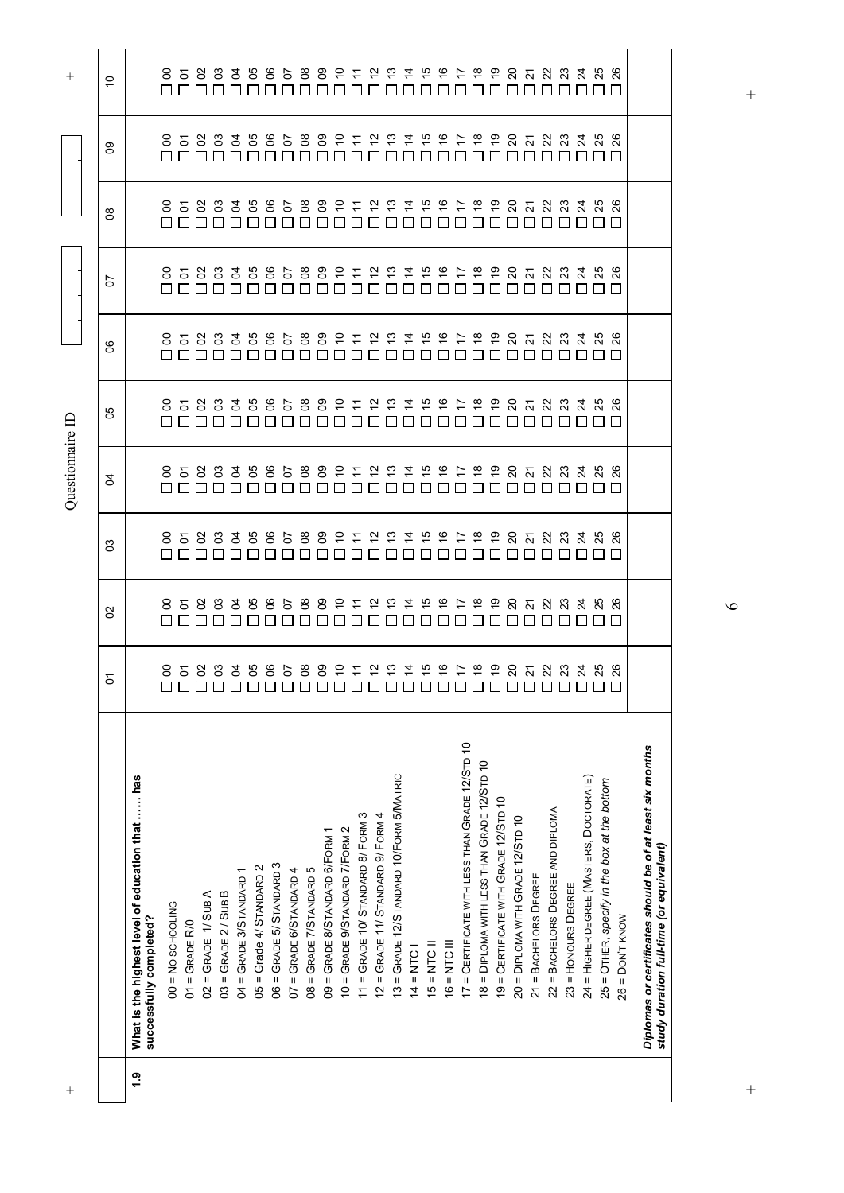Questionnaire ID

| | | 01 | 02 | 03 | 04 | 05 | 06 | 07 | 08 | 09 | 10 |
|---|---|---|---|---|---|---|---|---|---|---|---|
| 1.9 | **What is the highest level of education that …… has successfully completed?** | | | | | | | | | | |
| | 00 = NO SCHOOLING | ☐ 00 | ☐ 00 | ☐ 00 | ☐ 00 | ☐ 00 | ☐ 00 | ☐ 00 | ☐ 00 | ☐ 00 | ☐ 00 |
| | 01 = GRADE R/0 | ☐ 01 | ☐ 01 | ☐ 01 | ☐ 01 | ☐ 01 | ☐ 01 | ☐ 01 | ☐ 01 | ☐ 01 | ☐ 01 |
| | 02 = GRADE 1/ SUB A | ☐ 02 | ☐ 02 | ☐ 02 | ☐ 02 | ☐ 02 | ☐ 02 | ☐ 02 | ☐ 02 | ☐ 02 | ☐ 02 |
| | 03 = GRADE 2 / SUB B | ☐ 03 | ☐ 03 | ☐ 03 | ☐ 03 | ☐ 03 | ☐ 03 | ☐ 03 | ☐ 03 | ☐ 03 | ☐ 03 |
| | 04 = GRADE 3/STANDARD 1 | ☐ 04 | ☐ 04 | ☐ 04 | ☐ 04 | ☐ 04 | ☐ 04 | ☐ 04 | ☐ 04 | ☐ 04 | ☐ 04 |
| | 05 = Grade 4/ STANDARD 2 | ☐ 05 | ☐ 05 | ☐ 05 | ☐ 05 | ☐ 05 | ☐ 05 | ☐ 05 | ☐ 05 | ☐ 05 | ☐ 05 |
| | 06 = GRADE 5/ STANDARD 3 | ☐ 06 | ☐ 06 | ☐ 06 | ☐ 06 | ☐ 06 | ☐ 06 | ☐ 06 | ☐ 06 | ☐ 06 | ☐ 06 |
| | 07 = GRADE 6/STANDARD 4 | ☐ 07 | ☐ 07 | ☐ 07 | ☐ 07 | ☐ 07 | ☐ 07 | ☐ 07 | ☐ 07 | ☐ 07 | ☐ 07 |
| | 08 = GRADE 7/STANDARD 5 | ☐ 08 | ☐ 08 | ☐ 08 | ☐ 08 | ☐ 08 | ☐ 08 | ☐ 08 | ☐ 08 | ☐ 08 | ☐ 08 |
| | 09 = GRADE 8/STANDARD 6/FORM 1 | ☐ 09 | ☐ 09 | ☐ 09 | ☐ 09 | ☐ 09 | ☐ 09 | ☐ 09 | ☐ 09 | ☐ 09 | ☐ 09 |
| | 10 = GRADE 9/STANDARD 7/FORM 2 | ☐ 10 | ☐ 10 | ☐ 10 | ☐ 10 | ☐ 10 | ☐ 10 | ☐ 10 | ☐ 10 | ☐ 10 | ☐ 10 |
| | 11 = GRADE 10/ STANDARD 8/ FORM 3 | ☐ 11 | ☐ 11 | ☐ 11 | ☐ 11 | ☐ 11 | ☐ 11 | ☐ 11 | ☐ 11 | ☐ 11 | ☐ 11 |
| | 12 = GRADE 11/ STANDARD 9/ FORM 4 | ☐ 12 | ☐ 12 | ☐ 12 | ☐ 12 | ☐ 12 | ☐ 12 | ☐ 12 | ☐ 12 | ☐ 12 | ☐ 12 |
| | 13 = GRADE 12/STANDARD 10/FORM 5/MATRIC | ☐ 13 | ☐ 13 | ☐ 13 | ☐ 13 | ☐ 13 | ☐ 13 | ☐ 13 | ☐ 13 | ☐ 13 | ☐ 13 |
| | 14 = NTC I | ☐ 14 | ☐ 14 | ☐ 14 | ☐ 14 | ☐ 14 | ☐ 14 | ☐ 14 | ☐ 14 | ☐ 14 | ☐ 14 |
| | 15 = NTC II | ☐ 15 | ☐ 15 | ☐ 15 | ☐ 15 | ☐ 15 | ☐ 15 | ☐ 15 | ☐ 15 | ☐ 15 | ☐ 15 |
| | 16 = NTC III | ☐ 16 | ☐ 16 | ☐ 16 | ☐ 16 | ☐ 16 | ☐ 16 | ☐ 16 | ☐ 16 | ☐ 16 | ☐ 16 |
| | 17 = CERTIFICATE WITH LESS THAN GRADE 12/STD 10 | ☐ 17 | ☐ 17 | ☐ 17 | ☐ 17 | ☐ 17 | ☐ 17 | ☐ 17 | ☐ 17 | ☐ 17 | ☐ 17 |
| | 18 = DIPLOMA WITH LESS THAN GRADE 12/STD 10 | ☐ 18 | ☐ 18 | ☐ 18 | ☐ 18 | ☐ 18 | ☐ 18 | ☐ 18 | ☐ 18 | ☐ 18 | ☐ 18 |
| | 19 = CERTIFICATE WITH GRADE 12/STD 10 | ☐ 19 | ☐ 19 | ☐ 19 | ☐ 19 | ☐ 19 | ☐ 19 | ☐ 19 | ☐ 19 | ☐ 19 | ☐ 19 |
| | 20 = DIPLOMA WITH GRADE 12/STD 10 | ☐ 20 | ☐ 20 | ☐ 20 | ☐ 20 | ☐ 20 | ☐ 20 | ☐ 20 | ☐ 20 | ☐ 20 | ☐ 20 |
| | 21 = BACHELORS DEGREE | ☐ 21 | ☐ 21 | ☐ 21 | ☐ 21 | ☐ 21 | ☐ 21 | ☐ 21 | ☐ 21 | ☐ 21 | ☐ 21 |
| | 22 = BACHELORS DEGREE AND DIPLOMA | ☐ 22 | ☐ 22 | ☐ 22 | ☐ 22 | ☐ 22 | ☐ 22 | ☐ 22 | ☐ 22 | ☐ 22 | ☐ 22 |
| | 23 = HONOURS DEGREE | ☐ 23 | ☐ 23 | ☐ 23 | ☐ 23 | ☐ 23 | ☐ 23 | ☐ 23 | ☐ 23 | ☐ 23 | ☐ 23 |
| | 24 = HIGHER DEGREE (MASTERS, DOCTORATE) | ☐ 24 | ☐ 24 | ☐ 24 | ☐ 24 | ☐ 24 | ☐ 24 | ☐ 24 | ☐ 24 | ☐ 24 | ☐ 24 |
| | 25 = OTHER, *specify in the box at the bottom* | ☐ 25 | ☐ 25 | ☐ 25 | ☐ 25 | ☐ 25 | ☐ 25 | ☐ 25 | ☐ 25 | ☐ 25 | ☐ 25 |
| | 26 = DON'T KNOW | ☐ 26 | ☐ 26 | ☐ 26 | ☐ 26 | ☐ 26 | ☐ 26 | ☐ 26 | ☐ 26 | ☐ 26 | ☐ 26 |
| | ***Diplomas or certificates should be of at least six months study duration full-time (or equivalent)*** | | | | | | | | | | |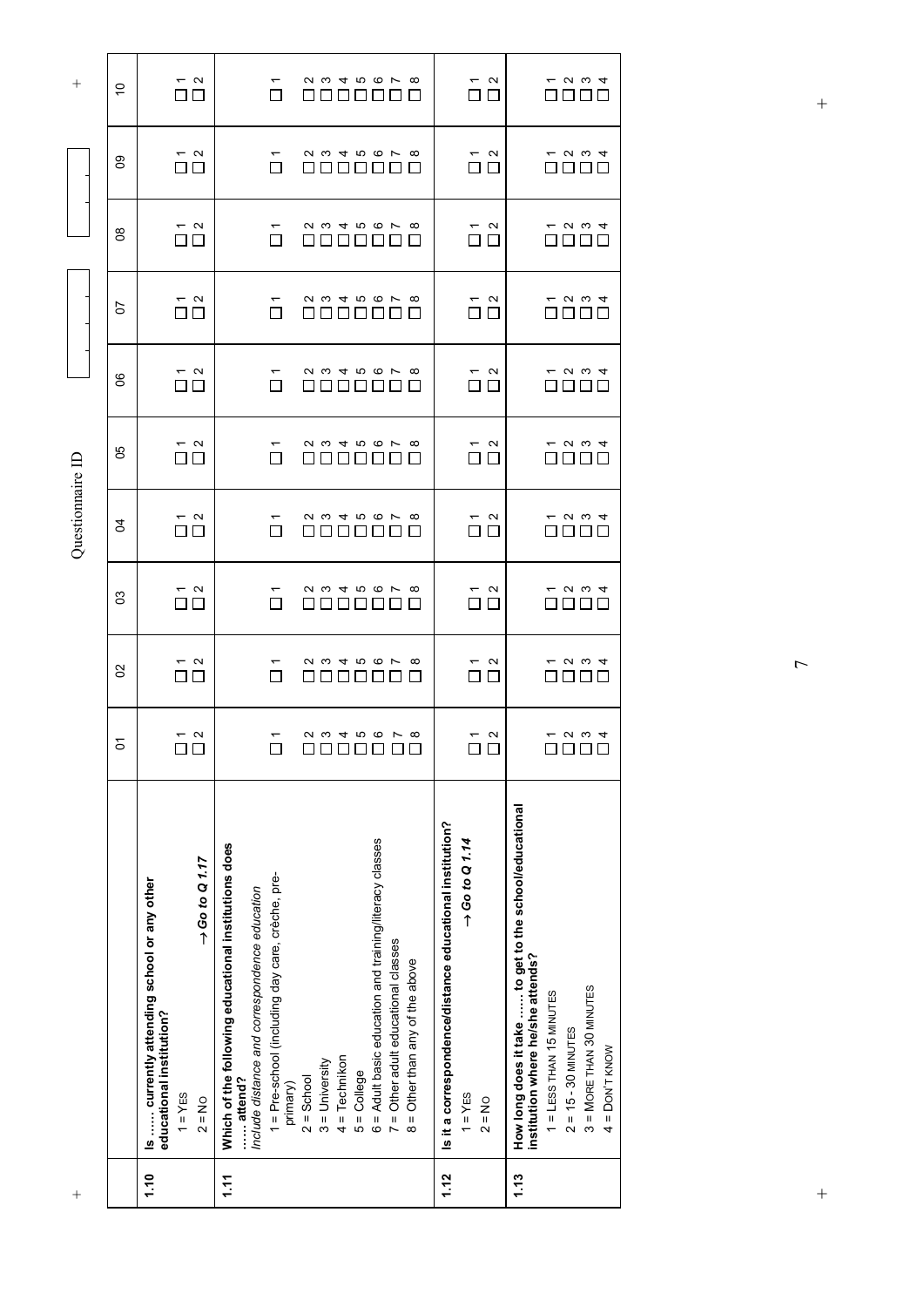Questionnaire ID

| | | 01 | 02 | 03 | 04 | 05 | 06 | 07 | 08 | 09 | 10 |
|---|---|---|---|---|---|---|---|---|---|---|---|
| **1.10** | **Is …… currently attending school or any other educational institution?**<br>1 = YES<br>2 = NO *→ Go to Q 1.17* | ☐ 1<br>☐ 2 | ☐ 1<br>☐ 2 | ☐ 1<br>☐ 2 | ☐ 1<br>☐ 2 | ☐ 1<br>☐ 2 | ☐ 1<br>☐ 2 | ☐ 1<br>☐ 2 | ☐ 1<br>☐ 2 | ☐ 1<br>☐ 2 | ☐ 1<br>☐ 2 |
| **1.11** | **Which of the following educational institutions does …… attend?**<br>*Include distance and correspondence education*<br>1 = Pre-school (including day care, crèche, pre-primary)<br>2 = School<br>3 = University<br>4 = Technikon<br>5 = College<br>6 = Adult basic education and training/literacy classes<br>7 = Other adult educational classes<br>8 = Other than any of the above | ☐ 1<br>☐ 2<br>☐ 3<br>☐ 4<br>☐ 5<br>☐ 6<br>☐ 7<br>☐ 8 | ☐ 1<br>☐ 2<br>☐ 3<br>☐ 4<br>☐ 5<br>☐ 6<br>☐ 7<br>☐ 8 | ☐ 1<br>☐ 2<br>☐ 3<br>☐ 4<br>☐ 5<br>☐ 6<br>☐ 7<br>☐ 8 | ☐ 1<br>☐ 2<br>☐ 3<br>☐ 4<br>☐ 5<br>☐ 6<br>☐ 7<br>☐ 8 | ☐ 1<br>☐ 2<br>☐ 3<br>☐ 4<br>☐ 5<br>☐ 6<br>☐ 7<br>☐ 8 | ☐ 1<br>☐ 2<br>☐ 3<br>☐ 4<br>☐ 5<br>☐ 6<br>☐ 7<br>☐ 8 | ☐ 1<br>☐ 2<br>☐ 3<br>☐ 4<br>☐ 5<br>☐ 6<br>☐ 7<br>☐ 8 | ☐ 1<br>☐ 2<br>☐ 3<br>☐ 4<br>☐ 5<br>☐ 6<br>☐ 7<br>☐ 8 | ☐ 1<br>☐ 2<br>☐ 3<br>☐ 4<br>☐ 5<br>☐ 6<br>☐ 7<br>☐ 8 | ☐ 1<br>☐ 2<br>☐ 3<br>☐ 4<br>☐ 5<br>☐ 6<br>☐ 7<br>☐ 8 |
| **1.12** | **Is it a correspondence/distance educational institution?**<br>1 = YES *→ Go to Q 1.14*<br>2 = NO | ☐ 1<br>☐ 2 | ☐ 1<br>☐ 2 | ☐ 1<br>☐ 2 | ☐ 1<br>☐ 2 | ☐ 1<br>☐ 2 | ☐ 1<br>☐ 2 | ☐ 1<br>☐ 2 | ☐ 1<br>☐ 2 | ☐ 1<br>☐ 2 | ☐ 1<br>☐ 2 |
| **1.13** | **How long does it take …… to get to the school/educational institution where he/she attends?**<br>1 = LESS THAN 15 MINUTES<br>2 = 15 - 30 MINUTES<br>3 = MORE THAN 30 MINUTES<br>4 = DON'T KNOW | ☐ 1<br>☐ 2<br>☐ 3<br>☐ 4 | ☐ 1<br>☐ 2<br>☐ 3<br>☐ 4 | ☐ 1<br>☐ 2<br>☐ 3<br>☐ 4 | ☐ 1<br>☐ 2<br>☐ 3<br>☐ 4 | ☐ 1<br>☐ 2<br>☐ 3<br>☐ 4 | ☐ 1<br>☐ 2<br>☐ 3<br>☐ 4 | ☐ 1<br>☐ 2<br>☐ 3<br>☐ 4 | ☐ 1<br>☐ 2<br>☐ 3<br>☐ 4 | ☐ 1<br>☐ 2<br>☐ 3<br>☐ 4 | ☐ 1<br>☐ 2<br>☐ 3<br>☐ 4 |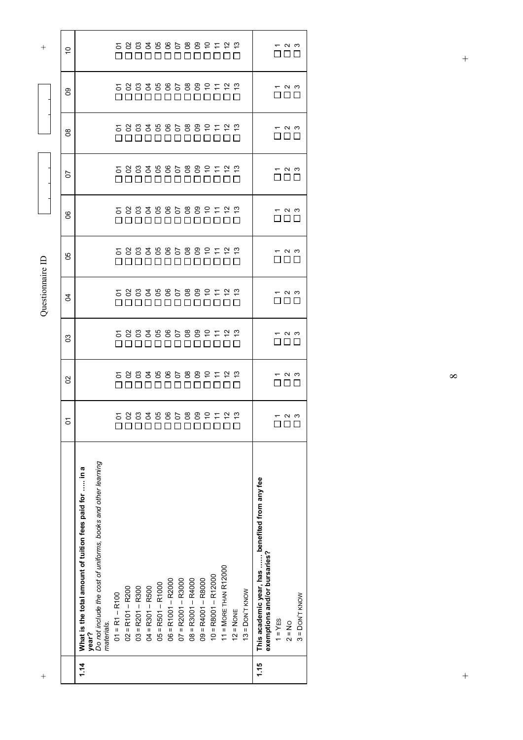Questionnaire ID

| | | 01 | 02 | 03 | 04 | 05 | 06 | 07 | 08 | 09 | 10 |
|---|---|---|---|---|---|---|---|---|---|---|---|
| 1.14 | **What is the total amount of tuition fees paid for ….. in a year?** *Do not include the cost of uniforms, books and other learning materials.* | | | | | | | | | | |
| | 01 = R1 – R100 | ☐ 01 | ☐ 01 | ☐ 01 | ☐ 01 | ☐ 01 | ☐ 01 | ☐ 01 | ☐ 01 | ☐ 01 | ☐ 01 |
| | 02 = R101 – R200 | ☐ 02 | ☐ 02 | ☐ 02 | ☐ 02 | ☐ 02 | ☐ 02 | ☐ 02 | ☐ 02 | ☐ 02 | ☐ 02 |
| | 03 = R201 – R300 | ☐ 03 | ☐ 03 | ☐ 03 | ☐ 03 | ☐ 03 | ☐ 03 | ☐ 03 | ☐ 03 | ☐ 03 | ☐ 03 |
| | 04 = R301 – R500 | ☐ 04 | ☐ 04 | ☐ 04 | ☐ 04 | ☐ 04 | ☐ 04 | ☐ 04 | ☐ 04 | ☐ 04 | ☐ 04 |
| | 05 = R501 – R1000 | ☐ 05 | ☐ 05 | ☐ 05 | ☐ 05 | ☐ 05 | ☐ 05 | ☐ 05 | ☐ 05 | ☐ 05 | ☐ 05 |
| | 06 = R1001 – R2000 | ☐ 06 | ☐ 06 | ☐ 06 | ☐ 06 | ☐ 06 | ☐ 06 | ☐ 06 | ☐ 06 | ☐ 06 | ☐ 06 |
| | 07 = R2001 – R3000 | ☐ 07 | ☐ 07 | ☐ 07 | ☐ 07 | ☐ 07 | ☐ 07 | ☐ 07 | ☐ 07 | ☐ 07 | ☐ 07 |
| | 08 = R3001 – R4000 | ☐ 08 | ☐ 08 | ☐ 08 | ☐ 08 | ☐ 08 | ☐ 08 | ☐ 08 | ☐ 08 | ☐ 08 | ☐ 08 |
| | 09 = R4001 – R8000 | ☐ 09 | ☐ 09 | ☐ 09 | ☐ 09 | ☐ 09 | ☐ 09 | ☐ 09 | ☐ 09 | ☐ 09 | ☐ 09 |
| | 10 = R8001 – R12000 | ☐ 10 | ☐ 10 | ☐ 10 | ☐ 10 | ☐ 10 | ☐ 10 | ☐ 10 | ☐ 10 | ☐ 10 | ☐ 10 |
| | 11 = MORE THAN R12000 | ☐ 11 | ☐ 11 | ☐ 11 | ☐ 11 | ☐ 11 | ☐ 11 | ☐ 11 | ☐ 11 | ☐ 11 | ☐ 11 |
| | 12 = NONE | ☐ 12 | ☐ 12 | ☐ 12 | ☐ 12 | ☐ 12 | ☐ 12 | ☐ 12 | ☐ 12 | ☐ 12 | ☐ 12 |
| | 13 = DON'T KNOW | ☐ 13 | ☐ 13 | ☐ 13 | ☐ 13 | ☐ 13 | ☐ 13 | ☐ 13 | ☐ 13 | ☐ 13 | ☐ 13 |
| 1.15 | **This academic year, has …… benefited from any fee exemptions and/or bursaries?** | | | | | | | | | | |
| | 1 = YES | ☐ 1 | ☐ 1 | ☐ 1 | ☐ 1 | ☐ 1 | ☐ 1 | ☐ 1 | ☐ 1 | ☐ 1 | ☐ 1 |
| | 2 = NO | ☐ 2 | ☐ 2 | ☐ 2 | ☐ 2 | ☐ 2 | ☐ 2 | ☐ 2 | ☐ 2 | ☐ 2 | ☐ 2 |
| | 3 = DON'T KNOW | ☐ 3 | ☐ 3 | ☐ 3 | ☐ 3 | ☐ 3 | ☐ 3 | ☐ 3 | ☐ 3 | ☐ 3 | ☐ 3 |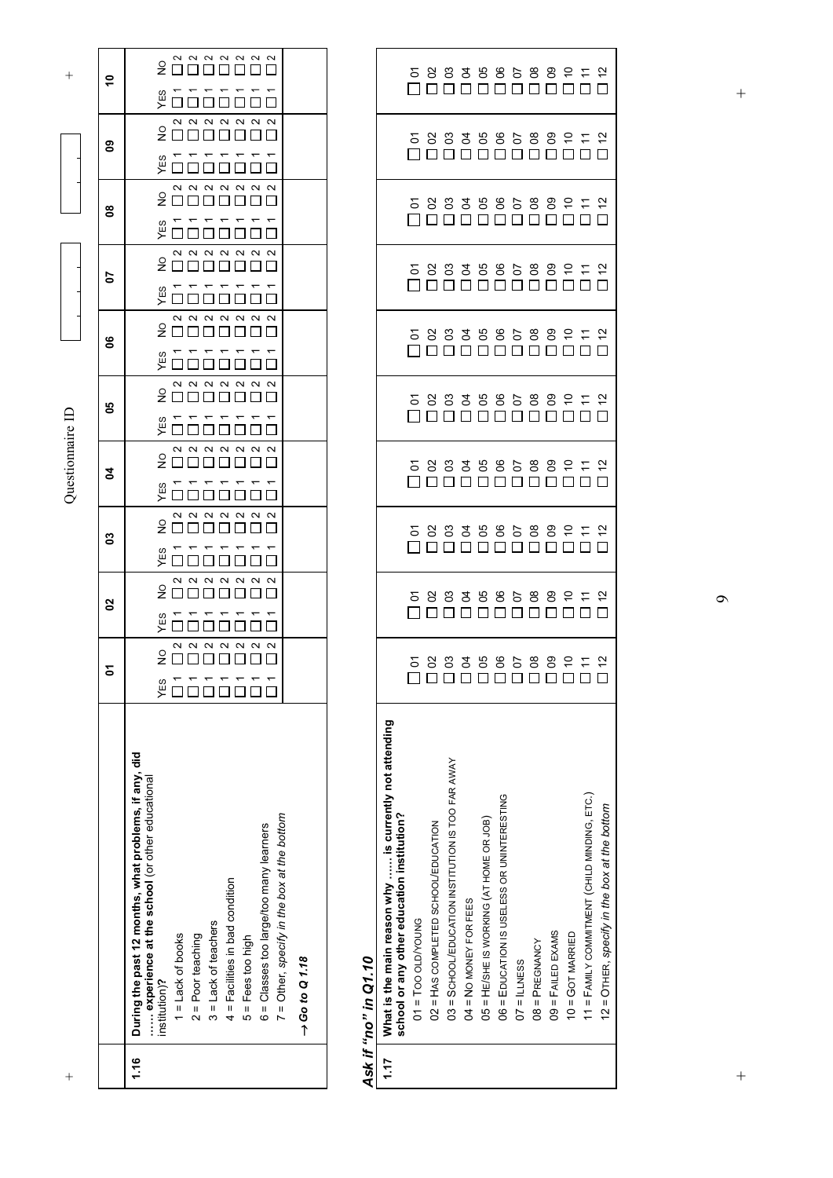Questionnaire ID

| | | 01 | 02 | 03 | 04 | 05 | 06 | 07 | 08 | 09 | 10 |
|---|---|---|---|---|---|---|---|---|---|---|---|
| 1.16 | **During the past 12 months, what problems, if any, did …… experience at the school** (or other educational institution)?<br>1 = Lack of books<br>2 = Poor teaching<br>3 = Lack of teachers<br>4 = Facilities in bad condition<br>5 = Fees too high<br>6 = Classes too large/too many learners<br>7 = Other, *specify in the box at the bottom*<br><br>***→ Go to Q 1.18*** | YES NO<br>☐ 1 ☐ 2<br>☐ 1 ☐ 2<br>☐ 1 ☐ 2<br>☐ 1 ☐ 2<br>☐ 1 ☐ 2<br>☐ 1 ☐ 2<br>☐ 1 ☐ 2 | YES NO<br>☐ 1 ☐ 2<br>☐ 1 ☐ 2<br>☐ 1 ☐ 2<br>☐ 1 ☐ 2<br>☐ 1 ☐ 2<br>☐ 1 ☐ 2<br>☐ 1 ☐ 2 | YES NO<br>☐ 1 ☐ 2<br>☐ 1 ☐ 2<br>☐ 1 ☐ 2<br>☐ 1 ☐ 2<br>☐ 1 ☐ 2<br>☐ 1 ☐ 2<br>☐ 1 ☐ 2 | YES NO<br>☐ 1 ☐ 2<br>☐ 1 ☐ 2<br>☐ 1 ☐ 2<br>☐ 1 ☐ 2<br>☐ 1 ☐ 2<br>☐ 1 ☐ 2<br>☐ 1 ☐ 2 | YES NO<br>☐ 1 ☐ 2<br>☐ 1 ☐ 2<br>☐ 1 ☐ 2<br>☐ 1 ☐ 2<br>☐ 1 ☐ 2<br>☐ 1 ☐ 2<br>☐ 1 ☐ 2 | YES NO<br>☐ 1 ☐ 2<br>☐ 1 ☐ 2<br>☐ 1 ☐ 2<br>☐ 1 ☐ 2<br>☐ 1 ☐ 2<br>☐ 1 ☐ 2<br>☐ 1 ☐ 2 | YES NO<br>☐ 1 ☐ 2<br>☐ 1 ☐ 2<br>☐ 1 ☐ 2<br>☐ 1 ☐ 2<br>☐ 1 ☐ 2<br>☐ 1 ☐ 2<br>☐ 1 ☐ 2 | YES NO<br>☐ 1 ☐ 2<br>☐ 1 ☐ 2<br>☐ 1 ☐ 2<br>☐ 1 ☐ 2<br>☐ 1 ☐ 2<br>☐ 1 ☐ 2<br>☐ 1 ☐ 2 | YES NO<br>☐ 1 ☐ 2<br>☐ 1 ☐ 2<br>☐ 1 ☐ 2<br>☐ 1 ☐ 2<br>☐ 1 ☐ 2<br>☐ 1 ☐ 2<br>☐ 1 ☐ 2 | YES NO<br>☐ 1 ☐ 2<br>☐ 1 ☐ 2<br>☐ 1 ☐ 2<br>☐ 1 ☐ 2<br>☐ 1 ☐ 2<br>☐ 1 ☐ 2<br>☐ 1 ☐ 2 |

***Ask if "no" in Q1.10***

| | | 01 | 02 | 03 | 04 | 05 | 06 | 07 | 08 | 09 | 10 |
|---|---|---|---|---|---|---|---|---|---|---|---|
| 1.17 | **What is the main reason why …… is currently not attending school or any other education institution?**<br>01 = TOO OLD/YOUNG<br>02 = HAS COMPLETED SCHOOL/EDUCATION<br>03 = SCHOOL/EDUCATION INSTITUTION IS TOO FAR AWAY<br>04 = NO MONEY FOR FEES<br>05 = HE/SHE IS WORKING (AT HOME OR JOB)<br>06 = EDUCATION IS USELESS OR UNINTERESTING<br>07 = ILLNESS<br>08 = PREGNANCY<br>09 = FAILED EXAMS<br>10 = GOT MARRIED<br>11 = FAMILY COMMITMENT (CHILD MINDING, ETC.)<br>12 = OTHER, *specify in the box at the bottom* | ☐ 01<br>☐ 02<br>☐ 03<br>☐ 04<br>☐ 05<br>☐ 06<br>☐ 07<br>☐ 08<br>☐ 09<br>☐ 10<br>☐ 11<br>☐ 12 | ☐ 01<br>☐ 02<br>☐ 03<br>☐ 04<br>☐ 05<br>☐ 06<br>☐ 07<br>☐ 08<br>☐ 09<br>☐ 10<br>☐ 11<br>☐ 12 | ☐ 01<br>☐ 02<br>☐ 03<br>☐ 04<br>☐ 05<br>☐ 06<br>☐ 07<br>☐ 08<br>☐ 09<br>☐ 10<br>☐ 11<br>☐ 12 | ☐ 01<br>☐ 02<br>☐ 03<br>☐ 04<br>☐ 05<br>☐ 06<br>☐ 07<br>☐ 08<br>☐ 09<br>☐ 10<br>☐ 11<br>☐ 12 | ☐ 01<br>☐ 02<br>☐ 03<br>☐ 04<br>☐ 05<br>☐ 06<br>☐ 07<br>☐ 08<br>☐ 09<br>☐ 10<br>☐ 11<br>☐ 12 | ☐ 01<br>☐ 02<br>☐ 03<br>☐ 04<br>☐ 05<br>☐ 06<br>☐ 07<br>☐ 08<br>☐ 09<br>☐ 10<br>☐ 11<br>☐ 12 | ☐ 01<br>☐ 02<br>☐ 03<br>☐ 04<br>☐ 05<br>☐ 06<br>☐ 07<br>☐ 08<br>☐ 09<br>☐ 10<br>☐ 11<br>☐ 12 | ☐ 01<br>☐ 02<br>☐ 03<br>☐ 04<br>☐ 05<br>☐ 06<br>☐ 07<br>☐ 08<br>☐ 09<br>☐ 10<br>☐ 11<br>☐ 12 | ☐ 01<br>☐ 02<br>☐ 03<br>☐ 04<br>☐ 05<br>☐ 06<br>☐ 07<br>☐ 08<br>☐ 09<br>☐ 10<br>☐ 11<br>☐ 12 | ☐ 01<br>☐ 02<br>☐ 03<br>☐ 04<br>☐ 05<br>☐ 06<br>☐ 07<br>☐ 08<br>☐ 09<br>☐ 10<br>☐ 11<br>☐ 12 |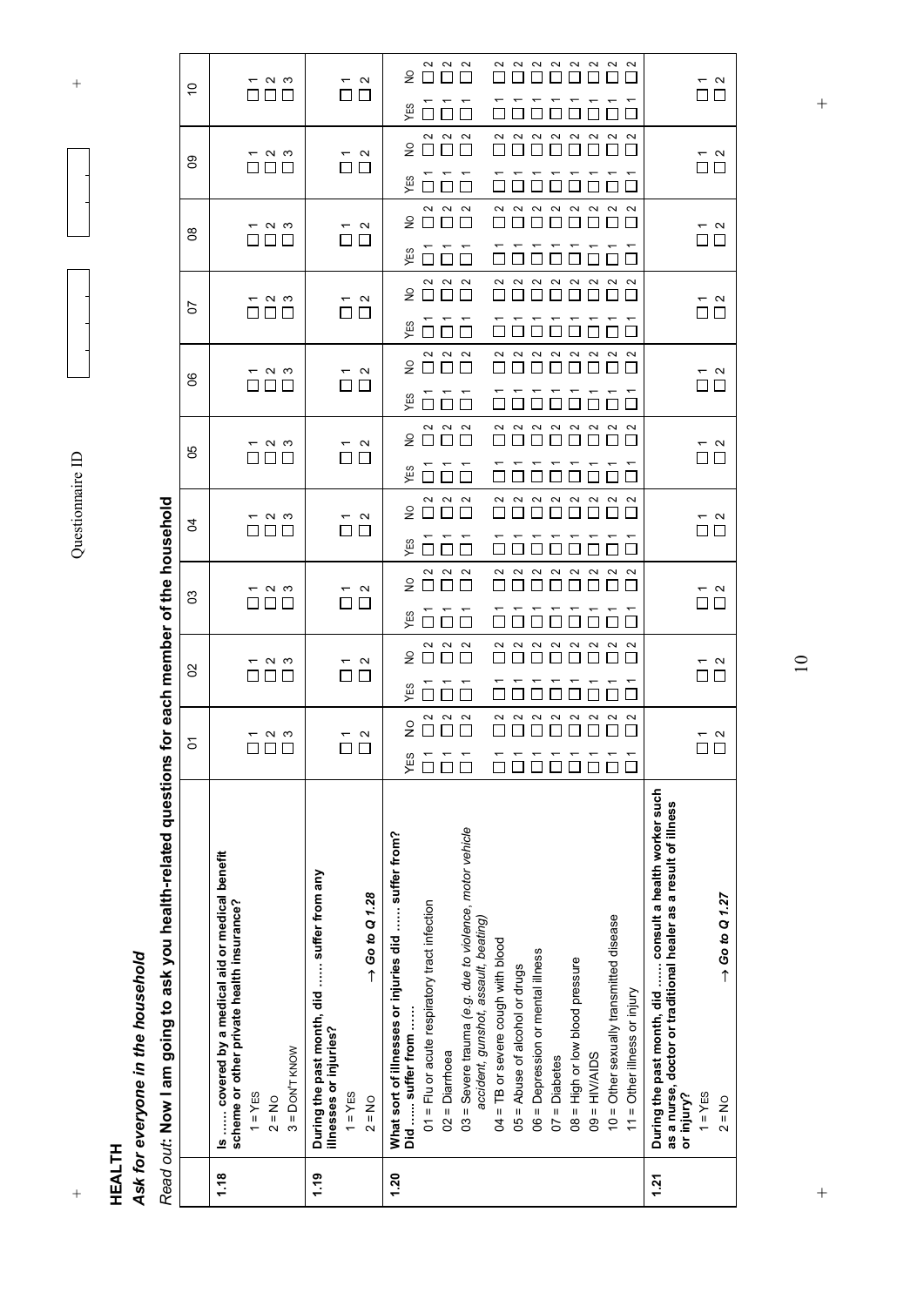# HEALTH

***Ask for everyone in the household***

*Read out*: **Now I am going to ask you health-related questions for each member of the household**

| | | 01 | 02 | 03 | 04 | 05 | 06 | 07 | 08 | 09 | 10 |
|---|---|---|---|---|---|---|---|---|---|---|---|
| **1.18** | **Is …… covered by a medical aid or medical benefit scheme or other private health insurance?**<br>1 = YES<br>2 = NO<br>3 = DON'T KNOW | ☐ 1<br>☐ 2<br>☐ 3 | ☐ 1<br>☐ 2<br>☐ 3 | ☐ 1<br>☐ 2<br>☐ 3 | ☐ 1<br>☐ 2<br>☐ 3 | ☐ 1<br>☐ 2<br>☐ 3 | ☐ 1<br>☐ 2<br>☐ 3 | ☐ 1<br>☐ 2<br>☐ 3 | ☐ 1<br>☐ 2<br>☐ 3 | ☐ 1<br>☐ 2<br>☐ 3 | ☐ 1<br>☐ 2<br>☐ 3 |
| **1.19** | **During the past month, did …… suffer from any illnesses or injuries?**<br>1 = YES<br>2 = NO → ***Go to Q 1.28*** | ☐ 1<br>☐ 2 | ☐ 1<br>☐ 2 | ☐ 1<br>☐ 2 | ☐ 1<br>☐ 2 | ☐ 1<br>☐ 2 | ☐ 1<br>☐ 2 | ☐ 1<br>☐ 2 | ☐ 1<br>☐ 2 | ☐ 1<br>☐ 2 | ☐ 1<br>☐ 2 |
| **1.20** | **What sort of illnesses or injuries did …… suffer from?**<br>**Did …… suffer from ……** | YES NO | YES NO | YES NO | YES NO | YES NO | YES NO | YES NO | YES NO | YES NO | YES NO |
| | 01 = Flu or acute respiratory tract infection | ☐ 1 ☐ 2 | ☐ 1 ☐ 2 | ☐ 1 ☐ 2 | ☐ 1 ☐ 2 | ☐ 1 ☐ 2 | ☐ 1 ☐ 2 | ☐ 1 ☐ 2 | ☐ 1 ☐ 2 | ☐ 1 ☐ 2 | ☐ 1 ☐ 2 |
| | 02 = Diarrhoea | ☐ 1 ☐ 2 | ☐ 1 ☐ 2 | ☐ 1 ☐ 2 | ☐ 1 ☐ 2 | ☐ 1 ☐ 2 | ☐ 1 ☐ 2 | ☐ 1 ☐ 2 | ☐ 1 ☐ 2 | ☐ 1 ☐ 2 | ☐ 1 ☐ 2 |
| | 03 = Severe trauma *(e.g. due to violence, motor vehicle accident, gunshot, assault, beating)* | ☐ 1 ☐ 2 | ☐ 1 ☐ 2 | ☐ 1 ☐ 2 | ☐ 1 ☐ 2 | ☐ 1 ☐ 2 | ☐ 1 ☐ 2 | ☐ 1 ☐ 2 | ☐ 1 ☐ 2 | ☐ 1 ☐ 2 | ☐ 1 ☐ 2 |
| | 04 = TB or severe cough with blood | ☐ 1 ☐ 2 | ☐ 1 ☐ 2 | ☐ 1 ☐ 2 | ☐ 1 ☐ 2 | ☐ 1 ☐ 2 | ☐ 1 ☐ 2 | ☐ 1 ☐ 2 | ☐ 1 ☐ 2 | ☐ 1 ☐ 2 | ☐ 1 ☐ 2 |
| | 05 = Abuse of alcohol or drugs | ☐ 1 ☐ 2 | ☐ 1 ☐ 2 | ☐ 1 ☐ 2 | ☐ 1 ☐ 2 | ☐ 1 ☐ 2 | ☐ 1 ☐ 2 | ☐ 1 ☐ 2 | ☐ 1 ☐ 2 | ☐ 1 ☐ 2 | ☐ 1 ☐ 2 |
| | 06 = Depression or mental illness | ☐ 1 ☐ 2 | ☐ 1 ☐ 2 | ☐ 1 ☐ 2 | ☐ 1 ☐ 2 | ☐ 1 ☐ 2 | ☐ 1 ☐ 2 | ☐ 1 ☐ 2 | ☐ 1 ☐ 2 | ☐ 1 ☐ 2 | ☐ 1 ☐ 2 |
| | 07 = Diabetes | ☐ 1 ☐ 2 | ☐ 1 ☐ 2 | ☐ 1 ☐ 2 | ☐ 1 ☐ 2 | ☐ 1 ☐ 2 | ☐ 1 ☐ 2 | ☐ 1 ☐ 2 | ☐ 1 ☐ 2 | ☐ 1 ☐ 2 | ☐ 1 ☐ 2 |
| | 08 = High or low blood pressure | ☐ 1 ☐ 2 | ☐ 1 ☐ 2 | ☐ 1 ☐ 2 | ☐ 1 ☐ 2 | ☐ 1 ☐ 2 | ☐ 1 ☐ 2 | ☐ 1 ☐ 2 | ☐ 1 ☐ 2 | ☐ 1 ☐ 2 | ☐ 1 ☐ 2 |
| | 09 = HIV/AIDS | ☐ 1 ☐ 2 | ☐ 1 ☐ 2 | ☐ 1 ☐ 2 | ☐ 1 ☐ 2 | ☐ 1 ☐ 2 | ☐ 1 ☐ 2 | ☐ 1 ☐ 2 | ☐ 1 ☐ 2 | ☐ 1 ☐ 2 | ☐ 1 ☐ 2 |
| | 10 = Other sexually transmitted disease | ☐ 1 ☐ 2 | ☐ 1 ☐ 2 | ☐ 1 ☐ 2 | ☐ 1 ☐ 2 | ☐ 1 ☐ 2 | ☐ 1 ☐ 2 | ☐ 1 ☐ 2 | ☐ 1 ☐ 2 | ☐ 1 ☐ 2 | ☐ 1 ☐ 2 |
| | 11 = Other illness or injury | ☐ 1 ☐ 2 | ☐ 1 ☐ 2 | ☐ 1 ☐ 2 | ☐ 1 ☐ 2 | ☐ 1 ☐ 2 | ☐ 1 ☐ 2 | ☐ 1 ☐ 2 | ☐ 1 ☐ 2 | ☐ 1 ☐ 2 | ☐ 1 ☐ 2 |
| **1.21** | **During the past month, did …… consult a health worker such as a nurse, doctor or traditional healer as a result of illness or injury?**<br>1 = YES<br>2 = NO → ***Go to Q 1.27*** | ☐ 1<br>☐ 2 | ☐ 1<br>☐ 2 | ☐ 1<br>☐ 2 | ☐ 1<br>☐ 2 | ☐ 1<br>☐ 2 | ☐ 1<br>☐ 2 | ☐ 1<br>☐ 2 | ☐ 1<br>☐ 2 | ☐ 1<br>☐ 2 | ☐ 1<br>☐ 2 |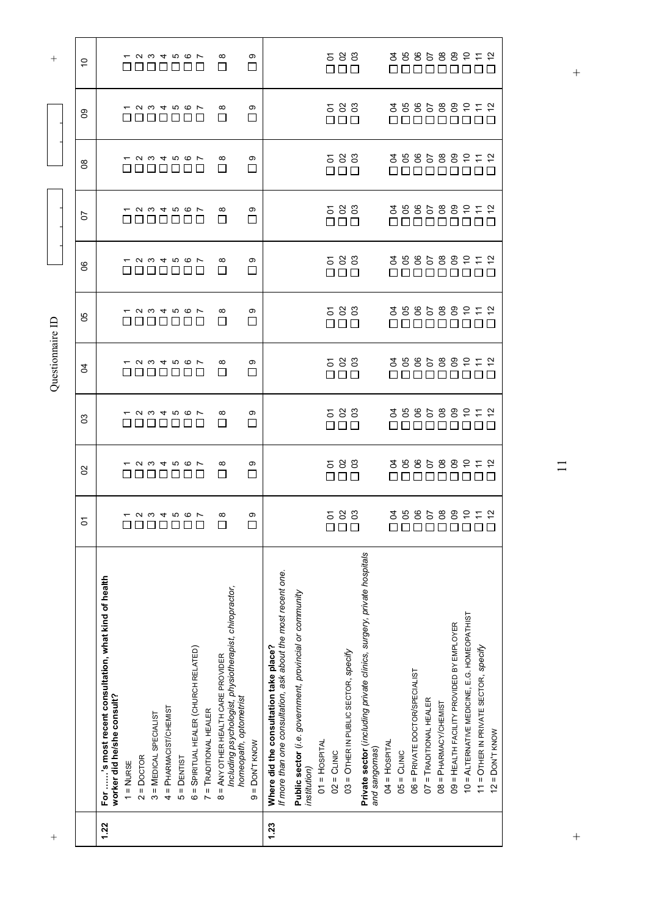Questionnaire ID

| | | 01 | 02 | 03 | 04 | 05 | 06 | 07 | 08 | 09 | 10 |
|---|---|---|---|---|---|---|---|---|---|---|---|
| **1.22** | **For .....'s most recent consultation, what kind of health worker did he/she consult?** | | | | | | | | | | |
| | 1 = NURSE | ☐ 1 | ☐ 1 | ☐ 1 | ☐ 1 | ☐ 1 | ☐ 1 | ☐ 1 | ☐ 1 | ☐ 1 | ☐ 1 |
| | 2 = DOCTOR | ☐ 2 | ☐ 2 | ☐ 2 | ☐ 2 | ☐ 2 | ☐ 2 | ☐ 2 | ☐ 2 | ☐ 2 | ☐ 2 |
| | 3 = MEDICAL SPECIALIST | ☐ 3 | ☐ 3 | ☐ 3 | ☐ 3 | ☐ 3 | ☐ 3 | ☐ 3 | ☐ 3 | ☐ 3 | ☐ 3 |
| | 4 = PHARMACIST/CHEMIST | ☐ 4 | ☐ 4 | ☐ 4 | ☐ 4 | ☐ 4 | ☐ 4 | ☐ 4 | ☐ 4 | ☐ 4 | ☐ 4 |
| | 5 = DENTIST | ☐ 5 | ☐ 5 | ☐ 5 | ☐ 5 | ☐ 5 | ☐ 5 | ☐ 5 | ☐ 5 | ☐ 5 | ☐ 5 |
| | 6 = SPIRITUAL HEALER (CHURCH RELATED) | ☐ 6 | ☐ 6 | ☐ 6 | ☐ 6 | ☐ 6 | ☐ 6 | ☐ 6 | ☐ 6 | ☐ 6 | ☐ 6 |
| | 7 = TRADITIONAL HEALER | ☐ 7 | ☐ 7 | ☐ 7 | ☐ 7 | ☐ 7 | ☐ 7 | ☐ 7 | ☐ 7 | ☐ 7 | ☐ 7 |
| | 8 = ANY OTHER HEALTH CARE PROVIDER *Including psychologist, physiotherapist, chiropractor, homeopath, optometrist* | ☐ 8 | ☐ 8 | ☐ 8 | ☐ 8 | ☐ 8 | ☐ 8 | ☐ 8 | ☐ 8 | ☐ 8 | ☐ 8 |
| | 9 = DON'T KNOW | ☐ 9 | ☐ 9 | ☐ 9 | ☐ 9 | ☐ 9 | ☐ 9 | ☐ 9 | ☐ 9 | ☐ 9 | ☐ 9 |
| **1.23** | **Where did the consultation take place?** *If more than one consultation, ask about the most recent one.* | | | | | | | | | | |
| | **Public sector** *(i.e. government, provincial or community institution)* | | | | | | | | | | |
| | 01 = HOSPITAL | ☐ 01 | ☐ 01 | ☐ 01 | ☐ 01 | ☐ 01 | ☐ 01 | ☐ 01 | ☐ 01 | ☐ 01 | ☐ 01 |
| | 02 = CLINIC | ☐ 02 | ☐ 02 | ☐ 02 | ☐ 02 | ☐ 02 | ☐ 02 | ☐ 02 | ☐ 02 | ☐ 02 | ☐ 02 |
| | 03 = OTHER IN PUBLIC SECTOR, *specify* | ☐ 03 | ☐ 03 | ☐ 03 | ☐ 03 | ☐ 03 | ☐ 03 | ☐ 03 | ☐ 03 | ☐ 03 | ☐ 03 |
| | **Private sector** *(including private clinics, surgery, private hospitals and sangomas)* | | | | | | | | | | |
| | 04 = HOSPITAL | ☐ 04 | ☐ 04 | ☐ 04 | ☐ 04 | ☐ 04 | ☐ 04 | ☐ 04 | ☐ 04 | ☐ 04 | ☐ 04 |
| | 05 = CLINIC | ☐ 05 | ☐ 05 | ☐ 05 | ☐ 05 | ☐ 05 | ☐ 05 | ☐ 05 | ☐ 05 | ☐ 05 | ☐ 05 |
| | 06 = PRIVATE DOCTOR/SPECIALIST | ☐ 06 | ☐ 06 | ☐ 06 | ☐ 06 | ☐ 06 | ☐ 06 | ☐ 06 | ☐ 06 | ☐ 06 | ☐ 06 |
| | 07 = TRADITIONAL HEALER | ☐ 07 | ☐ 07 | ☐ 07 | ☐ 07 | ☐ 07 | ☐ 07 | ☐ 07 | ☐ 07 | ☐ 07 | ☐ 07 |
| | 08 = PHARMACY/CHEMIST | ☐ 08 | ☐ 08 | ☐ 08 | ☐ 08 | ☐ 08 | ☐ 08 | ☐ 08 | ☐ 08 | ☐ 08 | ☐ 08 |
| | 09 = HEALTH FACILITY PROVIDED BY EMPLOYER | ☐ 09 | ☐ 09 | ☐ 09 | ☐ 09 | ☐ 09 | ☐ 09 | ☐ 09 | ☐ 09 | ☐ 09 | ☐ 09 |
| | 10 = ALTERNATIVE MEDICINE, E.G. HOMEOPATHIST | ☐ 10 | ☐ 10 | ☐ 10 | ☐ 10 | ☐ 10 | ☐ 10 | ☐ 10 | ☐ 10 | ☐ 10 | ☐ 10 |
| | 11 = OTHER IN PRIVATE SECTOR, *specify* | ☐ 11 | ☐ 11 | ☐ 11 | ☐ 11 | ☐ 11 | ☐ 11 | ☐ 11 | ☐ 11 | ☐ 11 | ☐ 11 |
| | 12 = DON'T KNOW | ☐ 12 | ☐ 12 | ☐ 12 | ☐ 12 | ☐ 12 | ☐ 12 | ☐ 12 | ☐ 12 | ☐ 12 | ☐ 12 |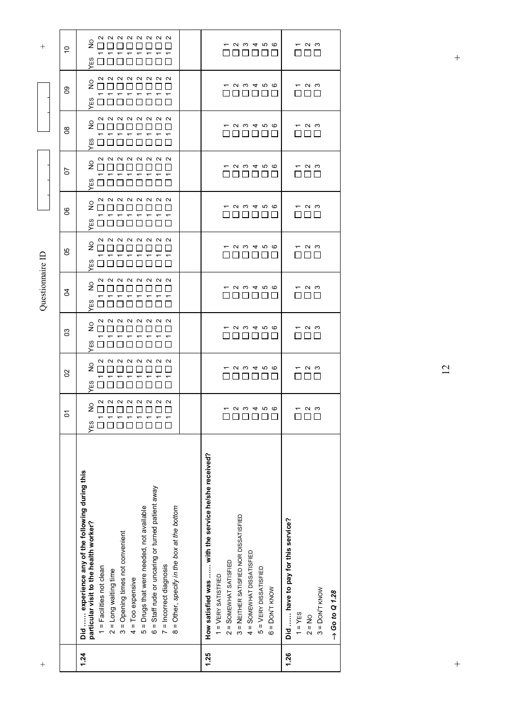Questionnaire ID

| | | 01 | 02 | 03 | 04 | 05 | 06 | 07 | 08 | 09 | 10 |
|---|---|---|---|---|---|---|---|---|---|---|---|
| **1.24** | **Did …… experience any of the following during this particular visit to the health worker?** | YES NO | YES NO | YES NO | YES NO | YES NO | YES NO | YES NO | YES NO | YES NO | YES NO |
| | 1 = Facilities not clean | ☐1 ☐2 | ☐1 ☐2 | ☐1 ☐2 | ☐1 ☐2 | ☐1 ☐2 | ☐1 ☐2 | ☐1 ☐2 | ☐1 ☐2 | ☐1 ☐2 | ☐1 ☐2 |
| | 2 = Long waiting time | ☐1 ☐2 | ☐1 ☐2 | ☐1 ☐2 | ☐1 ☐2 | ☐1 ☐2 | ☐1 ☐2 | ☐1 ☐2 | ☐1 ☐2 | ☐1 ☐2 | ☐1 ☐2 |
| | 3 = Opening times not convenient | ☐1 ☐2 | ☐1 ☐2 | ☐1 ☐2 | ☐1 ☐2 | ☐1 ☐2 | ☐1 ☐2 | ☐1 ☐2 | ☐1 ☐2 | ☐1 ☐2 | ☐1 ☐2 |
| | 4 = Too expensive | ☐1 ☐2 | ☐1 ☐2 | ☐1 ☐2 | ☐1 ☐2 | ☐1 ☐2 | ☐1 ☐2 | ☐1 ☐2 | ☐1 ☐2 | ☐1 ☐2 | ☐1 ☐2 |
| | 5 = Drugs that were needed, not available | ☐1 ☐2 | ☐1 ☐2 | ☐1 ☐2 | ☐1 ☐2 | ☐1 ☐2 | ☐1 ☐2 | ☐1 ☐2 | ☐1 ☐2 | ☐1 ☐2 | ☐1 ☐2 |
| | 6 = Staff rude or uncaring or turned patient away | ☐1 ☐2 | ☐1 ☐2 | ☐1 ☐2 | ☐1 ☐2 | ☐1 ☐2 | ☐1 ☐2 | ☐1 ☐2 | ☐1 ☐2 | ☐1 ☐2 | ☐1 ☐2 |
| | 7 = Incorrect diagnosis | ☐1 ☐2 | ☐1 ☐2 | ☐1 ☐2 | ☐1 ☐2 | ☐1 ☐2 | ☐1 ☐2 | ☐1 ☐2 | ☐1 ☐2 | ☐1 ☐2 | ☐1 ☐2 |
| | 8 = Other, *specify in the box at the bottom* | ☐1 ☐2 | ☐1 ☐2 | ☐1 ☐2 | ☐1 ☐2 | ☐1 ☐2 | ☐1 ☐2 | ☐1 ☐2 | ☐1 ☐2 | ☐1 ☐2 | ☐1 ☐2 |
| | | | | | | | | | | | |
| **1.25** | **How satisfied was …… with the service he/she received?** | | | | | | | | | | |
| | 1 = VERY SATISTFIED | ☐1 | ☐1 | ☐1 | ☐1 | ☐1 | ☐1 | ☐1 | ☐1 | ☐1 | ☐1 |
| | 2 = SOMEWHAT SATISFIED | ☐2 | ☐2 | ☐2 | ☐2 | ☐2 | ☐2 | ☐2 | ☐2 | ☐2 | ☐2 |
| | 3 = NEITHER SATISFIED NOR DISSATISFIED | ☐3 | ☐3 | ☐3 | ☐3 | ☐3 | ☐3 | ☐3 | ☐3 | ☐3 | ☐3 |
| | 4 = SOMEWHAT DISSATISFIED | ☐4 | ☐4 | ☐4 | ☐4 | ☐4 | ☐4 | ☐4 | ☐4 | ☐4 | ☐4 |
| | 5 = VERY DISSATISFIED | ☐5 | ☐5 | ☐5 | ☐5 | ☐5 | ☐5 | ☐5 | ☐5 | ☐5 | ☐5 |
| | 6 = DON'T KNOW | ☐6 | ☐6 | ☐6 | ☐6 | ☐6 | ☐6 | ☐6 | ☐6 | ☐6 | ☐6 |
| **1.26** | **Did …… have to pay for this service?** | | | | | | | | | | |
| | 1 = YES | ☐1 | ☐1 | ☐1 | ☐1 | ☐1 | ☐1 | ☐1 | ☐1 | ☐1 | ☐1 |
| | 2 = NO | ☐2 | ☐2 | ☐2 | ☐2 | ☐2 | ☐2 | ☐2 | ☐2 | ☐2 | ☐2 |
| | 3 = DON'T KNOW | ☐3 | ☐3 | ☐3 | ☐3 | ☐3 | ☐3 | ☐3 | ☐3 | ☐3 | ☐3 |
| | ***→ Go to Q 1.28*** | | | | | | | | | | |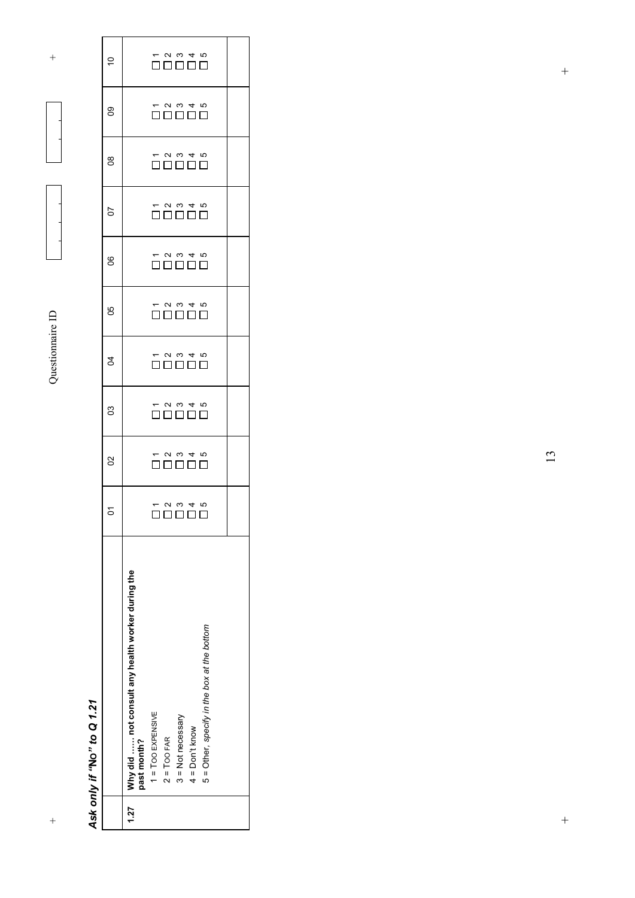Questionnaire ID

***Ask only if "No" to Q 1.21***

| | | 01 | 02 | 03 | 04 | 05 | 06 | 07 | 08 | 09 | 10 |
|---|---|---|---|---|---|---|---|---|---|---|---|
| **1.27** | **Why did …… not consult any health worker during the past month?**<br>1 = TOO EXPENSIVE<br>2 = TOO FAR<br>3 = Not necessary<br>4 = Don't know<br>5 = Other, *specify in the box at the bottom* | ☐ 1<br>☐ 2<br>☐ 3<br>☐ 4<br>☐ 5 | ☐ 1<br>☐ 2<br>☐ 3<br>☐ 4<br>☐ 5 | ☐ 1<br>☐ 2<br>☐ 3<br>☐ 4<br>☐ 5 | ☐ 1<br>☐ 2<br>☐ 3<br>☐ 4<br>☐ 5 | ☐ 1<br>☐ 2<br>☐ 3<br>☐ 4<br>☐ 5 | ☐ 1<br>☐ 2<br>☐ 3<br>☐ 4<br>☐ 5 | ☐ 1<br>☐ 2<br>☐ 3<br>☐ 4<br>☐ 5 | ☐ 1<br>☐ 2<br>☐ 3<br>☐ 4<br>☐ 5 | ☐ 1<br>☐ 2<br>☐ 3<br>☐ 4<br>☐ 5 | ☐ 1<br>☐ 2<br>☐ 3<br>☐ 4<br>☐ 5 |
| | | | | | | | | | | | |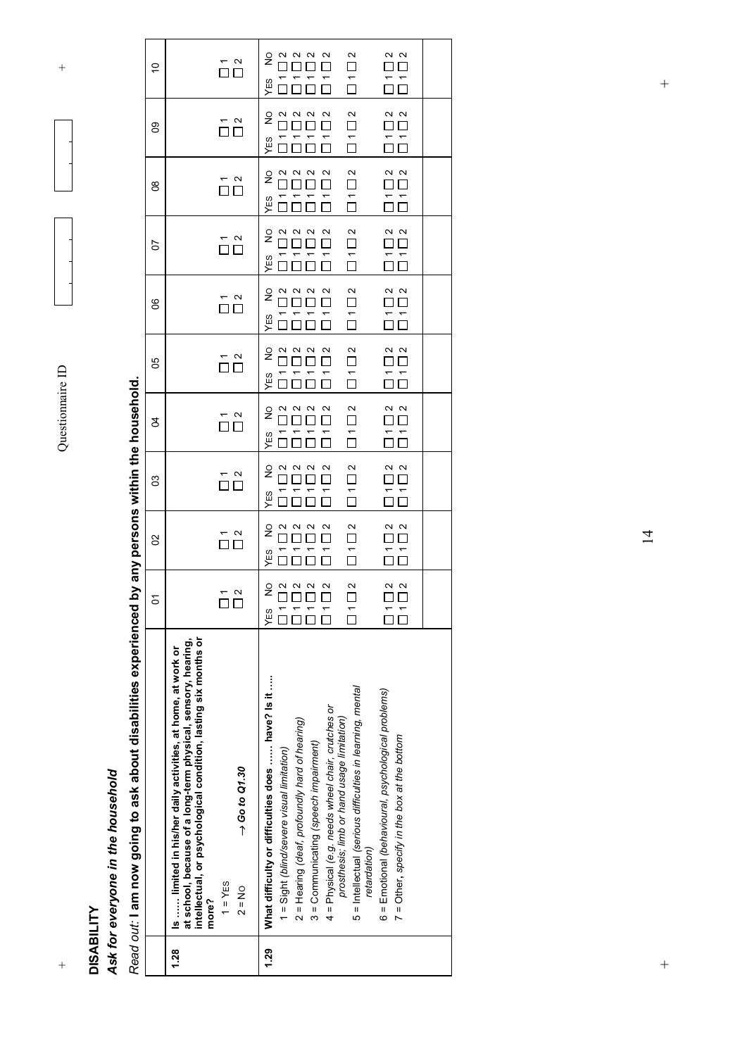## DISABILITY

### *Ask for everyone in the household*

*Read out:* **I am now going to ask about disabilities experienced by any persons within the household.**

| | | 01 | 02 | 03 | 04 | 05 | 06 | 07 | 08 | 09 | 10 |
|---|---|---|---|---|---|---|---|---|---|---|---|
| **1.28** | **Is …… limited in his/her daily activities, at home, at work or at school, because of a long-term physical, sensory, hearing, intellectual, or psychological condition, lasting six months or more?**<br>1 = YES<br>2 = NO → ***Go to Q1.30*** | ☐ 1<br>☐ 2 | ☐ 1<br>☐ 2 | ☐ 1<br>☐ 2 | ☐ 1<br>☐ 2 | ☐ 1<br>☐ 2 | ☐ 1<br>☐ 2 | ☐ 1<br>☐ 2 | ☐ 1<br>☐ 2 | ☐ 1<br>☐ 2 | ☐ 1<br>☐ 2 |
| **1.29** | **What difficulty or difficulties does …… have? Is it ….** | YES NO | YES NO | YES NO | YES NO | YES NO | YES NO | YES NO | YES NO | YES NO | YES NO |
| | 1 = Sight *(blind/severe visual limitation)* | ☐ 1 ☐ 2 | ☐ 1 ☐ 2 | ☐ 1 ☐ 2 | ☐ 1 ☐ 2 | ☐ 1 ☐ 2 | ☐ 1 ☐ 2 | ☐ 1 ☐ 2 | ☐ 1 ☐ 2 | ☐ 1 ☐ 2 | ☐ 1 ☐ 2 |
| | 2 = Hearing *(deaf, profoundly hard of hearing)* | ☐ 1 ☐ 2 | ☐ 1 ☐ 2 | ☐ 1 ☐ 2 | ☐ 1 ☐ 2 | ☐ 1 ☐ 2 | ☐ 1 ☐ 2 | ☐ 1 ☐ 2 | ☐ 1 ☐ 2 | ☐ 1 ☐ 2 | ☐ 1 ☐ 2 |
| | 3 = Communicating *(speech impairment)* | ☐ 1 ☐ 2 | ☐ 1 ☐ 2 | ☐ 1 ☐ 2 | ☐ 1 ☐ 2 | ☐ 1 ☐ 2 | ☐ 1 ☐ 2 | ☐ 1 ☐ 2 | ☐ 1 ☐ 2 | ☐ 1 ☐ 2 | ☐ 1 ☐ 2 |
| | 4 = Physical *(e.g. needs wheel chair, crutches or prosthesis: limb or hand usage limitation)* | ☐ 1 ☐ 2 | ☐ 1 ☐ 2 | ☐ 1 ☐ 2 | ☐ 1 ☐ 2 | ☐ 1 ☐ 2 | ☐ 1 ☐ 2 | ☐ 1 ☐ 2 | ☐ 1 ☐ 2 | ☐ 1 ☐ 2 | ☐ 1 ☐ 2 |
| | 5 = Intellectual *(serious difficulties in learning, mental retardation)* | ☐ 1 ☐ 2 | ☐ 1 ☐ 2 | ☐ 1 ☐ 2 | ☐ 1 ☐ 2 | ☐ 1 ☐ 2 | ☐ 1 ☐ 2 | ☐ 1 ☐ 2 | ☐ 1 ☐ 2 | ☐ 1 ☐ 2 | ☐ 1 ☐ 2 |
| | 6 = Emotional *(behavioural, psychological problems)* | ☐ 1 ☐ 2 | ☐ 1 ☐ 2 | ☐ 1 ☐ 2 | ☐ 1 ☐ 2 | ☐ 1 ☐ 2 | ☐ 1 ☐ 2 | ☐ 1 ☐ 2 | ☐ 1 ☐ 2 | ☐ 1 ☐ 2 | ☐ 1 ☐ 2 |
| | 7 = Other, *specify in the box at the bottom* | ☐ 1 ☐ 2 | ☐ 1 ☐ 2 | ☐ 1 ☐ 2 | ☐ 1 ☐ 2 | ☐ 1 ☐ 2 | ☐ 1 ☐ 2 | ☐ 1 ☐ 2 | ☐ 1 ☐ 2 | ☐ 1 ☐ 2 | ☐ 1 ☐ 2 |
| | | | | | | | | | | | |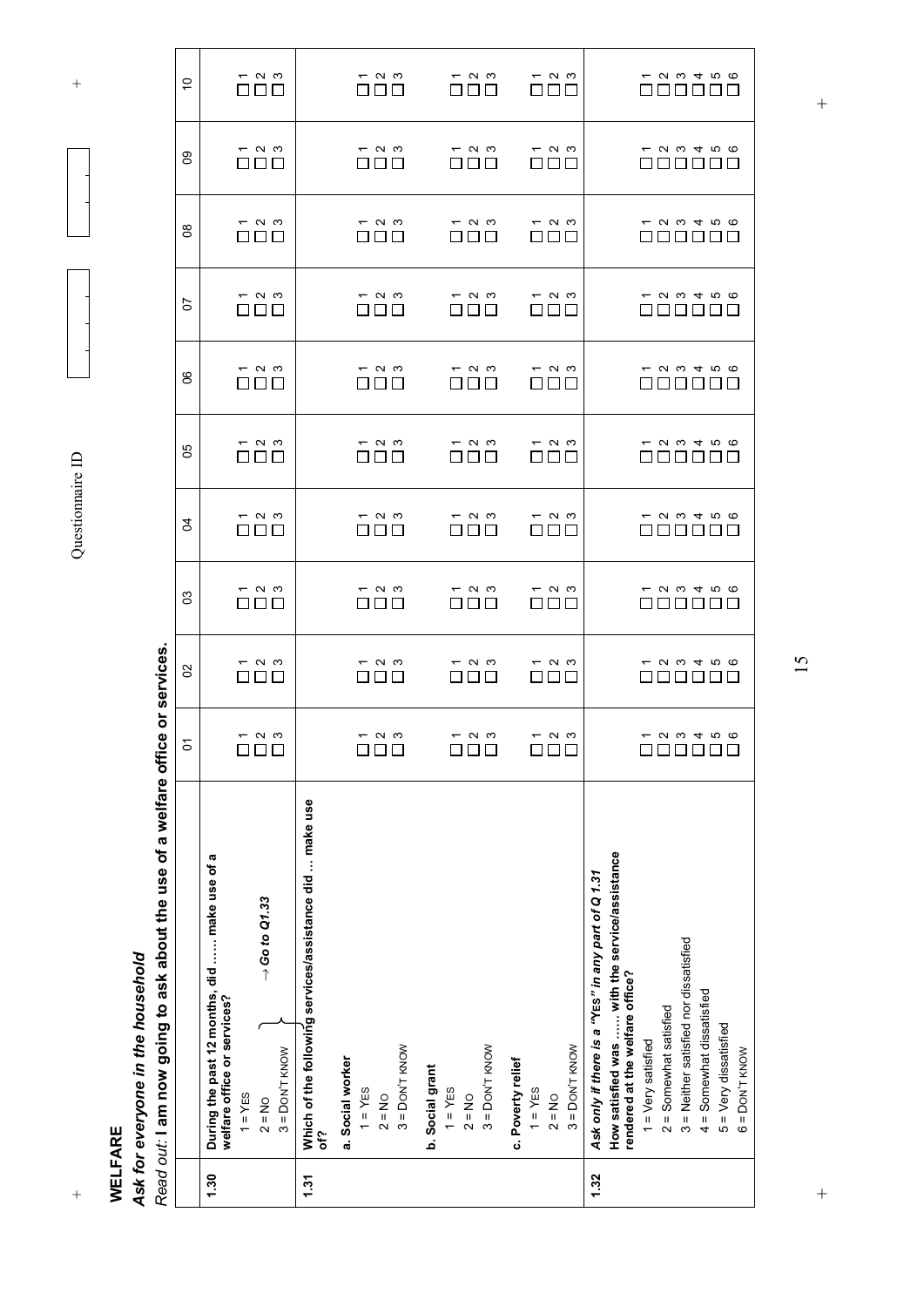# WELFARE

***Ask for everyone in the household***

*Read out:* **I am now going to ask about the use of a welfare office or services.**

Questionnaire ID

| | | 01 | 02 | 03 | 04 | 05 | 06 | 07 | 08 | 09 | 10 |
|---|---|---|---|---|---|---|---|---|---|---|---|
| **1.30** | **During the past 12 months, did …… make use of a welfare office or services?**<br>1 = YES<br>2 = NO<br>3 = DON'T KNOW } → *Go to Q1.33* | ☐1 ☐2 ☐3 | ☐1 ☐2 ☐3 | ☐1 ☐2 ☐3 | ☐1 ☐2 ☐3 | ☐1 ☐2 ☐3 | ☐1 ☐2 ☐3 | ☐1 ☐2 ☐3 | ☐1 ☐2 ☐3 | ☐1 ☐2 ☐3 | ☐1 ☐2 ☐3 |
| **1.31** | **Which of the following services/assistance did … make use of?** | | | | | | | | | | |
| | **a. Social worker**<br>1 = YES<br>2 = NO<br>3 = DON'T KNOW | ☐1 ☐2 ☐3 | ☐1 ☐2 ☐3 | ☐1 ☐2 ☐3 | ☐1 ☐2 ☐3 | ☐1 ☐2 ☐3 | ☐1 ☐2 ☐3 | ☐1 ☐2 ☐3 | ☐1 ☐2 ☐3 | ☐1 ☐2 ☐3 | ☐1 ☐2 ☐3 |
| | **b. Social grant**<br>1 = YES<br>2 = NO<br>3 = DON'T KNOW | ☐1 ☐2 ☐3 | ☐1 ☐2 ☐3 | ☐1 ☐2 ☐3 | ☐1 ☐2 ☐3 | ☐1 ☐2 ☐3 | ☐1 ☐2 ☐3 | ☐1 ☐2 ☐3 | ☐1 ☐2 ☐3 | ☐1 ☐2 ☐3 | ☐1 ☐2 ☐3 |
| | **c. Poverty relief**<br>1 = YES<br>2 = NO<br>3 = DON'T KNOW | ☐1 ☐2 ☐3 | ☐1 ☐2 ☐3 | ☐1 ☐2 ☐3 | ☐1 ☐2 ☐3 | ☐1 ☐2 ☐3 | ☐1 ☐2 ☐3 | ☐1 ☐2 ☐3 | ☐1 ☐2 ☐3 | ☐1 ☐2 ☐3 | ☐1 ☐2 ☐3 |
| **1.32** | ***Ask only if there is a "YES" in any part of Q 1.31***<br>**How satisfied was …… with the service/assistance rendered at the welfare office?**<br>1 = Very satisfied<br>2 = Somewhat satisfied<br>3 = Neither satisfied nor dissatisfied<br>4 = Somewhat dissatisfied<br>5 = Very dissatisfied<br>6 = DON'T KNOW | ☐1 ☐2 ☐3 ☐4 ☐5 ☐6 | ☐1 ☐2 ☐3 ☐4 ☐5 ☐6 | ☐1 ☐2 ☐3 ☐4 ☐5 ☐6 | ☐1 ☐2 ☐3 ☐4 ☐5 ☐6 | ☐1 ☐2 ☐3 ☐4 ☐5 ☐6 | ☐1 ☐2 ☐3 ☐4 ☐5 ☐6 | ☐1 ☐2 ☐3 ☐4 ☐5 ☐6 | ☐1 ☐2 ☐3 ☐4 ☐5 ☐6 | ☐1 ☐2 ☐3 ☐4 ☐5 ☐6 | ☐1 ☐2 ☐3 ☐4 ☐5 ☐6 |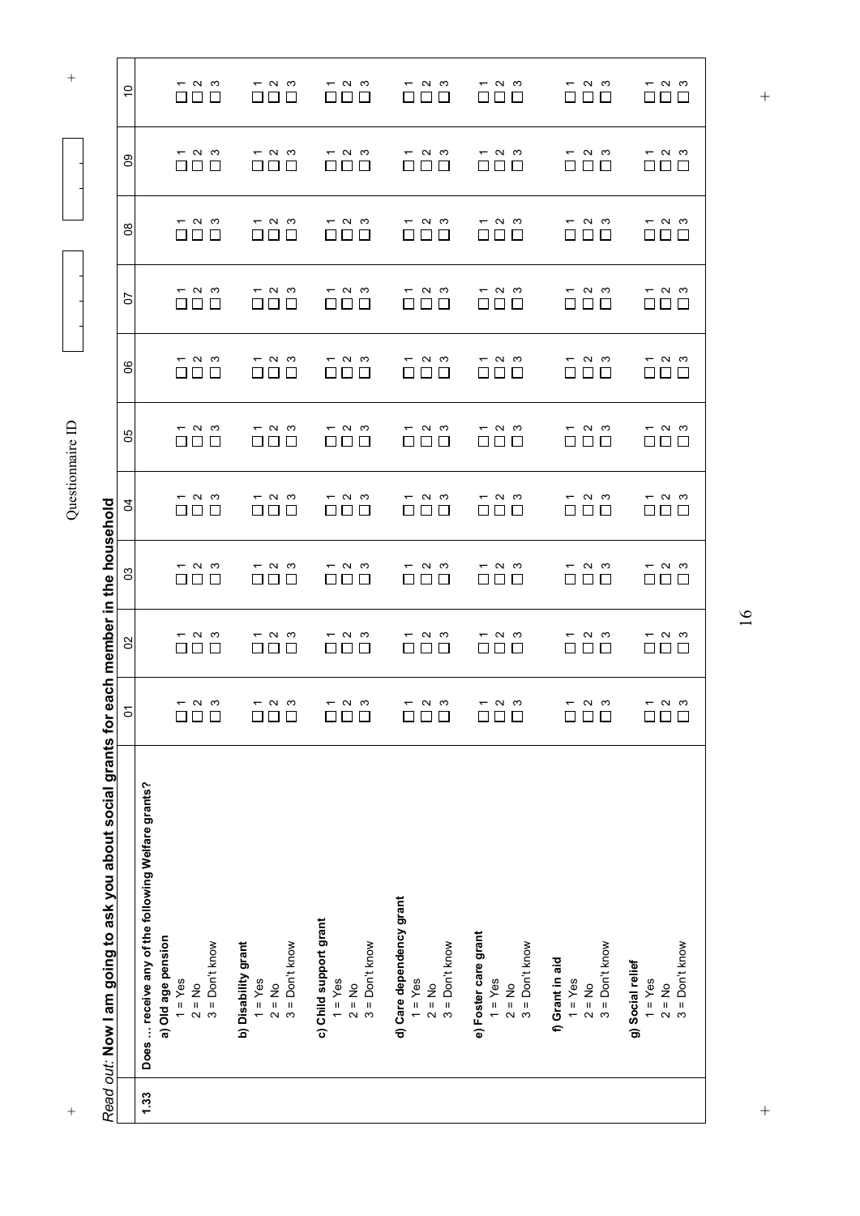*Read out:* **Now I am going to ask you about social grants for each member in the household**

Questionnaire ID

| | | 01 | 02 | 03 | 04 | 05 | 06 | 07 | 08 | 09 | 10 |
|---|---|---|---|---|---|---|---|---|---|---|---|
| **1.33** | **Does … receive any of the following Welfare grants?** | | | | | | | | | | |
| | **a) Old age pension**<br>1 = Yes<br>2 = No<br>3 = Don't know | ☐ 1<br>☐ 2<br>☐ 3 | ☐ 1<br>☐ 2<br>☐ 3 | ☐ 1<br>☐ 2<br>☐ 3 | ☐ 1<br>☐ 2<br>☐ 3 | ☐ 1<br>☐ 2<br>☐ 3 | ☐ 1<br>☐ 2<br>☐ 3 | ☐ 1<br>☐ 2<br>☐ 3 | ☐ 1<br>☐ 2<br>☐ 3 | ☐ 1<br>☐ 2<br>☐ 3 | ☐ 1<br>☐ 2<br>☐ 3 |
| | **b) Disability grant**<br>1 = Yes<br>2 = No<br>3 = Don't know | ☐ 1<br>☐ 2<br>☐ 3 | ☐ 1<br>☐ 2<br>☐ 3 | ☐ 1<br>☐ 2<br>☐ 3 | ☐ 1<br>☐ 2<br>☐ 3 | ☐ 1<br>☐ 2<br>☐ 3 | ☐ 1<br>☐ 2<br>☐ 3 | ☐ 1<br>☐ 2<br>☐ 3 | ☐ 1<br>☐ 2<br>☐ 3 | ☐ 1<br>☐ 2<br>☐ 3 | ☐ 1<br>☐ 2<br>☐ 3 |
| | **c) Child support grant**<br>1 = Yes<br>2 = No<br>3 = Don't know | ☐ 1<br>☐ 2<br>☐ 3 | ☐ 1<br>☐ 2<br>☐ 3 | ☐ 1<br>☐ 2<br>☐ 3 | ☐ 1<br>☐ 2<br>☐ 3 | ☐ 1<br>☐ 2<br>☐ 3 | ☐ 1<br>☐ 2<br>☐ 3 | ☐ 1<br>☐ 2<br>☐ 3 | ☐ 1<br>☐ 2<br>☐ 3 | ☐ 1<br>☐ 2<br>☐ 3 | ☐ 1<br>☐ 2<br>☐ 3 |
| | **d) Care dependency grant**<br>1 = Yes<br>2 = No<br>3 = Don't know | ☐ 1<br>☐ 2<br>☐ 3 | ☐ 1<br>☐ 2<br>☐ 3 | ☐ 1<br>☐ 2<br>☐ 3 | ☐ 1<br>☐ 2<br>☐ 3 | ☐ 1<br>☐ 2<br>☐ 3 | ☐ 1<br>☐ 2<br>☐ 3 | ☐ 1<br>☐ 2<br>☐ 3 | ☐ 1<br>☐ 2<br>☐ 3 | ☐ 1<br>☐ 2<br>☐ 3 | ☐ 1<br>☐ 2<br>☐ 3 |
| | **e) Foster care grant**<br>1 = Yes<br>2 = No<br>3 = Don't know | ☐ 1<br>☐ 2<br>☐ 3 | ☐ 1<br>☐ 2<br>☐ 3 | ☐ 1<br>☐ 2<br>☐ 3 | ☐ 1<br>☐ 2<br>☐ 3 | ☐ 1<br>☐ 2<br>☐ 3 | ☐ 1<br>☐ 2<br>☐ 3 | ☐ 1<br>☐ 2<br>☐ 3 | ☐ 1<br>☐ 2<br>☐ 3 | ☐ 1<br>☐ 2<br>☐ 3 | ☐ 1<br>☐ 2<br>☐ 3 |
| | **f) Grant in aid**<br>1 = Yes<br>2 = No<br>3 = Don't know | ☐ 1<br>☐ 2<br>☐ 3 | ☐ 1<br>☐ 2<br>☐ 3 | ☐ 1<br>☐ 2<br>☐ 3 | ☐ 1<br>☐ 2<br>☐ 3 | ☐ 1<br>☐ 2<br>☐ 3 | ☐ 1<br>☐ 2<br>☐ 3 | ☐ 1<br>☐ 2<br>☐ 3 | ☐ 1<br>☐ 2<br>☐ 3 | ☐ 1<br>☐ 2<br>☐ 3 | ☐ 1<br>☐ 2<br>☐ 3 |
| | **g) Social relief**<br>1 = Yes<br>2 = No<br>3 = Don't know | ☐ 1<br>☐ 2<br>☐ 3 | ☐ 1<br>☐ 2<br>☐ 3 | ☐ 1<br>☐ 2<br>☐ 3 | ☐ 1<br>☐ 2<br>☐ 3 | ☐ 1<br>☐ 2<br>☐ 3 | ☐ 1<br>☐ 2<br>☐ 3 | ☐ 1<br>☐ 2<br>☐ 3 | ☐ 1<br>☐ 2<br>☐ 3 | ☐ 1<br>☐ 2<br>☐ 3 | ☐ 1<br>☐ 2<br>☐ 3 |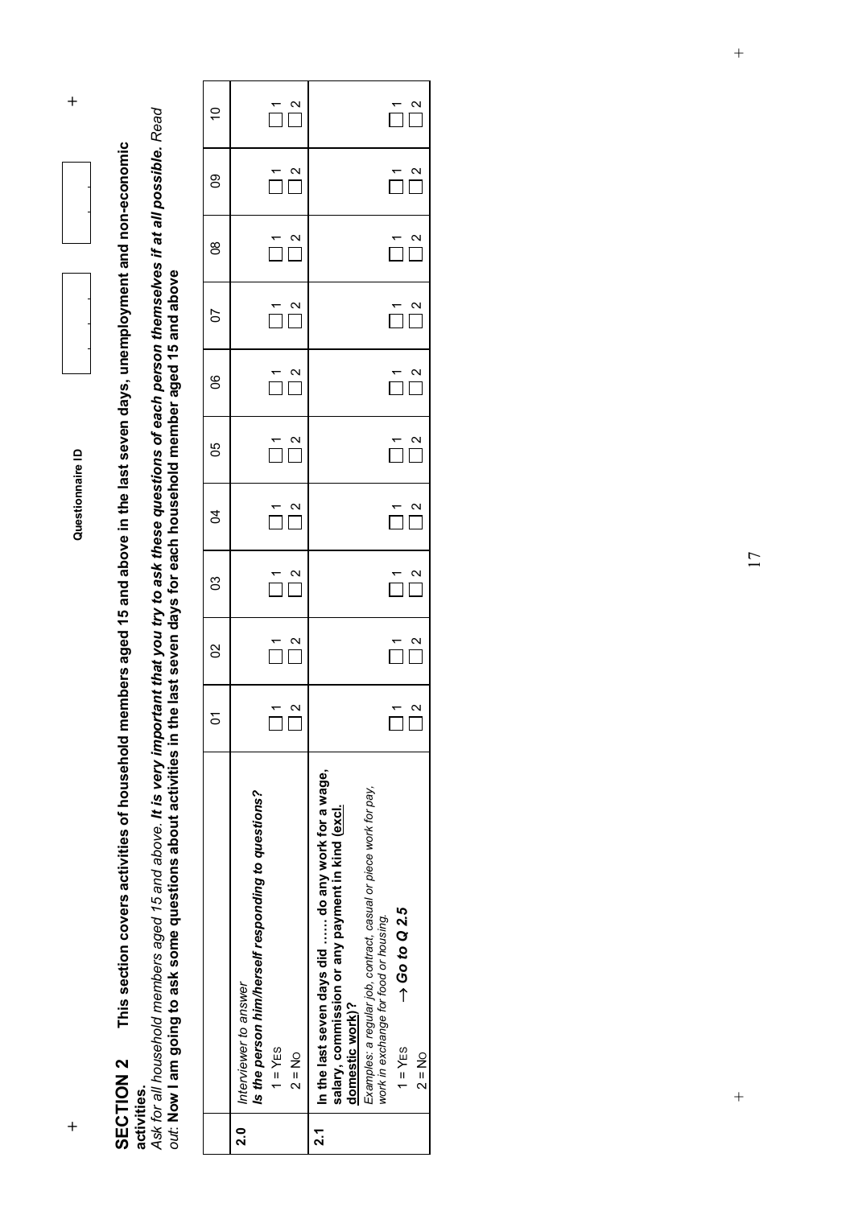Questionnaire ID

## SECTION 2 This section covers activities of household members aged 15 and above in the last seven days, unemployment and non-economic activities.

*Ask for all household members aged 15 and above.* ***It is very important that you try to ask these questions of each person themselves if at all possible.*** *Read out:* **Now I am going to ask some questions about activities in the last seven days for each household member aged 15 and above**

| | | 01 | 02 | 03 | 04 | 05 | 06 | 07 | 08 | 09 | 10 |
|---|---|---|---|---|---|---|---|---|---|---|---|
| **2.0** | *Interviewer to answer* ***Is the person him/herself responding to questions?*** 1 = Yes 2 = No | ☐ 1 ☐ 2 | ☐ 1 ☐ 2 | ☐ 1 ☐ 2 | ☐ 1 ☐ 2 | ☐ 1 ☐ 2 | ☐ 1 ☐ 2 | ☐ 1 ☐ 2 | ☐ 1 ☐ 2 | ☐ 1 ☐ 2 | ☐ 1 ☐ 2 |
| **2.1** | **In the last seven days did ….. do any work for a wage, salary, commission or any payment in kind (<u>excl. domestic work</u>)?** *Examples: a regular job, contract, casual or piece work for pay, work in exchange for food or housing.* 1 = Yes → ***Go to Q 2.5*** 2 = No | ☐ 1 ☐ 2 | ☐ 1 ☐ 2 | ☐ 1 ☐ 2 | ☐ 1 ☐ 2 | ☐ 1 ☐ 2 | ☐ 1 ☐ 2 | ☐ 1 ☐ 2 | ☐ 1 ☐ 2 | ☐ 1 ☐ 2 | ☐ 1 ☐ 2 |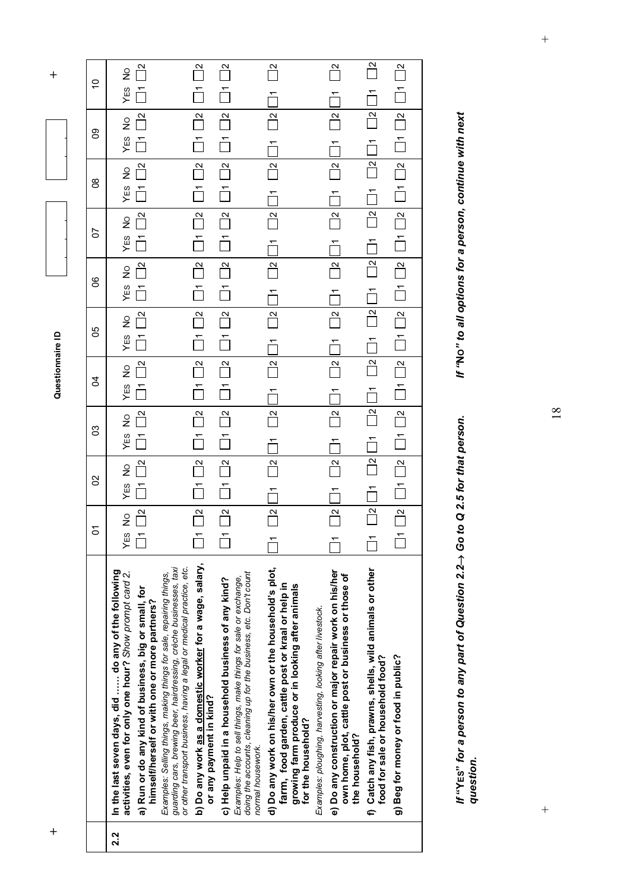**Questionnaire ID**

| | | 01 | 02 | 03 | 04 | 05 | 06 | 07 | 08 | 09 | 10 |
|---|---|---|---|---|---|---|---|---|---|---|---|
| **2.2** | **In the last seven days, did …… do any of the following activities, even for only one hour?** *Show prompt card 2.* | YES NO | YES NO | YES NO | YES NO | YES NO | YES NO | YES NO | YES NO | YES NO | YES NO |
| | **a) Run or do any kind of business, big or small, for himself/herself or with one or more partners?** *Examples: Selling things, making things for sale, repairing things, guarding cars, brewing beer, hairdressing, crèche businesses, taxi or other transport business, having a legal or medical practice, etc.* | ☐1 ☐2 | ☐1 ☐2 | ☐1 ☐2 | ☐1 ☐2 | ☐1 ☐2 | ☐1 ☐2 | ☐1 ☐2 | ☐1 ☐2 | ☐1 ☐2 | ☐1 ☐2 |
| | **b) Do any work as a domestic worker for a wage, salary, or any payment in kind?** | ☐1 ☐2 | ☐1 ☐2 | ☐1 ☐2 | ☐1 ☐2 | ☐1 ☐2 | ☐1 ☐2 | ☐1 ☐2 | ☐1 ☐2 | ☐1 ☐2 | ☐1 ☐2 |
| | **c) Help unpaid in a household business of any kind?** *Examples: Help to sell things, make things for sale or exchange, doing the accounts, cleaning up for the business, etc. Don't count normal housework.* | ☐1 ☐2 | ☐1 ☐2 | ☐1 ☐2 | ☐1 ☐2 | ☐1 ☐2 | ☐1 ☐2 | ☐1 ☐2 | ☐1 ☐2 | ☐1 ☐2 | ☐1 ☐2 |
| | **d) Do any work on his/her own or the household's plot, farm, food garden, cattle post or kraal or help in growing farm produce or in looking after animals for the household?** *Examples: ploughing, harvesting, looking after livestock.* | ☐1 ☐2 | ☐1 ☐2 | ☐1 ☐2 | ☐1 ☐2 | ☐1 ☐2 | ☐1 ☐2 | ☐1 ☐2 | ☐1 ☐2 | ☐1 ☐2 | ☐1 ☐2 |
| | **e) Do any construction or major repair work on his/her own home, plot, cattle post or business or those of the household?** | ☐1 ☐2 | ☐1 ☐2 | ☐1 ☐2 | ☐1 ☐2 | ☐1 ☐2 | ☐1 ☐2 | ☐1 ☐2 | ☐1 ☐2 | ☐1 ☐2 | ☐1 ☐2 |
| | **f) Catch any fish, prawns, shells, wild animals or other food for sale or household food?** | ☐1 ☐2 | ☐1 ☐2 | ☐1 ☐2 | ☐1 ☐2 | ☐1 ☐2 | ☐1 ☐2 | ☐1 ☐2 | ☐1 ☐2 | ☐1 ☐2 | ☐1 ☐2 |
| | **g) Beg for money or food in public?** | ☐1 ☐2 | ☐1 ☐2 | ☐1 ☐2 | ☐1 ☐2 | ☐1 ☐2 | ☐1 ☐2 | ☐1 ☐2 | ☐1 ☐2 | ☐1 ☐2 | ☐1 ☐2 |

***If "YES" for a person to any part of Question 2.2→ Go to Q 2.5 for that person.*** ***If "NO" to all options for a person, continue with next question.***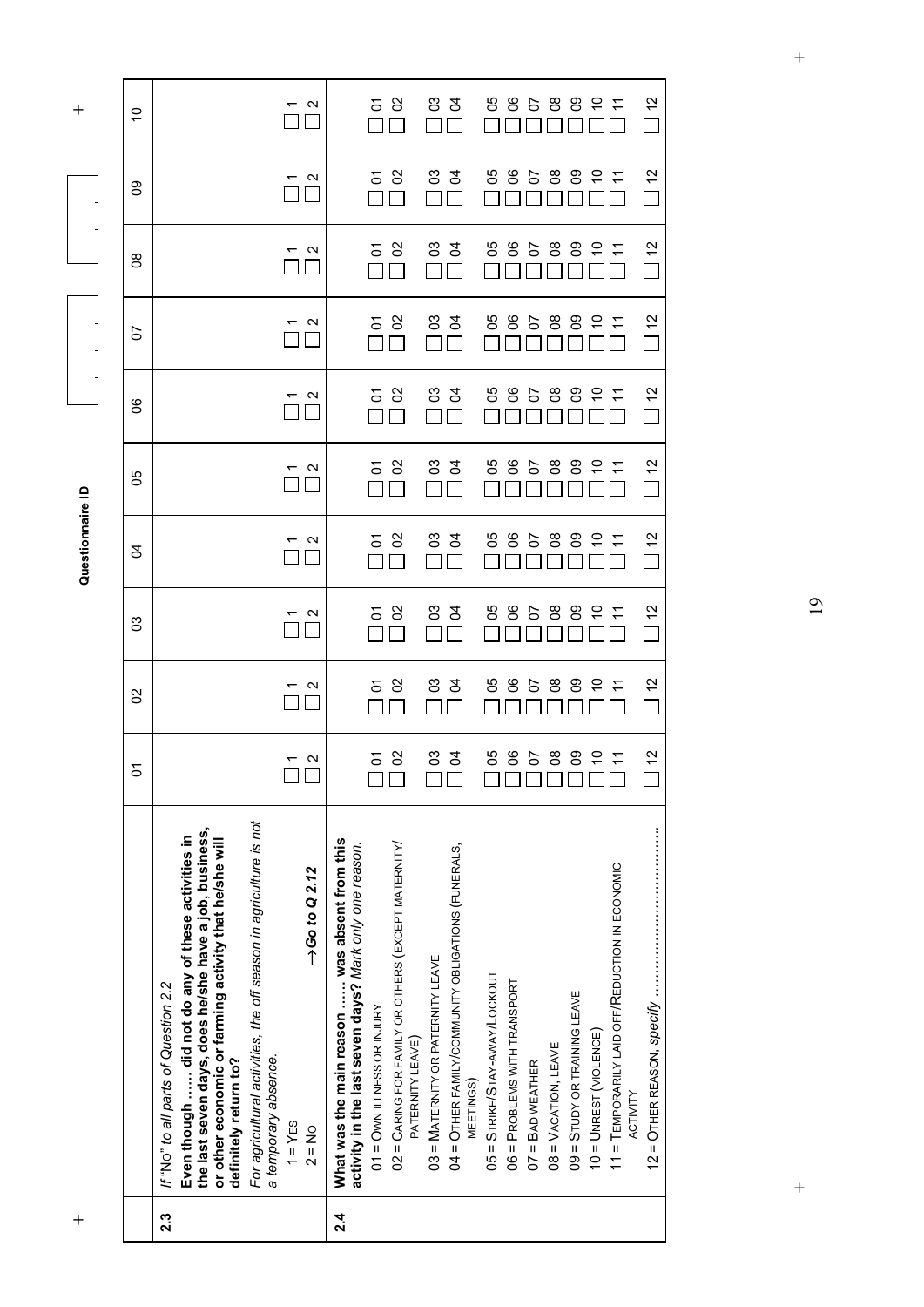**Questionnaire ID**

| | | 01 | 02 | 03 | 04 | 05 | 06 | 07 | 08 | 09 | 10 |
|---|---|---|---|---|---|---|---|---|---|---|---|
| **2.3** | *If "No" to all parts of Question 2.2*<br>**Even though …… did not do any of these activities in the last seven days, does he/she have a job, business, or other economic or farming activity that he/she will definitely return to?**<br>*For agricultural activities, the off season in agriculture is not a temporary absence.*<br>1 = Yes<br>2 = No → *Go to Q 2.12* | ☐ 1<br>☐ 2 | ☐ 1<br>☐ 2 | ☐ 1<br>☐ 2 | ☐ 1<br>☐ 2 | ☐ 1<br>☐ 2 | ☐ 1<br>☐ 2 | ☐ 1<br>☐ 2 | ☐ 1<br>☐ 2 | ☐ 1<br>☐ 2 | ☐ 1<br>☐ 2 |
| **2.4** | **What was the main reason …… was absent from this activity in the last seven days?** *Mark only one reason.*<br>01 = Own illness or injury<br>02 = Caring for family or others (except maternity/ paternity leave)<br>03 = Maternity or paternity leave<br>04 = Other family/community obligations (funerals, meetings)<br>05 = Strike/Stay-away/Lockout<br>06 = Problems with transport<br>07 = Bad weather<br>08 = Vacation, leave<br>09 = Study or training leave<br>10 = Unrest (violence)<br>11 = Temporarily laid off/Reduction in economic activity<br>12 = Other reason, *specify* …………………………… | ☐ 01<br>☐ 02<br>☐ 03<br>☐ 04<br>☐ 05<br>☐ 06<br>☐ 07<br>☐ 08<br>☐ 09<br>☐ 10<br>☐ 11<br>☐ 12 | ☐ 01<br>☐ 02<br>☐ 03<br>☐ 04<br>☐ 05<br>☐ 06<br>☐ 07<br>☐ 08<br>☐ 09<br>☐ 10<br>☐ 11<br>☐ 12 | ☐ 01<br>☐ 02<br>☐ 03<br>☐ 04<br>☐ 05<br>☐ 06<br>☐ 07<br>☐ 08<br>☐ 09<br>☐ 10<br>☐ 11<br>☐ 12 | ☐ 01<br>☐ 02<br>☐ 03<br>☐ 04<br>☐ 05<br>☐ 06<br>☐ 07<br>☐ 08<br>☐ 09<br>☐ 10<br>☐ 11<br>☐ 12 | ☐ 01<br>☐ 02<br>☐ 03<br>☐ 04<br>☐ 05<br>☐ 06<br>☐ 07<br>☐ 08<br>☐ 09<br>☐ 10<br>☐ 11<br>☐ 12 | ☐ 01<br>☐ 02<br>☐ 03<br>☐ 04<br>☐ 05<br>☐ 06<br>☐ 07<br>☐ 08<br>☐ 09<br>☐ 10<br>☐ 11<br>☐ 12 | ☐ 01<br>☐ 02<br>☐ 03<br>☐ 04<br>☐ 05<br>☐ 06<br>☐ 07<br>☐ 08<br>☐ 09<br>☐ 10<br>☐ 11<br>☐ 12 | ☐ 01<br>☐ 02<br>☐ 03<br>☐ 04<br>☐ 05<br>☐ 06<br>☐ 07<br>☐ 08<br>☐ 09<br>☐ 10<br>☐ 11<br>☐ 12 | ☐ 01<br>☐ 02<br>☐ 03<br>☐ 04<br>☐ 05<br>☐ 06<br>☐ 07<br>☐ 08<br>☐ 09<br>☐ 10<br>☐ 11<br>☐ 12 | ☐ 01<br>☐ 02<br>☐ 03<br>☐ 04<br>☐ 05<br>☐ 06<br>☐ 07<br>☐ 08<br>☐ 09<br>☐ 10<br>☐ 11<br>☐ 12 |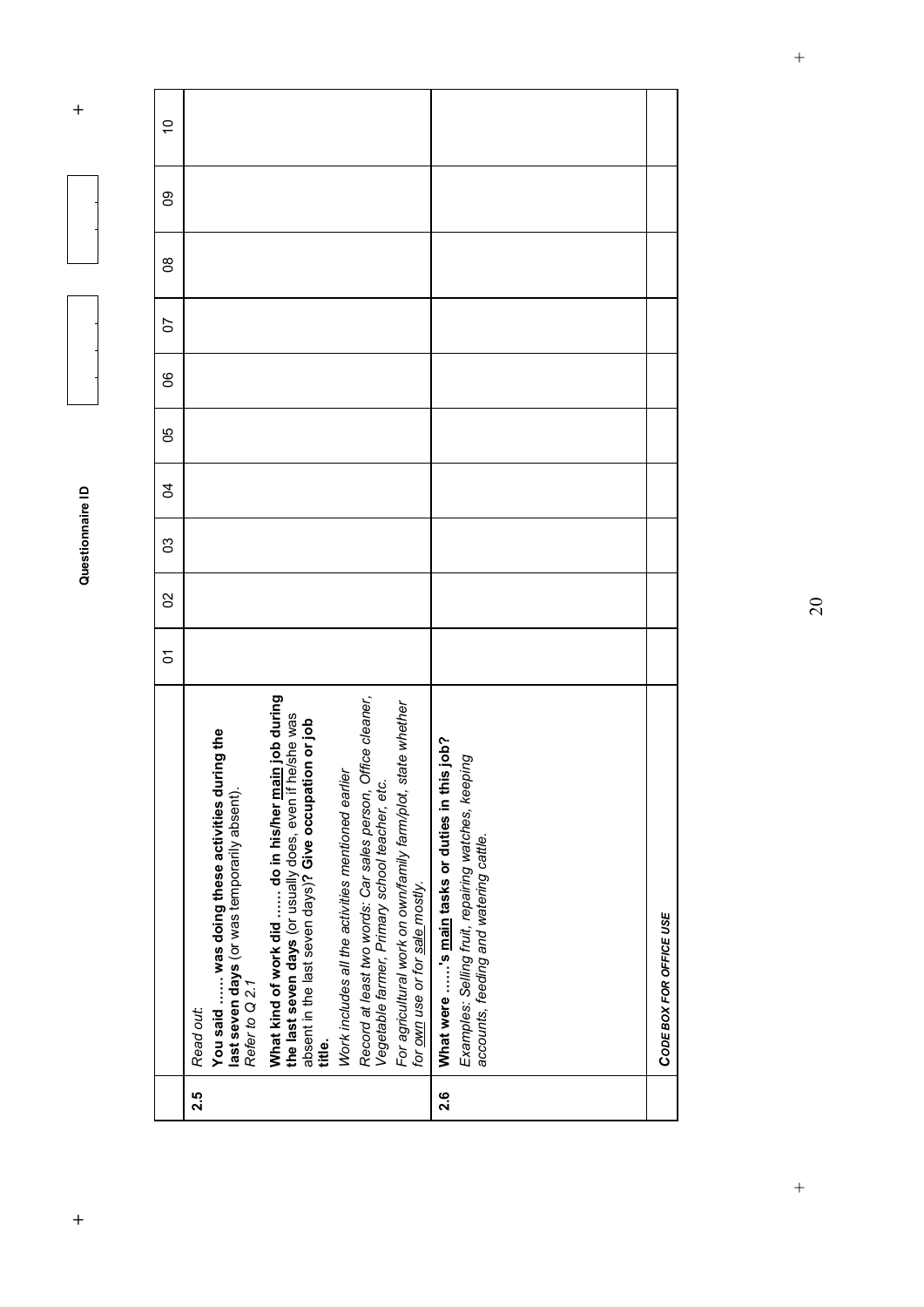Questionnaire ID

| | | 01 | 02 | 03 | 04 | 05 | 06 | 07 | 08 | 09 | 10 |
|---|---|---|---|---|---|---|---|---|---|---|---|
| **2.5** | *Read out:*<br>**You said …… was doing these activities during the last seven days** (or was temporarily absent).<br>*Refer to Q 2.1*<br>**What kind of work did …… do in his/her main job during the last seven days** (or usually does, even if he/she was absent in the last seven days)? **Give occupation or job title.**<br>*Work includes all the activities mentioned earlier*<br>*Record at least two words: Car sales person, Office cleaner, Vegetable farmer, Primary school teacher, etc.*<br>*For agricultural work on own/family farm/plot, state whether for own use or for sale mostly.* | | | | | | | | | | |
| **2.6** | **What were ……'s main tasks or duties in this job?**<br>*Examples: Selling fruit, repairing watches, keeping accounts, feeding and watering cattle.* | | | | | | | | | | |
| | *CODE BOX FOR OFFICE USE* | | | | | | | | | | |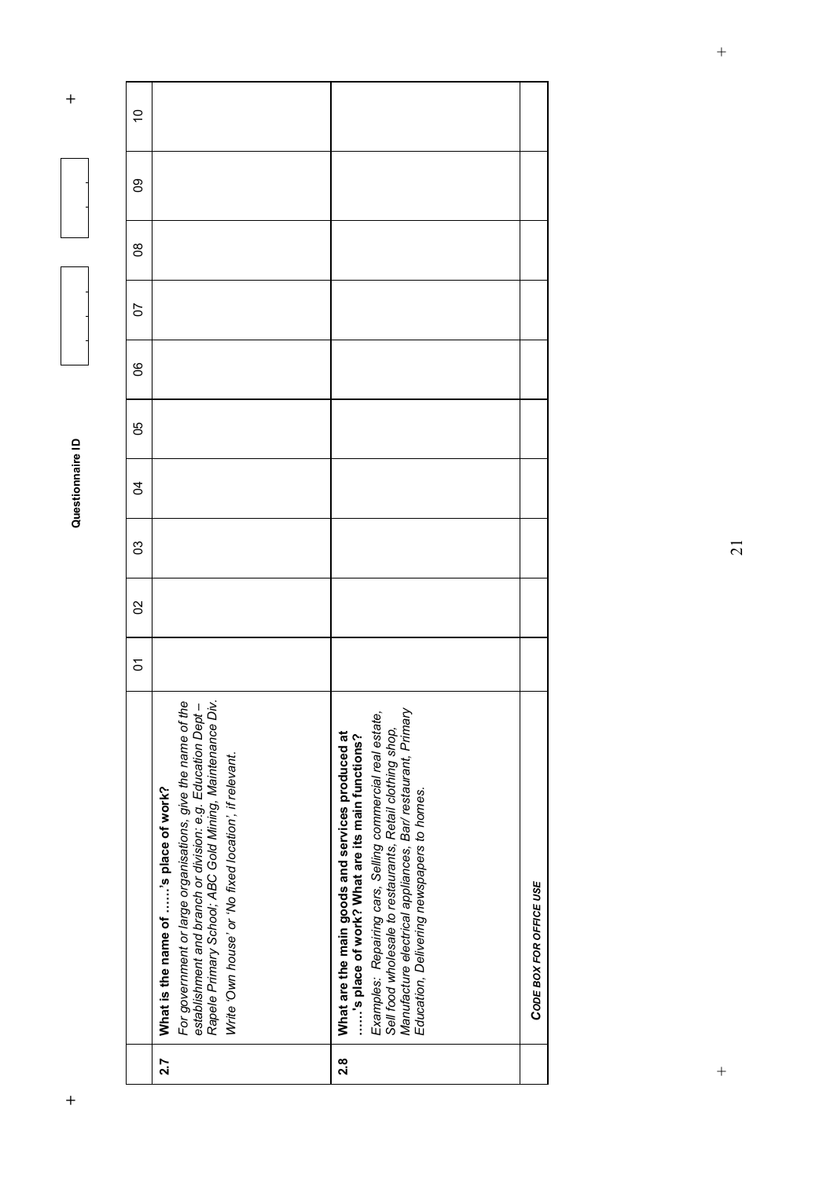Questionnaire ID

| | | 01 | 02 | 03 | 04 | 05 | 06 | 07 | 08 | 09 | 10 |
|---|---|---|---|---|---|---|---|---|---|---|---|
| **2.7** | **What is the name of …..'s place of work?** *For government or large organisations, give the name of the establishment and branch or division: e.g. Education Dept – Rapele Primary School; ABC Gold Mining, Maintenance Div.* *Write 'Own house' or 'No fixed location', if relevant.* | | | | | | | | | | |
| **2.8** | **What are the main goods and services produced at …..'s place of work? What are its main functions?** *Examples: Repairing cars, Selling commercial real estate, Sell food wholesale to restaurants, Retail clothing shop, Manufacture electrical appliances, Bar/ restaurant, Primary Education, Delivering newspapers to homes.* | | | | | | | | | | |
| | ***CODE BOX FOR OFFICE USE*** | | | | | | | | | | |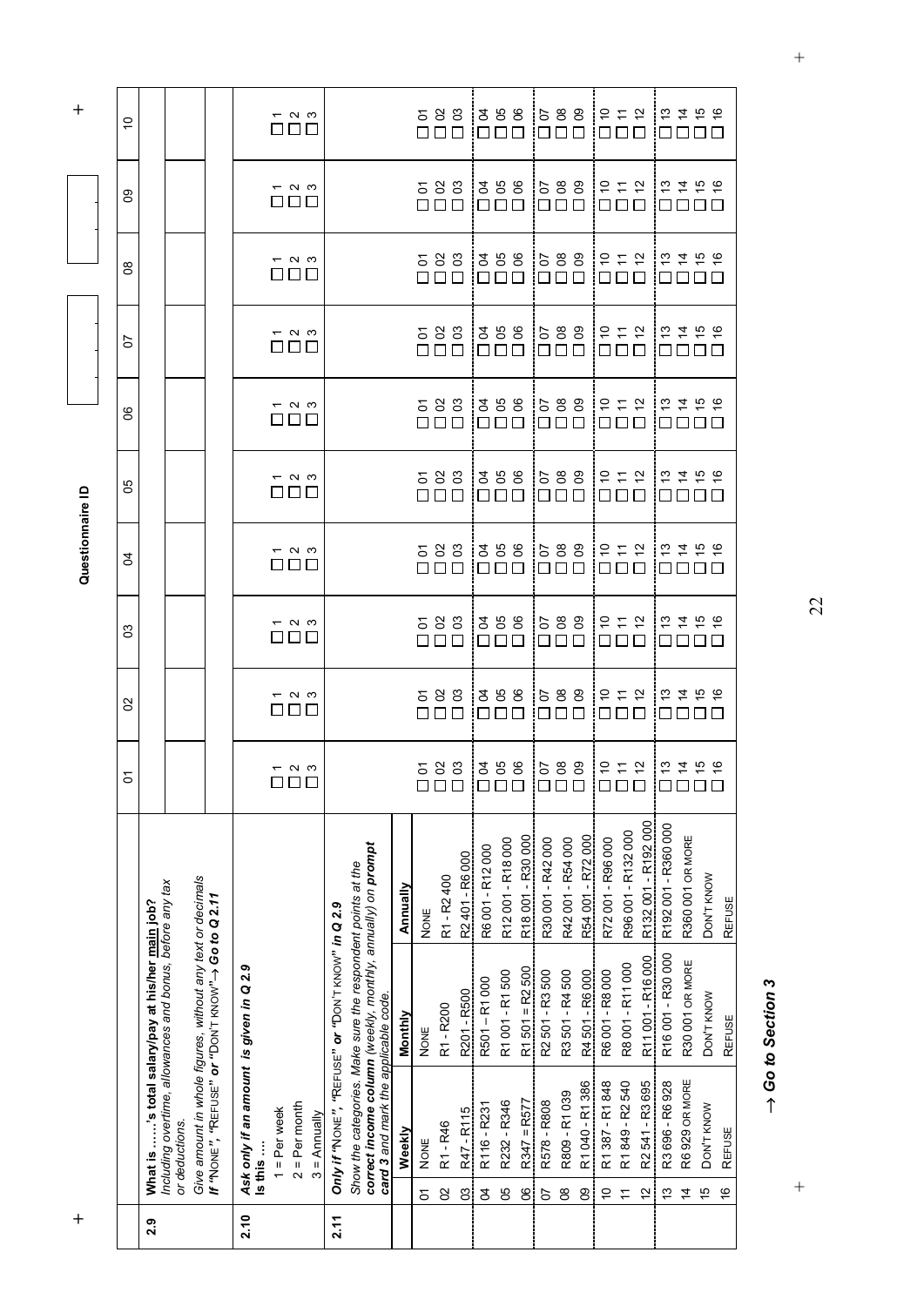Questionnaire ID

| | | 01 | 02 | 03 | 04 | 05 | 06 | 07 | 08 | 09 | 10 |
|---|---|---|---|---|---|---|---|---|---|---|---|
| **2.9** | **What is …..'s total salary/pay at his/her main job?** *Including overtime, allowances and bonus, before any tax or deductions.* | | | | | | | | | | |
| | *Give amount in whole figures, without any text or decimals* | | | | | | | | | | |
| | ***If "NONE", "REFUSE" or "DON'T KNOW"→ Go to Q 2.11*** | | | | | | | | | | |
| **2.10** | ***Ask only if an amount is given in Q 2.9*** **Is this …** 1 = Per week 2 = Per month 3 = Annually | □ 1 □ 2 □ 3 | □ 1 □ 2 □ 3 | □ 1 □ 2 □ 3 | □ 1 □ 2 □ 3 | □ 1 □ 2 □ 3 | □ 1 □ 2 □ 3 | □ 1 □ 2 □ 3 | □ 1 □ 2 □ 3 | □ 1 □ 2 □ 3 | □ 1 □ 2 □ 3 |
| **2.11** | ***Only if "NONE", "REFUSE" or "DON'T KNOW" in Q 2.9*** *Show the categories. Make sure the respondent points at the* ***correct income column*** *(weekly, monthly, annually) on* ***prompt card 3*** *and mark the applicable code.* | | | | | | | | | | |

| Code | Weekly | Monthly | Annually | 01 | 02 | 03 | 04 | 05 | 06 | 07 | 08 | 09 | 10 |
|---|---|---|---|---|---|---|---|---|---|---|---|---|---|
| 01 | NONE | NONE | NONE | □ 01 | □ 01 | □ 01 | □ 01 | □ 01 | □ 01 | □ 01 | □ 01 | □ 01 | □ 01 |
| 02 | R1 - R46 | R1 - R200 | R1 - R2 400 | □ 02 | □ 02 | □ 02 | □ 02 | □ 02 | □ 02 | □ 02 | □ 02 | □ 02 | □ 02 |
| 03 | R47 - R115 | R201 - R500 | R2 401 - R6 000 | □ 03 | □ 03 | □ 03 | □ 03 | □ 03 | □ 03 | □ 03 | □ 03 | □ 03 | □ 03 |
| 04 | R116 - R231 | R501 – R1 000 | R6 001 - R12 000 | □ 04 | □ 04 | □ 04 | □ 04 | □ 04 | □ 04 | □ 04 | □ 04 | □ 04 | □ 04 |
| 05 | R232 - R346 | R1 001 - R1 500 | R12 001 - R18 000 | □ 05 | □ 05 | □ 05 | □ 05 | □ 05 | □ 05 | □ 05 | □ 05 | □ 05 | □ 05 |
| 06 | R347 – R577 | R1 501 – R2 500 | R18 001 - R30 000 | □ 06 | □ 06 | □ 06 | □ 06 | □ 06 | □ 06 | □ 06 | □ 06 | □ 06 | □ 06 |
| 07 | R578 - R808 | R2 501 - R3 500 | R30 001 - R42 000 | □ 07 | □ 07 | □ 07 | □ 07 | □ 07 | □ 07 | □ 07 | □ 07 | □ 07 | □ 07 |
| 08 | R809 - R1 039 | R3 501 - R4 500 | R42 001 - R54 000 | □ 08 | □ 08 | □ 08 | □ 08 | □ 08 | □ 08 | □ 08 | □ 08 | □ 08 | □ 08 |
| 09 | R1 040 - R1 386 | R4 501 - R6 000 | R54 001 - R72 000 | □ 09 | □ 09 | □ 09 | □ 09 | □ 09 | □ 09 | □ 09 | □ 09 | □ 09 | □ 09 |
| 10 | R1 387 - R1 848 | R6 001 - R8 000 | R72 001 - R96 000 | □ 10 | □ 10 | □ 10 | □ 10 | □ 10 | □ 10 | □ 10 | □ 10 | □ 10 | □ 10 |
| 11 | R1 849 - R2 540 | R8 001 - R11 000 | R96 001 - R132 000 | □ 11 | □ 11 | □ 11 | □ 11 | □ 11 | □ 11 | □ 11 | □ 11 | □ 11 | □ 11 |
| 12 | R2 541 - R3 695 | R11 001 - R16 000 | R132 001 - R192 000 | □ 12 | □ 12 | □ 12 | □ 12 | □ 12 | □ 12 | □ 12 | □ 12 | □ 12 | □ 12 |
| 13 | R3 696 - R6 928 | R16 001 - R30 000 | R192 001 - R360 000 | □ 13 | □ 13 | □ 13 | □ 13 | □ 13 | □ 13 | □ 13 | □ 13 | □ 13 | □ 13 |
| 14 | R6 929 OR MORE | R30 001 OR MORE | R360 001 OR MORE | □ 14 | □ 14 | □ 14 | □ 14 | □ 14 | □ 14 | □ 14 | □ 14 | □ 14 | □ 14 |
| 15 | DON'T KNOW | DON'T KNOW | DON'T KNOW | □ 15 | □ 15 | □ 15 | □ 15 | □ 15 | □ 15 | □ 15 | □ 15 | □ 15 | □ 15 |
| 16 | REFUSE | REFUSE | REFUSE | □ 16 | □ 16 | □ 16 | □ 16 | □ 16 | □ 16 | □ 16 | □ 16 | □ 16 | □ 16 |

***→ Go to Section 3***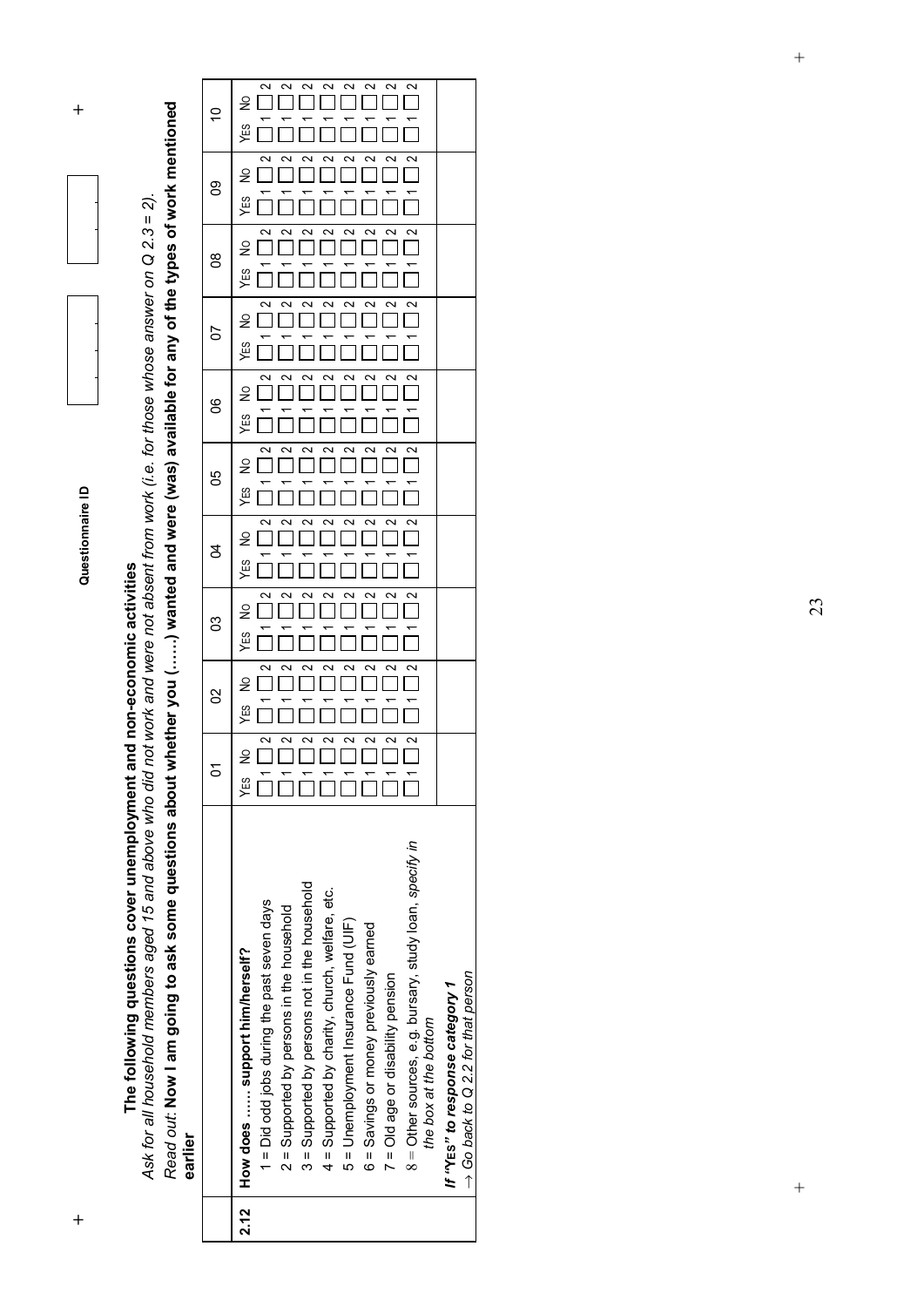Questionnaire ID

**The following questions cover unemployment and non-economic activities**

*Ask for all household members aged 15 and above who did not work and were not absent from work (i.e. for those whose answer on Q 2.3 = 2).*

*Read out:* **Now I am going to ask some questions about whether you (.....) wanted and were (was) available for any of the types of work mentioned earlier**

| | | 01 | | 02 | | 03 | | 04 | | 05 | | 06 | | 07 | | 08 | | 09 | | 10 | |
|---|---|---|---|---|---|---|---|---|---|---|---|---|---|---|---|---|---|---|---|---|---|
| **2.12** | **How does ..... support him/herself?** | YES | NO | YES | NO | YES | NO | YES | NO | YES | NO | YES | NO | YES | NO | YES | NO | YES | NO | YES | NO |
| | 1 = Did odd jobs during the past seven days | 1 | 2 | 1 | 2 | 1 | 2 | 1 | 2 | 1 | 2 | 1 | 2 | 1 | 2 | 1 | 2 | 1 | 2 | 1 | 2 |
| | 2 = Supported by persons in the household | 1 | 2 | 1 | 2 | 1 | 2 | 1 | 2 | 1 | 2 | 1 | 2 | 1 | 2 | 1 | 2 | 1 | 2 | 1 | 2 |
| | 3 = Supported by persons not in the household | 1 | 2 | 1 | 2 | 1 | 2 | 1 | 2 | 1 | 2 | 1 | 2 | 1 | 2 | 1 | 2 | 1 | 2 | 1 | 2 |
| | 4 = Supported by charity, church, welfare, etc. | 1 | 2 | 1 | 2 | 1 | 2 | 1 | 2 | 1 | 2 | 1 | 2 | 1 | 2 | 1 | 2 | 1 | 2 | 1 | 2 |
| | 5 = Unemployment Insurance Fund (UIF) | 1 | 2 | 1 | 2 | 1 | 2 | 1 | 2 | 1 | 2 | 1 | 2 | 1 | 2 | 1 | 2 | 1 | 2 | 1 | 2 |
| | 6 = Savings or money previously earned | 1 | 2 | 1 | 2 | 1 | 2 | 1 | 2 | 1 | 2 | 1 | 2 | 1 | 2 | 1 | 2 | 1 | 2 | 1 | 2 |
| | 7 = Old age or disability pension | 1 | 2 | 1 | 2 | 1 | 2 | 1 | 2 | 1 | 2 | 1 | 2 | 1 | 2 | 1 | 2 | 1 | 2 | 1 | 2 |
| | 8 = Other sources, e.g. bursary, study loan, *specify in the box at the bottom* | 1 | 2 | 1 | 2 | 1 | 2 | 1 | 2 | 1 | 2 | 1 | 2 | 1 | 2 | 1 | 2 | 1 | 2 | 1 | 2 |
| | ***If "YES" to response category 1*** *→ Go back to Q 2.2 for that person* | | | | | | | | | | | | | | | | | | | | |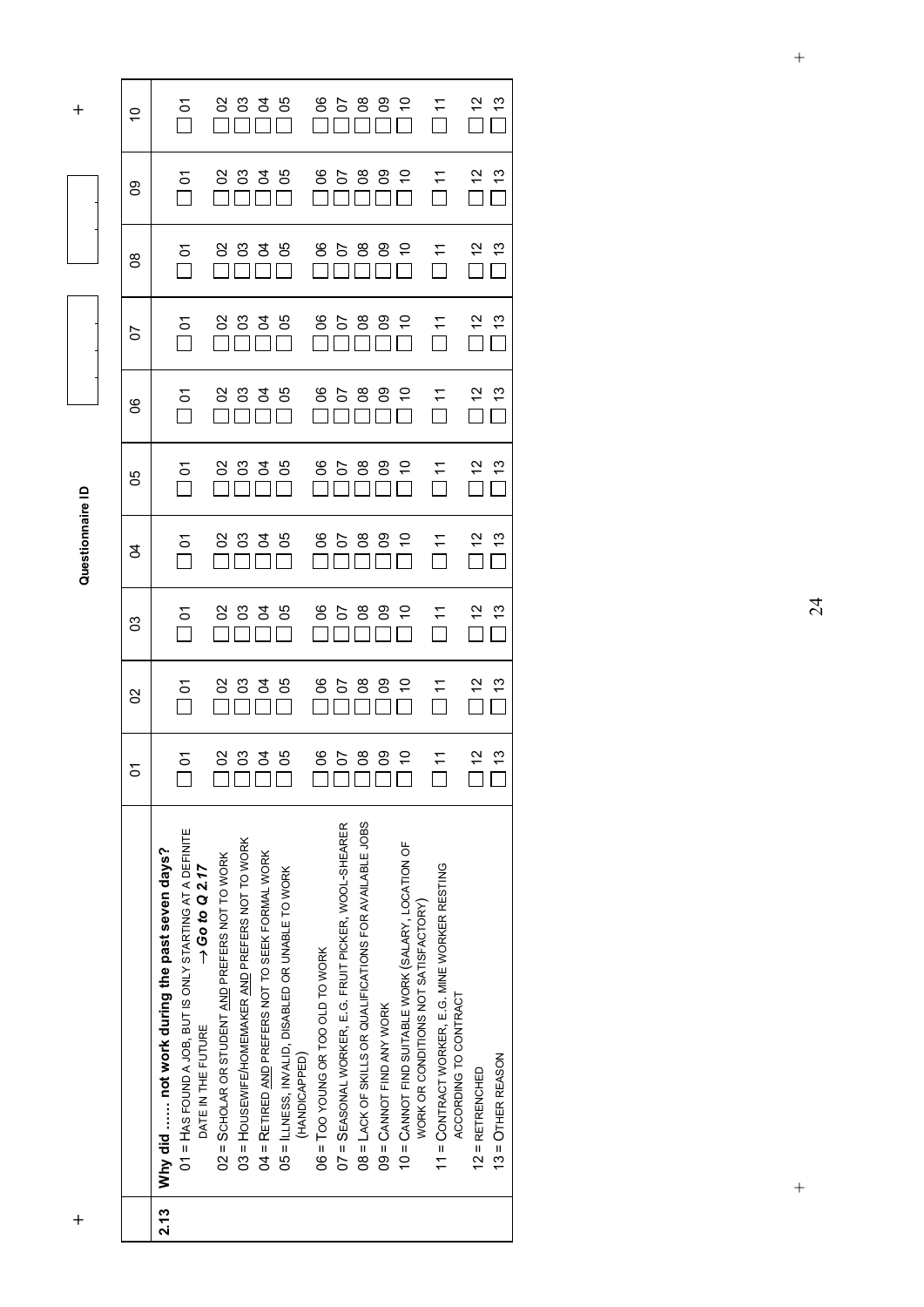**Questionnaire ID**

| 2.13 | | 01 | 02 | 03 | 04 | 05 | 06 | 07 | 08 | 09 | 10 |
|---|---|---|---|---|---|---|---|---|---|---|---|
| | **Why did ...... not work during the past seven days?** | | | | | | | | | | |
| | 01 = HAS FOUND A JOB, BUT IS ONLY STARTING AT A DEFINITE DATE IN THE FUTURE → ***Go to Q 2.17*** | ☐ 01 | ☐ 01 | ☐ 01 | ☐ 01 | ☐ 01 | ☐ 01 | ☐ 01 | ☐ 01 | ☐ 01 | ☐ 01 |
| | 02 = SCHOLAR OR STUDENT AND PREFERS NOT TO WORK | ☐ 02 | ☐ 02 | ☐ 02 | ☐ 02 | ☐ 02 | ☐ 02 | ☐ 02 | ☐ 02 | ☐ 02 | ☐ 02 |
| | 03 = HOUSEWIFE/HOMEMAKER AND PREFERS NOT TO WORK | ☐ 03 | ☐ 03 | ☐ 03 | ☐ 03 | ☐ 03 | ☐ 03 | ☐ 03 | ☐ 03 | ☐ 03 | ☐ 03 |
| | 04 = RETIRED AND PREFERS NOT TO SEEK FORMAL WORK | ☐ 04 | ☐ 04 | ☐ 04 | ☐ 04 | ☐ 04 | ☐ 04 | ☐ 04 | ☐ 04 | ☐ 04 | ☐ 04 |
| | 05 = ILLNESS, INVALID, DISABLED OR UNABLE TO WORK (HANDICAPPED) | ☐ 05 | ☐ 05 | ☐ 05 | ☐ 05 | ☐ 05 | ☐ 05 | ☐ 05 | ☐ 05 | ☐ 05 | ☐ 05 |
| | 06 = TOO YOUNG OR TOO OLD TO WORK | ☐ 06 | ☐ 06 | ☐ 06 | ☐ 06 | ☐ 06 | ☐ 06 | ☐ 06 | ☐ 06 | ☐ 06 | ☐ 06 |
| | 07 = SEASONAL WORKER, E.G. FRUIT PICKER, WOOL-SHEARER | ☐ 07 | ☐ 07 | ☐ 07 | ☐ 07 | ☐ 07 | ☐ 07 | ☐ 07 | ☐ 07 | ☐ 07 | ☐ 07 |
| | 08 = LACK OF SKILLS OR QUALIFICATIONS FOR AVAILABLE JOBS | ☐ 08 | ☐ 08 | ☐ 08 | ☐ 08 | ☐ 08 | ☐ 08 | ☐ 08 | ☐ 08 | ☐ 08 | ☐ 08 |
| | 09 = CANNOT FIND ANY WORK | ☐ 09 | ☐ 09 | ☐ 09 | ☐ 09 | ☐ 09 | ☐ 09 | ☐ 09 | ☐ 09 | ☐ 09 | ☐ 09 |
| | 10 = CANNOT FIND SUITABLE WORK (SALARY, LOCATION OF WORK OR CONDITIONS NOT SATISFACTORY) | ☐ 10 | ☐ 10 | ☐ 10 | ☐ 10 | ☐ 10 | ☐ 10 | ☐ 10 | ☐ 10 | ☐ 10 | ☐ 10 |
| | 11 = CONTRACT WORKER, E.G. MINE WORKER RESTING ACCORDING TO CONTRACT | ☐ 11 | ☐ 11 | ☐ 11 | ☐ 11 | ☐ 11 | ☐ 11 | ☐ 11 | ☐ 11 | ☐ 11 | ☐ 11 |
| | 12 = RETRENCHED | ☐ 12 | ☐ 12 | ☐ 12 | ☐ 12 | ☐ 12 | ☐ 12 | ☐ 12 | ☐ 12 | ☐ 12 | ☐ 12 |
| | 13 = OTHER REASON | ☐ 13 | ☐ 13 | ☐ 13 | ☐ 13 | ☐ 13 | ☐ 13 | ☐ 13 | ☐ 13 | ☐ 13 | ☐ 13 |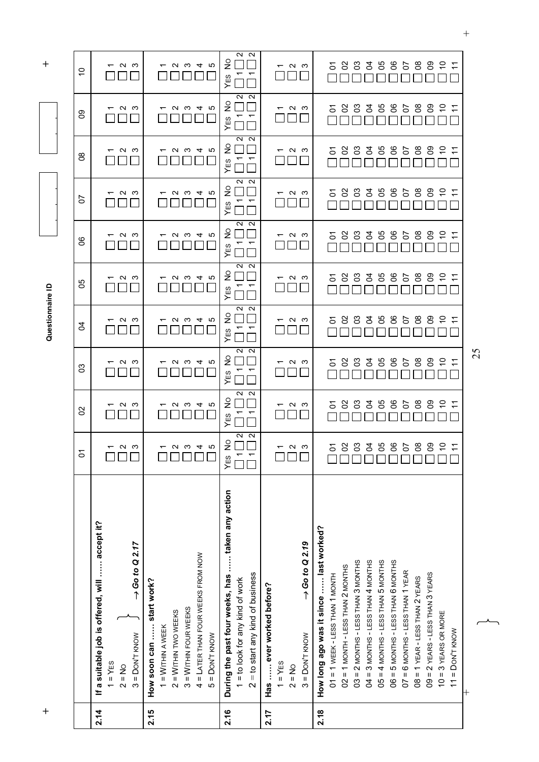**Questionnaire ID**

| | | 01 | 02 | 03 | 04 | 05 | 06 | 07 | 08 | 09 | 10 |
|---|---|---|---|---|---|---|---|---|---|---|---|
| **2.14** | **If a suitable job is offered, will ...... accept it?**<br>1 = YES<br>2 = NO<br>3 = DON'T KNOW } → *Go to Q 2.17* | ☐ 1<br>☐ 2<br>☐ 3 | ☐ 1<br>☐ 2<br>☐ 3 | ☐ 1<br>☐ 2<br>☐ 3 | ☐ 1<br>☐ 2<br>☐ 3 | ☐ 1<br>☐ 2<br>☐ 3 | ☐ 1<br>☐ 2<br>☐ 3 | ☐ 1<br>☐ 2<br>☐ 3 | ☐ 1<br>☐ 2<br>☐ 3 | ☐ 1<br>☐ 2<br>☐ 3 | ☐ 1<br>☐ 2<br>☐ 3 |
| **2.15** | **How soon can ...... start work?**<br>1 = WITHIN A WEEK<br>2 = WITHIN TWO WEEKS<br>3 = WITHIN FOUR WEEKS<br>4 = LATER THAN FOUR WEEKS FROM NOW<br>5 = DON'T KNOW | ☐ 1<br>☐ 2<br>☐ 3<br>☐ 4<br>☐ 5 | ☐ 1<br>☐ 2<br>☐ 3<br>☐ 4<br>☐ 5 | ☐ 1<br>☐ 2<br>☐ 3<br>☐ 4<br>☐ 5 | ☐ 1<br>☐ 2<br>☐ 3<br>☐ 4<br>☐ 5 | ☐ 1<br>☐ 2<br>☐ 3<br>☐ 4<br>☐ 5 | ☐ 1<br>☐ 2<br>☐ 3<br>☐ 4<br>☐ 5 | ☐ 1<br>☐ 2<br>☐ 3<br>☐ 4<br>☐ 5 | ☐ 1<br>☐ 2<br>☐ 3<br>☐ 4<br>☐ 5 | ☐ 1<br>☐ 2<br>☐ 3<br>☐ 4<br>☐ 5 | ☐ 1<br>☐ 2<br>☐ 3<br>☐ 4<br>☐ 5 |
| **2.16** | **During the past four weeks, has ...... taken any action**<br>1 = to look for any kind of work<br>2 = to start any kind of business | YES NO<br>☐ 1 ☐ 2<br>☐ 1 ☐ 2 | YES NO<br>☐ 1 ☐ 2<br>☐ 1 ☐ 2 | YES NO<br>☐ 1 ☐ 2<br>☐ 1 ☐ 2 | YES NO<br>☐ 1 ☐ 2<br>☐ 1 ☐ 2 | YES NO<br>☐ 1 ☐ 2<br>☐ 1 ☐ 2 | YES NO<br>☐ 1 ☐ 2<br>☐ 1 ☐ 2 | YES NO<br>☐ 1 ☐ 2<br>☐ 1 ☐ 2 | YES NO<br>☐ 1 ☐ 2<br>☐ 1 ☐ 2 | YES NO<br>☐ 1 ☐ 2<br>☐ 1 ☐ 2 | YES NO<br>☐ 1 ☐ 2<br>☐ 1 ☐ 2 |
| **2.17** | **Has ...... ever worked before?**<br>1 = YES<br>2 = NO<br>3 = DON'T KNOW → *Go to Q 2.19* | ☐ 1<br>☐ 2<br>☐ 3 | ☐ 1<br>☐ 2<br>☐ 3 | ☐ 1<br>☐ 2<br>☐ 3 | ☐ 1<br>☐ 2<br>☐ 3 | ☐ 1<br>☐ 2<br>☐ 3 | ☐ 1<br>☐ 2<br>☐ 3 | ☐ 1<br>☐ 2<br>☐ 3 | ☐ 1<br>☐ 2<br>☐ 3 | ☐ 1<br>☐ 2<br>☐ 3 | ☐ 1<br>☐ 2<br>☐ 3 |
| **2.18** | **How long ago was it since ...... last worked?**<br>01 = 1 WEEK - LESS THAN 1 MONTH<br>02 = 1 MONTH - LESS THAN 2 MONTHS<br>03 = 2 MONTHS - LESS THAN 3 MONTHS<br>04 = 3 MONTHS - LESS THAN 4 MONTHS<br>05 = 4 MONTHS - LESS THAN 5 MONTHS<br>06 = 5 MONTHS - LESS THAN 6 MONTHS<br>07 = 6 MONTHS - LESS THAN 1 YEAR<br>08 = 1 YEAR - LESS THAN 2 YEARS<br>09 = 2 YEARS - LESS THAN 3 YEARS<br>10 = 3 YEARS OR MORE<br>11 = DON'T KNOW | ☐ 01<br>☐ 02<br>☐ 03<br>☐ 04<br>☐ 05<br>☐ 06<br>☐ 07<br>☐ 08<br>☐ 09<br>☐ 10<br>☐ 11 | ☐ 01<br>☐ 02<br>☐ 03<br>☐ 04<br>☐ 05<br>☐ 06<br>☐ 07<br>☐ 08<br>☐ 09<br>☐ 10<br>☐ 11 | ☐ 01<br>☐ 02<br>☐ 03<br>☐ 04<br>☐ 05<br>☐ 06<br>☐ 07<br>☐ 08<br>☐ 09<br>☐ 10<br>☐ 11 | ☐ 01<br>☐ 02<br>☐ 03<br>☐ 04<br>☐ 05<br>☐ 06<br>☐ 07<br>☐ 08<br>☐ 09<br>☐ 10<br>☐ 11 | ☐ 01<br>☐ 02<br>☐ 03<br>☐ 04<br>☐ 05<br>☐ 06<br>☐ 07<br>☐ 08<br>☐ 09<br>☐ 10<br>☐ 11 | ☐ 01<br>☐ 02<br>☐ 03<br>☐ 04<br>☐ 05<br>☐ 06<br>☐ 07<br>☐ 08<br>☐ 09<br>☐ 10<br>☐ 11 | ☐ 01<br>☐ 02<br>☐ 03<br>☐ 04<br>☐ 05<br>☐ 06<br>☐ 07<br>☐ 08<br>☐ 09<br>☐ 10<br>☐ 11 | ☐ 01<br>☐ 02<br>☐ 03<br>☐ 04<br>☐ 05<br>☐ 06<br>☐ 07<br>☐ 08<br>☐ 09<br>☐ 10<br>☐ 11 | ☐ 01<br>☐ 02<br>☐ 03<br>☐ 04<br>☐ 05<br>☐ 06<br>☐ 07<br>☐ 08<br>☐ 09<br>☐ 10<br>☐ 11 | ☐ 01<br>☐ 02<br>☐ 03<br>☐ 04<br>☐ 05<br>☐ 06<br>☐ 07<br>☐ 08<br>☐ 09<br>☐ 10<br>☐ 11 |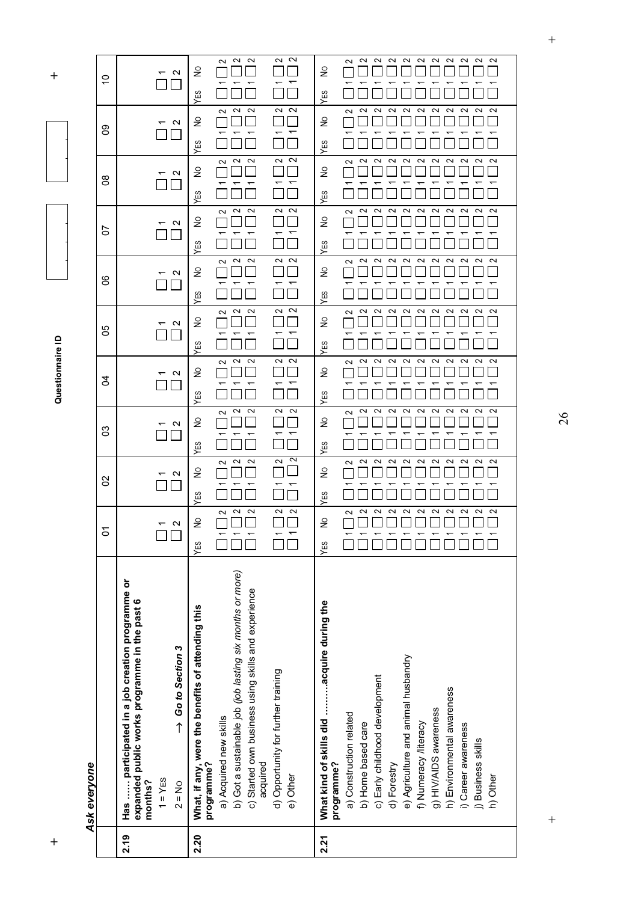**Questionnaire ID**

*Ask everyone*

| | | 01 | 02 | 03 | 04 | 05 | 06 | 07 | 08 | 09 | 10 |
|---|---|---|---|---|---|---|---|---|---|---|---|
| **2.19** | **Has …… participated in a job creation programme or expanded public works programme in the past 6 months?**<br>1 = YES<br>2 = NO → ***Go to Section 3*** | ☐ 1<br>☐ 2 | ☐ 1<br>☐ 2 | ☐ 1<br>☐ 2 | ☐ 1<br>☐ 2 | ☐ 1<br>☐ 2 | ☐ 1<br>☐ 2 | ☐ 1<br>☐ 2 | ☐ 1<br>☐ 2 | ☐ 1<br>☐ 2 | ☐ 1<br>☐ 2 |
| **2.20** | **What, if any, were the benefits of attending this programme?** | YES NO | YES NO | YES NO | YES NO | YES NO | YES NO | YES NO | YES NO | YES NO | YES NO |
| | a) Acquired new skills | ☐1 ☐2 | ☐1 ☐2 | ☐1 ☐2 | ☐1 ☐2 | ☐1 ☐2 | ☐1 ☐2 | ☐1 ☐2 | ☐1 ☐2 | ☐1 ☐2 | ☐1 ☐2 |
| | b) Got a sustainable job *(job lasting six months or more)* | ☐1 ☐2 | ☐1 ☐2 | ☐1 ☐2 | ☐1 ☐2 | ☐1 ☐2 | ☐1 ☐2 | ☐1 ☐2 | ☐1 ☐2 | ☐1 ☐2 | ☐1 ☐2 |
| | c) Started own business using skills and experience acquired | ☐1 ☐2 | ☐1 ☐2 | ☐1 ☐2 | ☐1 ☐2 | ☐1 ☐2 | ☐1 ☐2 | ☐1 ☐2 | ☐1 ☐2 | ☐1 ☐2 | ☐1 ☐2 |
| | d) Opportunity for further training | ☐1 ☐2 | ☐1 ☐2 | ☐1 ☐2 | ☐1 ☐2 | ☐1 ☐2 | ☐1 ☐2 | ☐1 ☐2 | ☐1 ☐2 | ☐1 ☐2 | ☐1 ☐2 |
| | e) Other | ☐1 ☐2 | ☐1 ☐2 | ☐1 ☐2 | ☐1 ☐2 | ☐1 ☐2 | ☐1 ☐2 | ☐1 ☐2 | ☐1 ☐2 | ☐1 ☐2 | ☐1 ☐2 |
| **2.21** | **What kind of skills did ………acquire during the programme?** | YES NO | YES NO | YES NO | YES NO | YES NO | YES NO | YES NO | YES NO | YES NO | YES NO |
| | a) Construction related | ☐1 ☐2 | ☐1 ☐2 | ☐1 ☐2 | ☐1 ☐2 | ☐1 ☐2 | ☐1 ☐2 | ☐1 ☐2 | ☐1 ☐2 | ☐1 ☐2 | ☐1 ☐2 |
| | b) Home based care | ☐1 ☐2 | ☐1 ☐2 | ☐1 ☐2 | ☐1 ☐2 | ☐1 ☐2 | ☐1 ☐2 | ☐1 ☐2 | ☐1 ☐2 | ☐1 ☐2 | ☐1 ☐2 |
| | c) Early childhood development | ☐1 ☐2 | ☐1 ☐2 | ☐1 ☐2 | ☐1 ☐2 | ☐1 ☐2 | ☐1 ☐2 | ☐1 ☐2 | ☐1 ☐2 | ☐1 ☐2 | ☐1 ☐2 |
| | d) Forestry | ☐1 ☐2 | ☐1 ☐2 | ☐1 ☐2 | ☐1 ☐2 | ☐1 ☐2 | ☐1 ☐2 | ☐1 ☐2 | ☐1 ☐2 | ☐1 ☐2 | ☐1 ☐2 |
| | e) Agriculture and animal husbandry | ☐1 ☐2 | ☐1 ☐2 | ☐1 ☐2 | ☐1 ☐2 | ☐1 ☐2 | ☐1 ☐2 | ☐1 ☐2 | ☐1 ☐2 | ☐1 ☐2 | ☐1 ☐2 |
| | f) Numeracy /literacy | ☐1 ☐2 | ☐1 ☐2 | ☐1 ☐2 | ☐1 ☐2 | ☐1 ☐2 | ☐1 ☐2 | ☐1 ☐2 | ☐1 ☐2 | ☐1 ☐2 | ☐1 ☐2 |
| | g) HIV/AIDS awareness | ☐1 ☐2 | ☐1 ☐2 | ☐1 ☐2 | ☐1 ☐2 | ☐1 ☐2 | ☐1 ☐2 | ☐1 ☐2 | ☐1 ☐2 | ☐1 ☐2 | ☐1 ☐2 |
| | h) Environmental awareness | ☐1 ☐2 | ☐1 ☐2 | ☐1 ☐2 | ☐1 ☐2 | ☐1 ☐2 | ☐1 ☐2 | ☐1 ☐2 | ☐1 ☐2 | ☐1 ☐2 | ☐1 ☐2 |
| | i) Career awareness | ☐1 ☐2 | ☐1 ☐2 | ☐1 ☐2 | ☐1 ☐2 | ☐1 ☐2 | ☐1 ☐2 | ☐1 ☐2 | ☐1 ☐2 | ☐1 ☐2 | ☐1 ☐2 |
| | j) Business skills | ☐1 ☐2 | ☐1 ☐2 | ☐1 ☐2 | ☐1 ☐2 | ☐1 ☐2 | ☐1 ☐2 | ☐1 ☐2 | ☐1 ☐2 | ☐1 ☐2 | ☐1 ☐2 |
| | h) Other | ☐1 ☐2 | ☐1 ☐2 | ☐1 ☐2 | ☐1 ☐2 | ☐1 ☐2 | ☐1 ☐2 | ☐1 ☐2 | ☐1 ☐2 | ☐1 ☐2 | ☐1 ☐2 |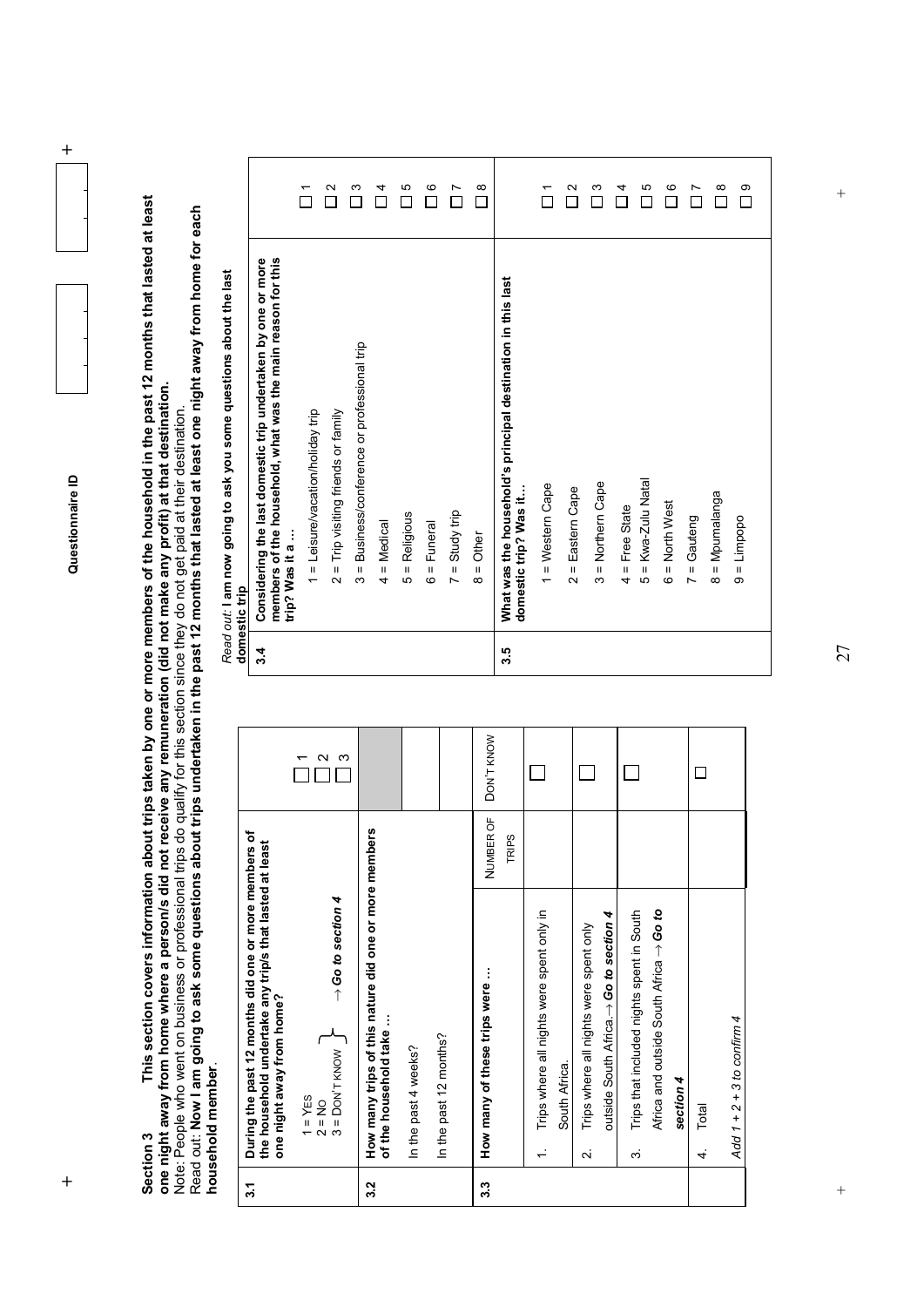Questionnaire ID

**Section 3 This section covers information about trips taken by one or more members of the household in the past 12 months that lasted at least one night away from home where a person/s did not receive any remuneration (did not make any profit) at that destination.**

Note: People who went on business or professional trips do qualify for this section since they do not get paid at their destination.

Read out: **Now I am going to ask some questions about trips undertaken in the past 12 months that lasted at least one night away from home for each household member**.

| | | | |
|---|---|---|---|
| **3.1** | **During the past 12 months did one or more members of the household undertake any trip/s that lasted at least one night away from home?**<br><br>1 = Yes<br>2 = No<br>3 = Don't know } → *Go to section 4* | | ☐ 1<br>☐ 2<br>☐ 3 |
| **3.2** | **How many trips of this nature did one or more members of the household take …** | | |
| | In the past 4 weeks? | | |
| | In the past 12 months? | | |
| **3.3** | **How many of these trips were …** | Number of trips | Don't know |
| | 1. Trips where all nights were spent only in South Africa. | | ☐ |
| | 2. Trips where all nights were spent only outside South Africa.→ ***Go to section 4*** | | ☐ |
| | 3. Trips that included nights spent in South Africa and outside South Africa → ***Go to section 4*** | | ☐ |
| | 4. Total<br><br>*Add 1 + 2 + 3 to confirm 4* | | ☐ |

*Read out:* **I am now going to ask you some questions about the last domestic trip**

| | | |
|---|---|---|
| **3.4** | **Considering the last domestic trip undertaken by one or more members of the household, what was the main reason for this trip? Was it a …** | |
| | 1 = Leisure/vacation/holiday trip | ☐ 1 |
| | 2 = Trip visiting friends or family | ☐ 2 |
| | 3 = Business/conference or professional trip | ☐ 3 |
| | 4 = Medical | ☐ 4 |
| | 5 = Religious | ☐ 5 |
| | 6 = Funeral | ☐ 6 |
| | 7 = Study trip | ☐ 7 |
| | 8 = Other | ☐ 8 |
| **3.5** | **What was the household's principal destination in this last domestic trip? Was it…** | |
| | 1 = Western Cape | ☐ 1 |
| | 2 = Eastern Cape | ☐ 2 |
| | 3 = Northern Cape | ☐ 3 |
| | 4 = Free State | ☐ 4 |
| | 5 = Kwa-Zulu Natal | ☐ 5 |
| | 6 = North West | ☐ 6 |
| | 7 = Gauteng | ☐ 7 |
| | 8 = Mpumalanga | ☐ 8 |
| | 9 = Limpopo | ☐ 9 |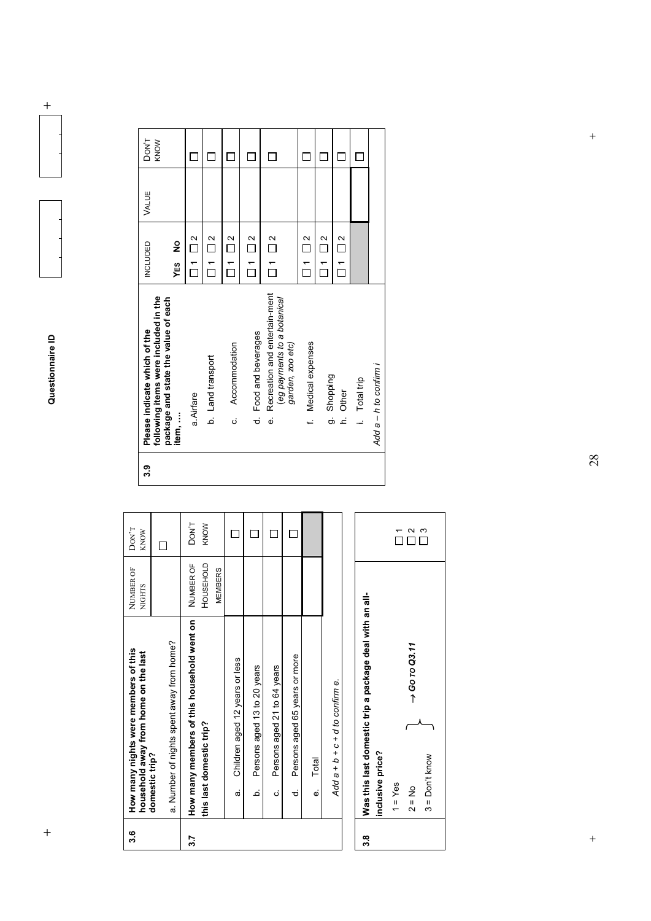**Questionnaire ID**

| 3.6 | How many nights were members of this household away from home on the last domestic trip? | Number of nights | Don't know |
|---|---|---|---|
| | a. Number of nights spent away from home? | | ☐ |
| **3.7** | **How many members of this household went on this last domestic trip?** | Number of household members | Don't know |
| | a. Children aged 12 years or less | | ☐ |
| | b. Persons aged 13 to 20 years | | ☐ |
| | c. Persons aged 21 to 64 years | | ☐ |
| | d. Persons aged 65 years or more | | ☐ |
| | e. Total | | |
| | *Add a + b + c + d to confirm e.* | | |

| 3.8 | Was this last domestic trip a package deal with an all-inclusive price? | |
|---|---|---|
| | 1 = Yes | ☐ 1 |
| | 2 = No → *Go to Q3.11* | ☐ 2 |
| | 3 = Don't know → *Go to Q3.11* | ☐ 3 |

| 3.9 | Please indicate which of the following items were included in the package and state the value of each item, …. | Included: Yes | Included: No | Value | Don't know |
|---|---|---|---|---|---|
| | a. Airfare | ☐ 1 | ☐ 2 | | ☐ |
| | b. Land transport | ☐ 1 | ☐ 2 | | ☐ |
| | c. Accommodation | ☐ 1 | ☐ 2 | | ☐ |
| | d. Food and beverages | ☐ 1 | ☐ 2 | | ☐ |
| | e. Recreation and entertain-ment (*eg payments to a botanical garden, zoo etc*) | ☐ 1 | ☐ 2 | | ☐ |
| | f. Medical expenses | ☐ 1 | ☐ 2 | | ☐ |
| | g. Shopping | ☐ 1 | ☐ 2 | | ☐ |
| | h. Other | ☐ 1 | ☐ 2 | | ☐ |
| | i. Total trip | | | | ☐ |
| | *Add a – h to confirm i* | | | | |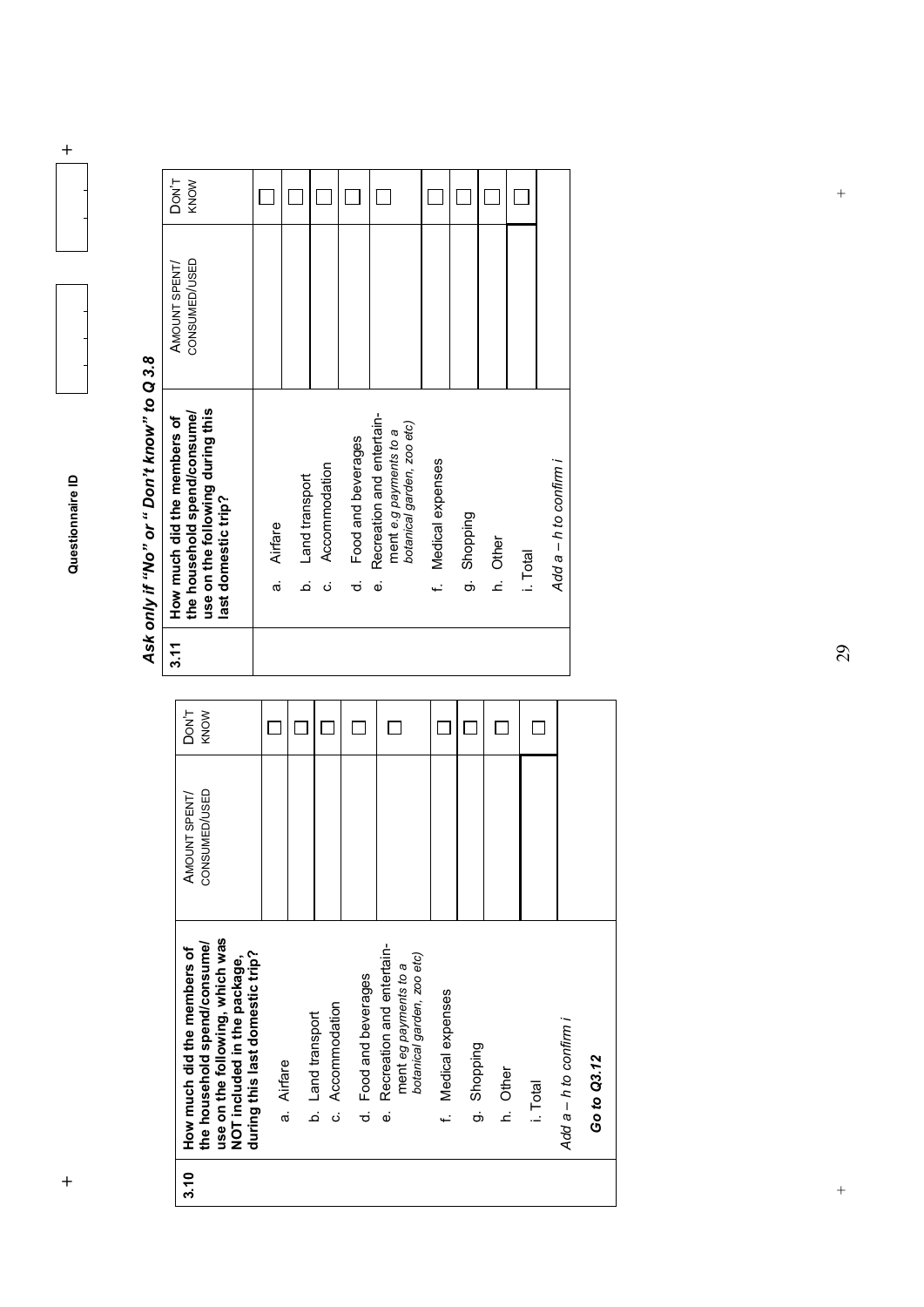| 3.10 | How much did the members of the household spend/consume/ use on the following, which was NOT included in the package, during this last domestic trip? | AMOUNT SPENT/ CONSUMED/USED | DON'T KNOW |
|---|---|---|---|
| | a. Airfare | | ☐ |
| | b. Land transport | | ☐ |
| | c. Accommodation | | ☐ |
| | d. Food and beverages | | ☐ |
| | e. Recreation and entertainment *eg payments to a botanical garden, zoo etc)* | | ☐ |
| | f. Medical expenses | | ☐ |
| | g. Shopping | | ☐ |
| | h. Other | | ☐ |
| | i. Total | | ☐ |
| | *Add a – h to confirm i* | | |
| | ***Go to Q3.12*** | | |

***Ask only if "No" or " Don't know" to Q 3.8***

| 3.11 | How much did the members of the household spend/consume/ use on the following during this last domestic trip? | AMOUNT SPENT/ CONSUMED/USED | DON'T KNOW |
|---|---|---|---|
| | a. Airfare | | ☐ |
| | b. Land transport | | ☐ |
| | c. Accommodation | | ☐ |
| | d. Food and beverages | | ☐ |
| | e. Recreation and entertainment *e.g payments to a botanical garden, zoo etc)* | | ☐ |
| | f. Medical expenses | | ☐ |
| | g. Shopping | | ☐ |
| | h. Other | | ☐ |
| | i. Total | | ☐ |
| | *Add a – h to confirm i* | | |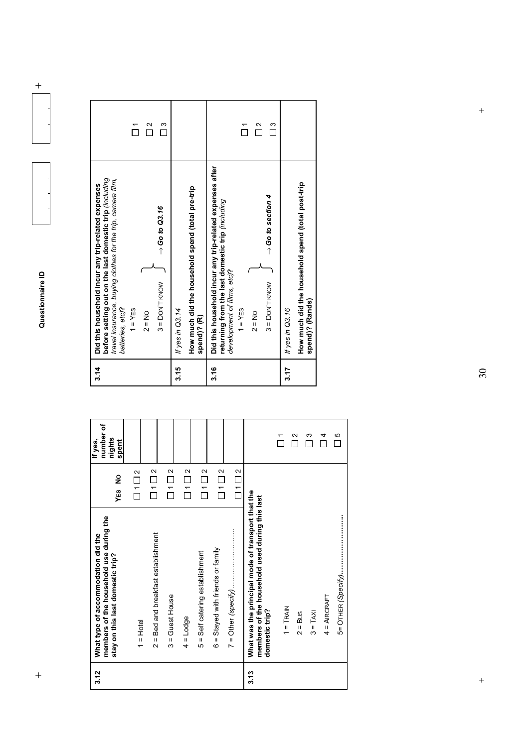**Questionnaire ID**

| 3.12 | What type of accommodation did the members of the household use during the stay on this last domestic trip? | Yes | No | If yes, number of nights spent |
|---|---|---|---|---|
| | 1 = Hotel | ☐ 1 | ☐ 2 | |
| | 2 = Bed and breakfast establishment | ☐ 1 | ☐ 2 | |
| | 3 = Guest House | ☐ 1 | ☐ 2 | |
| | 4 = Lodge | ☐ 1 | ☐ 2 | |
| | 5 = Self catering establishment | ☐ 1 | ☐ 2 | |
| | 6 = Stayed with friends or family | ☐ 1 | ☐ 2 | |
| | 7 = Other *(specify)*........................... | ☐ 1 | ☐ 2 | |

| 3.13 | What was the principal mode of transport that the members of the household used during this last domestic trip? | |
|---|---|---|
| | 1 = TRAIN | ☐ 1 |
| | 2 = BUS | ☐ 2 |
| | 3 = TAXI | ☐ 3 |
| | 4 = AIRCRAFT | ☐ 4 |
| | 5= OTHER *(Specify)*........................... | ☐ 5 |

| | | |
|---|---|---|
| 3.14 | **Did this household incur any trip-related expenses before setting out on the last domestic trip** *(including travel insurance, buying clothes for the trip, camera film, batteries, etc)*?<br>1 = YES<br>2 = NO<br>3 = DON'T KNOW } → ***Go to Q3.16*** (for 2 and 3) | ☐ 1<br>☐ 2<br>☐ 3 |
| 3.15 | *If yes in Q3.14*<br>**How much did the household spend (total pre-trip spend)? (R)** | |
| 3.16 | **Did this household incur any trip-related expenses after returning from the last domestic trip** *(including development of films, etc)*?<br>1 = YES<br>2 = NO<br>3 = DON'T KNOW } → ***Go to section 4*** (for 2 and 3) | ☐ 1<br>☐ 2<br>☐ 3 |
| 3.17 | *If yes in Q3.16*<br>**How much did the household spend (total post-trip spend)? (Rands)** | |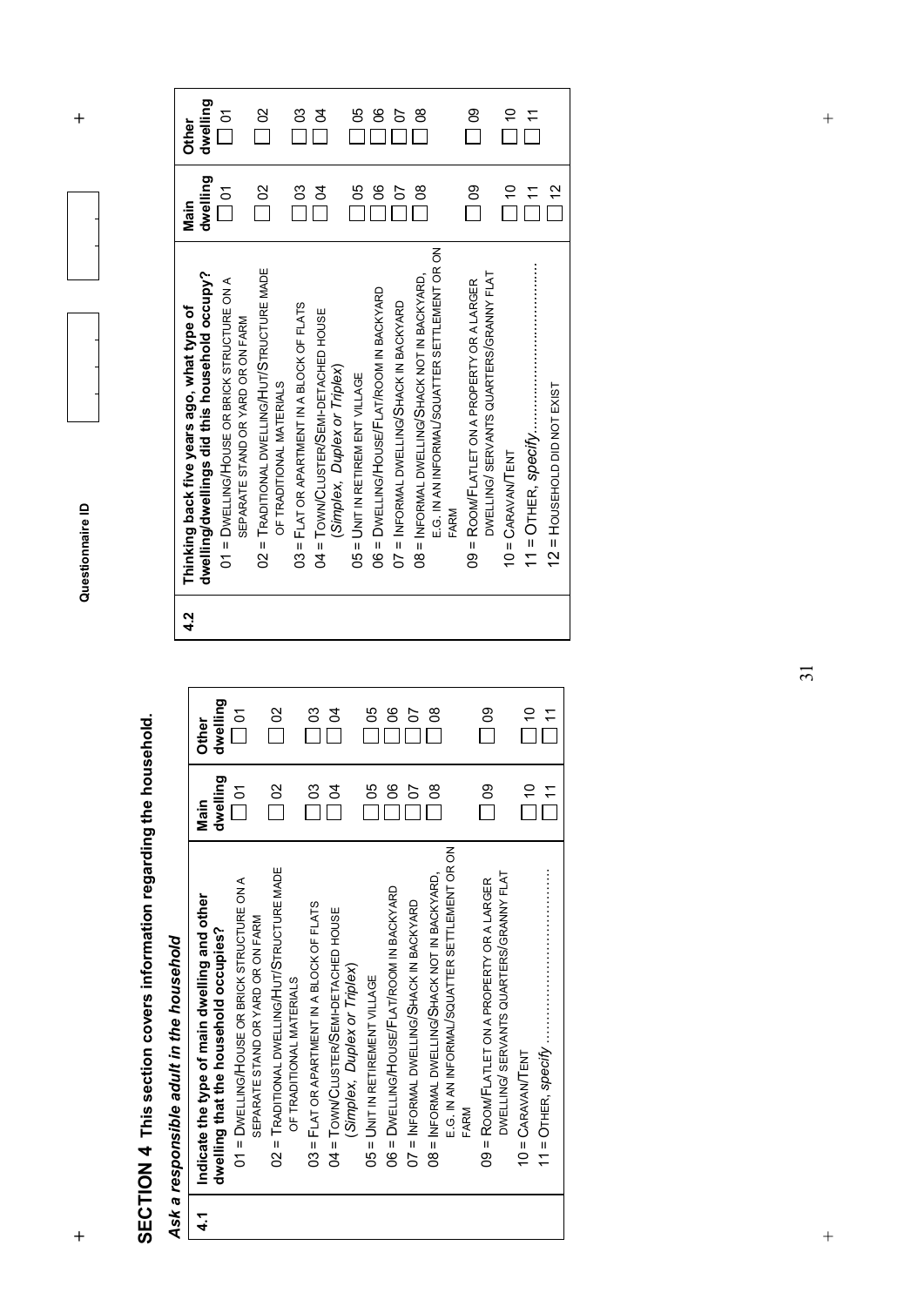Questionnaire ID

# SECTION 4 This section covers information regarding the household.

***Ask a responsible adult in the household***

| 4.1 | **Indicate the type of main dwelling and other dwelling that the household occupies?** | **Main dwelling** | **Other dwelling** |
|---|---|---|---|
| | 01 = DWELLING/HOUSE OR BRICK STRUCTURE ON A SEPARATE STAND OR YARD OR ON FARM | ☐ 01 | ☐ 01 |
| | 02 = TRADITIONAL DWELLING/HUT/STRUCTURE MADE OF TRADITIONAL MATERIALS | ☐ 02 | ☐ 02 |
| | 03 = FLAT OR APARTMENT IN A BLOCK OF FLATS | ☐ 03 | ☐ 03 |
| | 04 = TOWN/CLUSTER/SEMI-DETACHED HOUSE (*Simplex, Duplex or Triplex*) | ☐ 04 | ☐ 04 |
| | 05 = UNIT IN RETIREMENT VILLAGE | ☐ 05 | ☐ 05 |
| | 06 = DWELLING/HOUSE/FLAT/ROOM IN BACKYARD | ☐ 06 | ☐ 06 |
| | 07 = INFORMAL DWELLING/SHACK IN BACKYARD | ☐ 07 | ☐ 07 |
| | 08 = INFORMAL DWELLING/SHACK NOT IN BACKYARD, E.G. IN AN INFORMAL/SQUATTER SETTLEMENT OR ON FARM | ☐ 08 | ☐ 08 |
| | 09 = ROOM/FLATLET ON A PROPERTY OR A LARGER DWELLING/ SERVANTS QUARTERS/GRANNY FLAT | ☐ 09 | ☐ 09 |
| | 10 = CARAVAN/TENT | ☐ 10 | ☐ 10 |
| | 11 = OTHER, *specify*............................................ | ☐ 11 | ☐ 11 |

| 4.2 | **Thinking back five years ago, what type of dwelling/dwellings did this household occupy?** | **Main dwelling** | **Other dwelling** |
|---|---|---|---|
| | 01 = DWELLING/HOUSE OR BRICK STRUCTURE ON A SEPARATE STAND OR YARD OR ON FARM | ☐ 01 | ☐ 01 |
| | 02 = TRADITIONAL DWELLING/HUT/STRUCTURE MADE OF TRADITIONAL MATERIALS | ☐ 02 | ☐ 02 |
| | 03 = FLAT OR APARTMENT IN A BLOCK OF FLATS | ☐ 03 | ☐ 03 |
| | 04 = TOWN/CLUSTER/SEMI-DETACHED HOUSE (*Simplex, Duplex or Triplex*) | ☐ 04 | ☐ 04 |
| | 05 = UNIT IN RETIREMENT VILLAGE | ☐ 05 | ☐ 05 |
| | 06 = DWELLING/HOUSE/FLAT/ROOM IN BACKYARD | ☐ 06 | ☐ 06 |
| | 07 = INFORMAL DWELLING/SHACK IN BACKYARD | ☐ 07 | ☐ 07 |
| | 08 = INFORMAL DWELLING/SHACK NOT IN BACKYARD, E.G. IN AN INFORMAL/SQUATTER SETTLEMENT OR ON FARM | ☐ 08 | ☐ 08 |
| | 09 = ROOM/FLATLET ON A PROPERTY OR A LARGER DWELLING/ SERVANTS QUARTERS/GRANNY FLAT | ☐ 09 | ☐ 09 |
| | 10 = CARAVAN/TENT | ☐ 10 | ☐ 10 |
| | 11 = OTHER, *specify*............................................ | ☐ 11 | ☐ 11 |
| | 12 = HOUSEHOLD DID NOT EXIST | ☐ 12 | |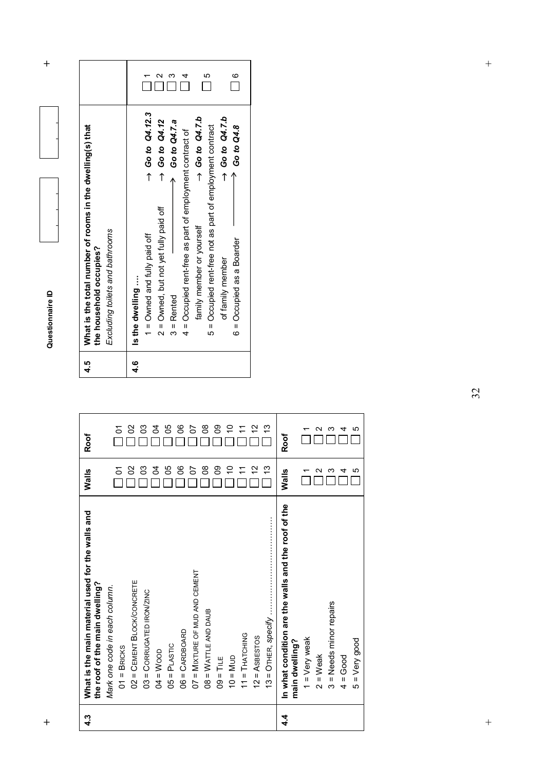Questionnaire ID

| | | Walls | Roof |
|---|---|---|---|
| **4.3** | **What is the main material used for the walls and the roof of the main dwelling?** *Mark one code in each column.* | | |
| | 01 = BRICKS | ☐ 01 | ☐ 01 |
| | 02 = CEMENT BLOCK/CONCRETE | ☐ 02 | ☐ 02 |
| | 03 = CORRUGATED IRON/ZINC | ☐ 03 | ☐ 03 |
| | 04 = WOOD | ☐ 04 | ☐ 04 |
| | 05 = PLASTIC | ☐ 05 | ☐ 05 |
| | 06 = CARDBOARD | ☐ 06 | ☐ 06 |
| | 07 = MIXTURE OF MUD AND CEMENT | ☐ 07 | ☐ 07 |
| | 08 = WATTLE AND DAUB | ☐ 08 | ☐ 08 |
| | 09 = TILE | ☐ 09 | ☐ 09 |
| | 10 = MUD | ☐ 10 | ☐ 10 |
| | 11 = THATCHING | ☐ 11 | ☐ 11 |
| | 12 = ASBESTOS | ☐ 12 | ☐ 12 |
| | 13 = OTHER, *specify* ........................................ | ☐ 13 | ☐ 13 |

| | | Walls | Roof |
|---|---|---|---|
| **4.4** | **In what condition are the walls and the roof of the main dwelling?** | | |
| | 1 = Very weak | ☐ 1 | ☐ 1 |
| | 2 = Weak | ☐ 2 | ☐ 2 |
| | 3 = Needs minor repairs | ☐ 3 | ☐ 3 |
| | 4 = Good | ☐ 4 | ☐ 4 |
| | 5 = Very good | ☐ 5 | ☐ 5 |

| | | |
|---|---|---|
| **4.5** | **What is the total number of rooms in the dwelling(s) that the household occupies?** *Excluding toilets and bathrooms* | |
| **4.6** | **Is the dwelling ....** | |
| | 1 = Owned and fully paid off → ***Go to Q4.12.3*** | ☐ 1 |
| | 2 = Owned, but not yet fully paid off → ***Go to Q4.12*** | ☐ 2 |
| | 3 = Rented → ***Go to Q4.7.a*** | ☐ 3 |
| | 4 = Occupied rent-free as part of employment contract of family member or yourself → ***Go to Q4.7.b*** | ☐ 4 |
| | 5 = Occupied rent-free not as part of employment contract of family member → ***Go to Q4.7.b*** | ☐ 5 |
| | 6 = Occupied as a Boarder → ***Go to Q4.8*** | ☐ 6 |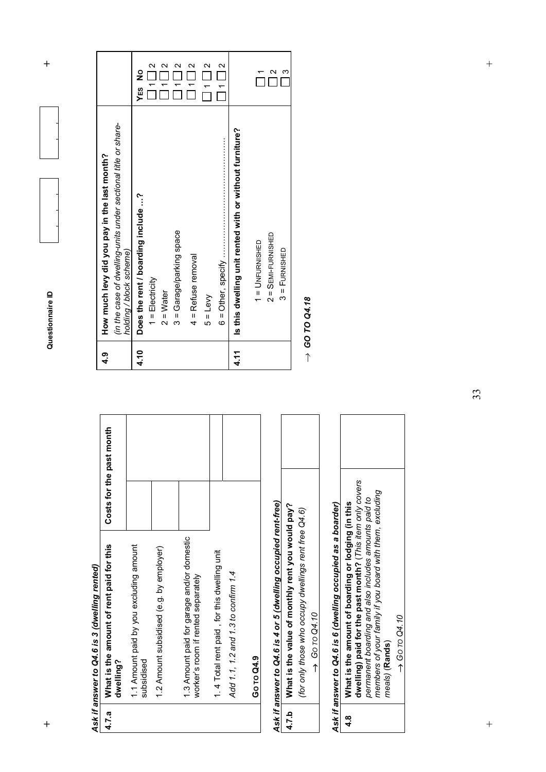*Ask if answer to Q4.6 is 3 (dwelling rented)*

| 4.7.a | What is the amount of rent paid for this dwelling? | Costs for the past month | |
|---|---|---|---|
| | 1.1 Amount paid by you excluding amount subsidised | | |
| | 1.2 Amount subsidised (e.g. by employer) | | |
| | 1.3 Amount paid for garage and/or domestic worker's room if rented separately | | |
| | 1. 4 Total rent paid , for this dwelling unit | | |
| | *Add 1.1, 1.2 and 1.3 to confirm 1.4* | | |
| | **GO TO Q4.9** | | |

*Ask if answer to Q4.6 is 4 or 5 (dwelling occupied rent-free)*

| 4.7.b | What is the value of monthly rent you would pay? *(for only those who occupy dwellings rent free Q4.6)* → *GO TO Q4.10* | |
|---|---|---|

*Ask if answer to Q4.6 is 6 (dwelling occupied as a boarder)*

| 4.8 | **What is the amount of boarding or lodging (in this dwelling) paid for the past month?** *(This item only covers permanent boarding and also includes amounts paid to members of your family if you board with them, excluding meals)* **(Rands)** → *GO TO Q4.10* | |
|---|---|---|

Questionnaire ID

| 4.9 | **How much levy did you pay in the last month?** *(in the case of dwelling-units under sectional title or share-holding / block scheme)* | | |
|---|---|---|---|
| **4.10** | **Does the rent / boarding include ...?** | **YES** | **NO** |
| | 1 = Electricity | 1 | 2 |
| | 2 = Water | 1 | 2 |
| | 3 = Garage/parking space | 1 | 2 |
| | 4 = Refuse removal | 1 | 2 |
| | 5 = Levy | 1 | 2 |
| | 6 = Other, specify .............................................. | 1 | 2 |
| **4.11** | **Is this dwelling unit rented with or without furniture?** | | |
| | 1 = UNFURNISHED | 1 | |
| | 2 = SEMI-FURNISHED | 2 | |
| | 3 = FURNISHED | 3 | |

→ ***GO TO Q4.18***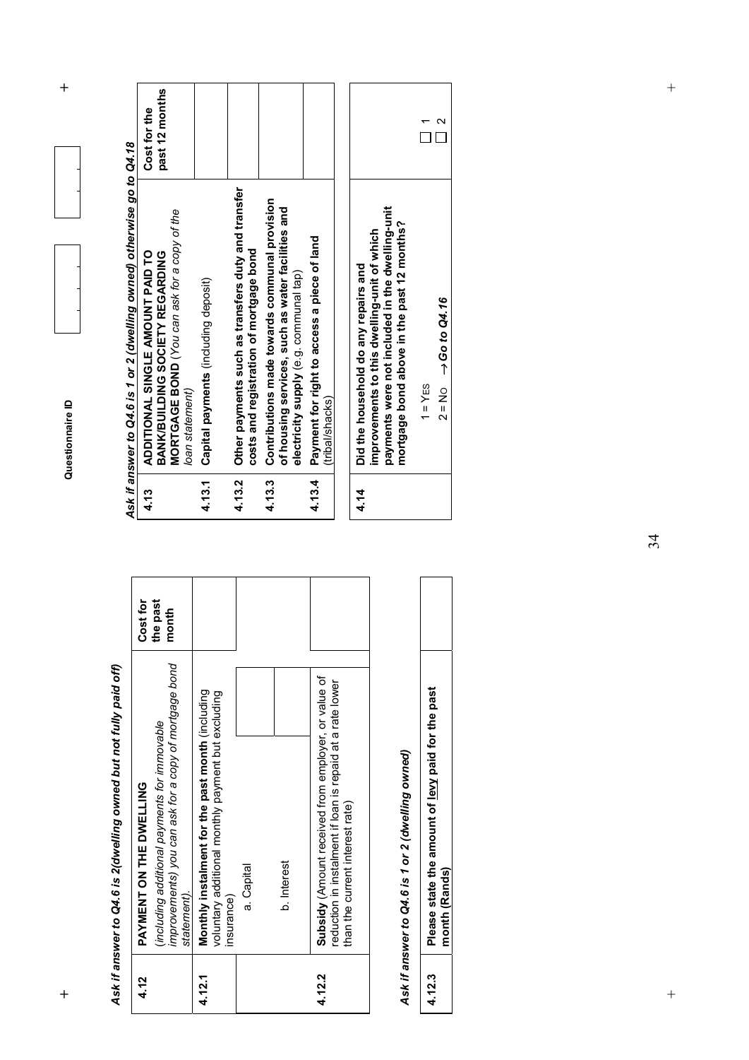Questionnaire ID

*Ask if answer to Q4.6 is 2(dwelling owned but not fully paid off)*

| | | | Cost for the past month |
|---|---|---|---|
| 4.12 | **PAYMENT ON THE DWELLING** *(including additional payments for immovable improvements) you can ask for a copy of mortgage bond statement).* | | |
| 4.12.1 | **Monthly instalment for the past month** (including voluntary additional monthly payment but excluding insurance) | | |
| | a. Capital | | |
| | b. Interest | | |
| 4.12.2 | **Subsidy** (Amount received from employer, or value of reduction in instalment if loan is repaid at a rate lower than the current interest rate) | | |

*Ask if answer to Q4.6 is 1 or 2 (dwelling owned)*

| | | |
|---|---|---|
| 4.12.3 | **Please state the amount of levy paid for the past month (Rands)** | |

*Ask if answer to Q4.6 is 1 or 2 (dwelling owned) otherwise go to Q4.18*

| | | Cost for the past 12 months |
|---|---|---|
| 4.13 | **ADDITIONAL SINGLE AMOUNT PAID TO BANK/BUILDING SOCIETY REGARDING MORTGAGE BOND** *(You can ask for a copy of the loan statement)* | |
| 4.13.1 | **Capital payments** (including deposit) | |
| 4.13.2 | **Other payments such as transfers duty and transfer costs and registration of mortgage bond** | |
| 4.13.3 | **Contributions made towards communal provision of housing services, such as water facilities and electricity supply** (e.g. communal tap) | |
| 4.13.4 | **Payment for right to access a piece of land** (tribal/shacks) | |

| | | |
|---|---|---|
| 4.14 | **Did the household do any repairs and improvements to this dwelling-unit of which payments were not included in the dwelling-unit mortgage bond above in the past 12 months?**<br><br>1 = YES<br>2 = NO → ***Go to Q4.16*** | ☐ 1<br>☐ 2 |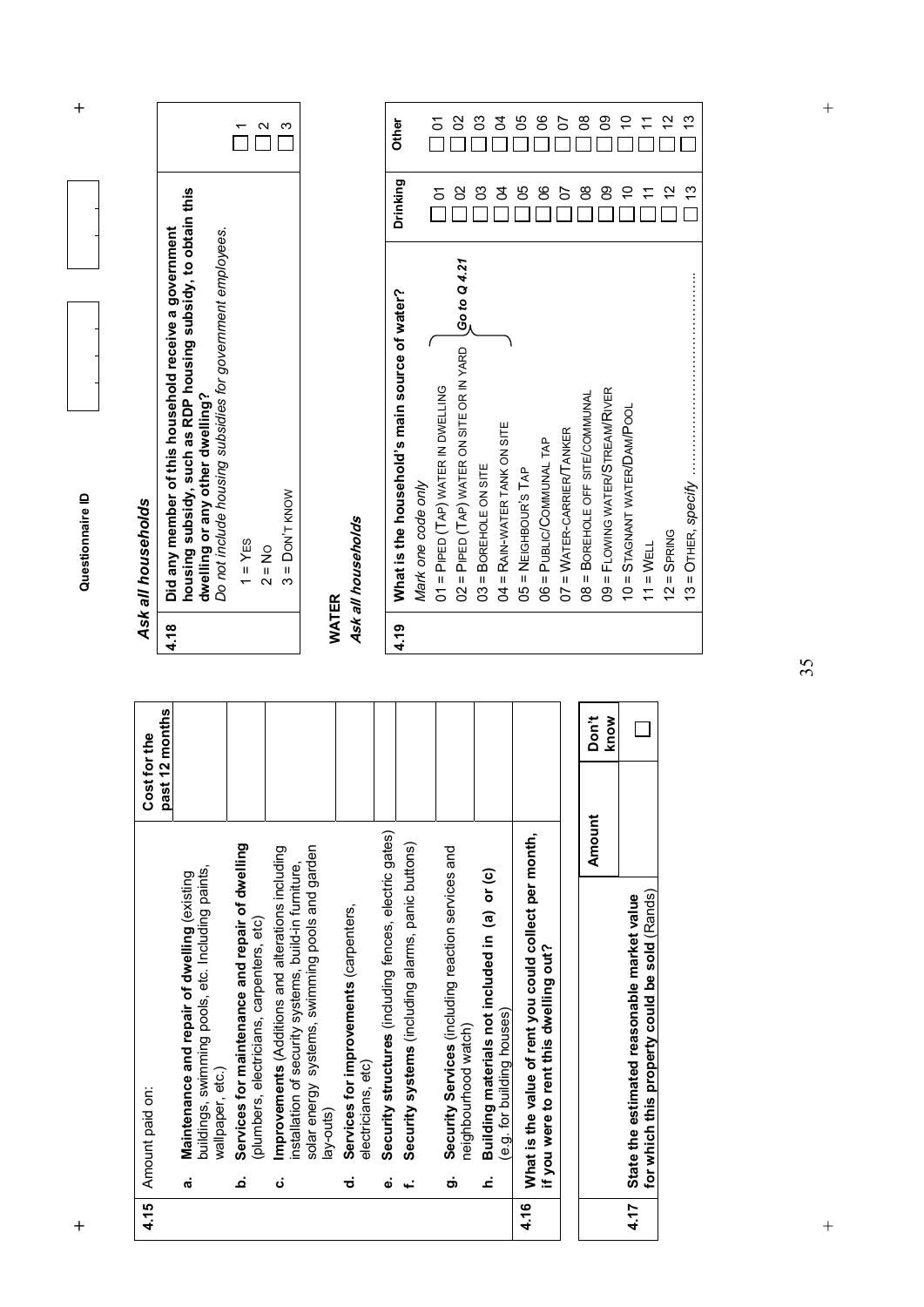| 4.15 | Amount paid on: | Cost for the past 12 months |
|---|---|---|
| | **a. Maintenance and repair of dwelling** (existing buildings, swimming pools, etc. Including paints, wallpaper, etc.) | |
| | **b. Services for maintenance and repair of dwelling** (plumbers, electricians, carpenters, etc) | |
| | **c. Improvements** (Additions and alterations including installation of security systems, build-in furniture, solar energy systems, swimming pools and garden lay-outs) | |
| | **d. Services for improvements** (carpenters, electricians, etc) | |
| | **e. Security structures** (including fences, electric gates) | |
| | **f. Security systems** (including alarms, panic buttons) | |
| | **g. Security Services** (including reaction services and neighbourhood watch) | |
| | **h. Building materials not included in (a) or (c)** (e.g. for building houses) | |
| **4.16** | **What is the value of rent you could collect per month, if you were to rent this dwelling out?** | |

| | | Amount | Don't know |
|---|---|---|---|
| **4.17** | **State the estimated reasonable market value for which this property could be sold** (Rands) | | ☐ |

Questionnaire ID

*Ask all households*

| 4.18 | **Did any member of this household receive a government housing subsidy, such as RDP housing subsidy, to obtain this dwelling or any other dwelling?** *Do not include housing subsidies for government employees.* | |
|---|---|---|
| | 1 = Yes | ☐ 1 |
| | 2 = No | ☐ 2 |
| | 3 = Don't know | ☐ 3 |

## WATER

*Ask all households*

| 4.19 | **What is the household's main source of water?** *Mark one code only* | Drinking | Other |
|---|---|---|---|
| | 01 = Piped (Tap) water in dwelling *(Go to Q 4.21)* | ☐ 01 | ☐ 01 |
| | 02 = Piped (Tap) water on site or in yard *(Go to Q 4.21)* | ☐ 02 | ☐ 02 |
| | 03 = Borehole on site *(Go to Q 4.21)* | ☐ 03 | ☐ 03 |
| | 04 = Rain-water tank on site *(Go to Q 4.21)* | ☐ 04 | ☐ 04 |
| | 05 = Neighbour's tap | ☐ 05 | ☐ 05 |
| | 06 = Public/Communal tap | ☐ 06 | ☐ 06 |
| | 07 = Water-carrier/Tanker | ☐ 07 | ☐ 07 |
| | 08 = Borehole off site/communal | ☐ 08 | ☐ 08 |
| | 09 = Flowing water/Stream/River | ☐ 09 | ☐ 09 |
| | 10 = Stagnant water/Dam/Pool | ☐ 10 | ☐ 10 |
| | 11 = Well | ☐ 11 | ☐ 11 |
| | 12 = Spring | ☐ 12 | ☐ 12 |
| | 13 = Other, *specify* .................................. | ☐ 13 | ☐ 13 |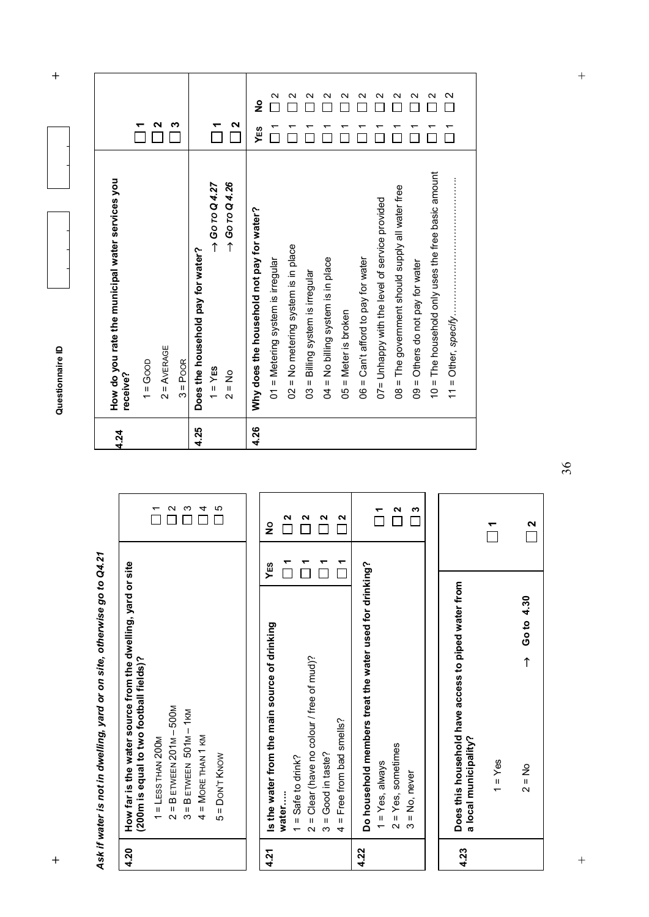*Ask if water is not in dwelling, yard or on site, otherwise go to Q4.21*

| 4.20 | **How far is the water source from the dwelling, yard or site (200m is equal to two football fields)?** | |
|---|---|---|
| | 1 = LESS THAN 200M | ☐ 1 |
| | 2 = BETWEEN 201M – 500M | ☐ 2 |
| | 3 = BETWEEN 501M – 1KM | ☐ 3 |
| | 4 = MORE THAN 1 KM | ☐ 4 |
| | 5 = DON'T KNOW | ☐ 5 |

| 4.21 | **Is the water from the main source of drinking water….** | **YES** | **NO** |
|---|---|---|---|
| | 1 = Safe to drink? | ☐ 1 | ☐ 2 |
| | 2 = Clear (have no colour / free of mud)? | ☐ 1 | ☐ 2 |
| | 3 = Good in taste? | ☐ 1 | ☐ 2 |
| | 4 = Free from bad smells? | ☐ 1 | ☐ 2 |

| 4.22 | **Do household members treat the water used for drinking?** | |
|---|---|---|
| | 1 = Yes, always | ☐ 1 |
| | 2 = Yes, sometimes | ☐ 2 |
| | 3 = No, never | ☐ 3 |

| 4.23 | **Does this household have access to piped water from a local municipality?** | |
|---|---|---|
| | 1 = Yes | ☐ 1 |
| | 2 = No → **Go to 4.30** | ☐ 2 |

Questionnaire ID

| 4.24 | **How do you rate the municipal water services you receive?** | |
|---|---|---|
| | 1 = GOOD | ☐ 1 |
| | 2 = AVERAGE | ☐ 2 |
| | 3 = POOR | ☐ 3 |

| 4.25 | **Does the household pay for water?** | |
|---|---|---|
| | 1 = YES → *GO TO Q 4.27* | ☐ 1 |
| | 2 = NO → *GO TO Q 4.26* | ☐ 2 |

| 4.26 | **Why does the household not pay for water?** | **YES** | **NO** |
|---|---|---|---|
| | 01 = Metering system is irregular | ☐ 1 | ☐ 2 |
| | 02 = No metering system is in place | ☐ 1 | ☐ 2 |
| | 03 = Billing system is irregular | ☐ 1 | ☐ 2 |
| | 04 = No billing system is in place | ☐ 1 | ☐ 2 |
| | 05 = Meter is broken | ☐ 1 | ☐ 2 |
| | 06 = Can't afford to pay for water | ☐ 1 | ☐ 2 |
| | 07= Unhappy with the level of service provided | ☐ 1 | ☐ 2 |
| | 08 = The government should supply all water free | ☐ 1 | ☐ 2 |
| | 09 = Others do not pay for water | ☐ 1 | ☐ 2 |
| | 10 = The household only uses the free basic amount | ☐ 1 | ☐ 2 |
| | 11 = Other, *specify*………………………………… | ☐ 1 | ☐ 2 |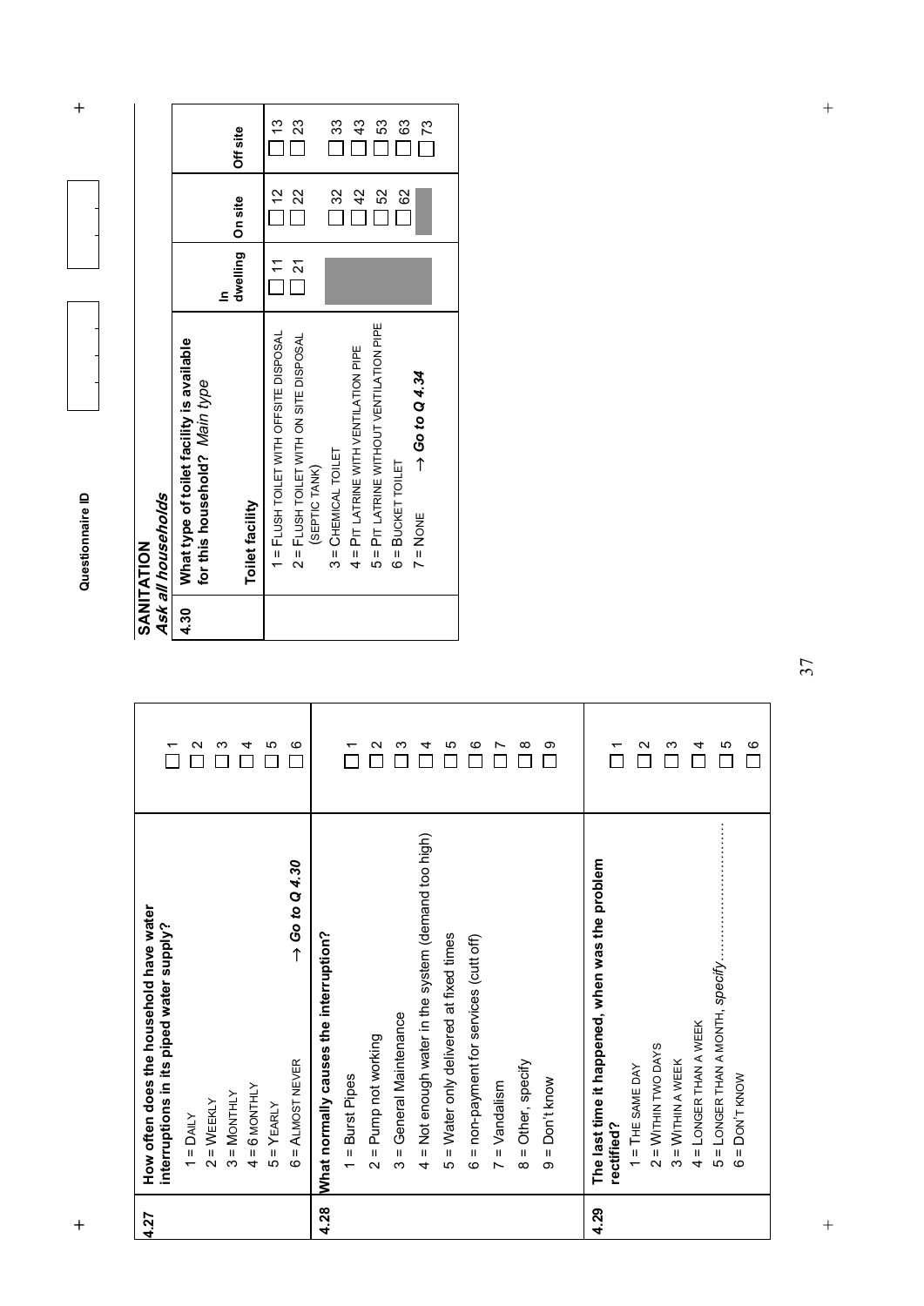| 4.27 | How often does the household have water interruptions in its piped water supply? | |
|---|---|---|
| | 1 = DAILY | ☐ 1 |
| | 2 = WEEKLY | ☐ 2 |
| | 3 = MONTHLY | ☐ 3 |
| | 4 = 6 MONTHLY | ☐ 4 |
| | 5 = YEARLY | ☐ 5 |
| | 6 = ALMOST NEVER → *Go to Q 4.30* | ☐ 6 |
| **4.28** | **What normally causes the interruption?** | |
| | 1 = Burst Pipes | ☐ 1 |
| | 2 = Pump not working | ☐ 2 |
| | 3 = General Maintenance | ☐ 3 |
| | 4 = Not enough water in the system (demand too high) | ☐ 4 |
| | 5 = Water only delivered at fixed times | ☐ 5 |
| | 6 = non-payment for services (cut off) | ☐ 6 |
| | 7 = Vandalism | ☐ 7 |
| | 8 = Other, specify | ☐ 8 |
| | 9 = Don't know | ☐ 9 |
| **4.29** | **The last time it happened, when was the problem rectified?** | |
| | 1 = THE SAME DAY | ☐ 1 |
| | 2 = WITHIN TWO DAYS | ☐ 2 |
| | 3 = WITHIN A WEEK | ☐ 3 |
| | 4 = LONGER THAN A WEEK | ☐ 4 |
| | 5 = LONGER THAN A MONTH, *specify*............................ | ☐ 5 |
| | 6 = DON'T KNOW | ☐ 6 |

Questionnaire ID

## SANITATION

*Ask all households*

| 4.30 | What type of toilet facility is available for this household? *Main type* | | | |
|---|---|---|---|---|
| | **Toilet facility** | **In dwelling** | **On site** | **Off site** |
| | 1 = FLUSH TOILET WITH OFFSITE DISPOSAL | ☐ 11 | ☐ 12 | ☐ 13 |
| | 2 = FLUSH TOILET WITH ON SITE DISPOSAL (SEPTIC TANK) | ☐ 21 | ☐ 22 | ☐ 23 |
| | 3 = CHEMICAL TOILET | | ☐ 32 | ☐ 33 |
| | 4 = PIT LATRINE WITH VENTILATION PIPE | | ☐ 42 | ☐ 43 |
| | 5 = PIT LATRINE WITHOUT VENTILATION PIPE | | ☐ 52 | ☐ 53 |
| | 6 = BUCKET TOILET | | ☐ 62 | ☐ 63 |
| | 7 = NONE → *Go to Q 4.34* | | | ☐ 73 |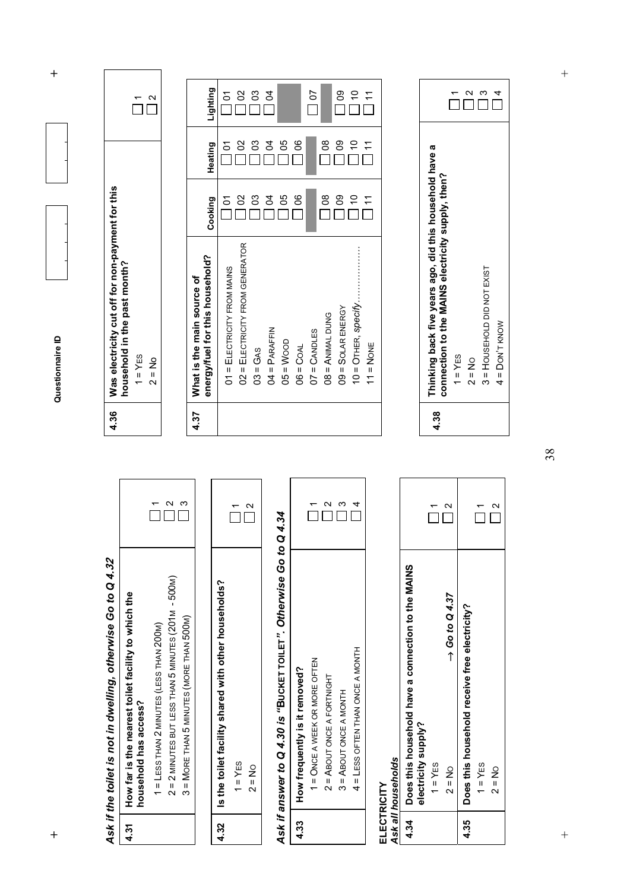*Ask if the toilet is not in dwelling, otherwise Go to Q 4.32*

| 4.31 | How far is the nearest toilet facility to which the household has access? | |
|---|---|---|
| | 1 = LESS THAN 2 MINUTES (LESS THAN 200M) | ☐ 1 |
| | 2 = 2 MINUTES BUT LESS THAN 5 MINUTES (201M - 500M) | ☐ 2 |
| | 3 = MORE THAN 5 MINUTES (MORE THAN 500M) | ☐ 3 |

| 4.32 | Is the toilet facility shared with other households? | |
|---|---|---|
| | 1 = YES | ☐ 1 |
| | 2 = NO | ☐ 2 |

*Ask if answer to Q 4.30 is "BUCKET TOILET". Otherwise Go to Q 4.34*

| 4.33 | How frequently is it removed? | |
|---|---|---|
| | 1 = ONCE A WEEK OR MORE OFTEN | ☐ 1 |
| | 2 = ABOUT ONCE A FORTNIGHT | ☐ 2 |
| | 3 = ABOUT ONCE A MONTH | ☐ 3 |
| | 4 = LESS OFTEN THAN ONCE A MONTH | ☐ 4 |

**ELECTRICITY**
*Ask all households*

| 4.34 | Does this household have a connection to the MAINS electricity supply? | |
|---|---|---|
| | 1 = YES | ☐ 1 |
| | 2 = NO → *Go to Q 4.37* | ☐ 2 |
| **4.35** | **Does this household receive free electricity?** | |
| | 1 = YES | ☐ 1 |
| | 2 = NO | ☐ 2 |

| 4.36 | Was electricity cut off for non-payment for this household in the past month? | |
|---|---|---|
| | 1 = YES | ☐ 1 |
| | 2 = NO | ☐ 2 |

| 4.37 | What is the main source of energy/fuel for this household? | Cooking | Heating | Lighting |
|---|---|---|---|---|
| | 01 = ELECTRICITY FROM MAINS | ☐ 01 | ☐ 01 | ☐ 01 |
| | 02 = ELECTRICITY FROM GENERATOR | ☐ 02 | ☐ 02 | ☐ 02 |
| | 03 = GAS | ☐ 03 | ☐ 03 | ☐ 03 |
| | 04 = PARAFFIN | ☐ 04 | ☐ 04 | ☐ 04 |
| | 05 = WOOD | ☐ 05 | ☐ 05 | |
| | 06 = COAL | ☐ 06 | ☐ 06 | |
| | 07 = CANDLES | | | ☐ 07 |
| | 08 = ANIMAL DUNG | ☐ 08 | ☐ 08 | |
| | 09 = SOLAR ENERGY | ☐ 09 | ☐ 09 | ☐ 09 |
| | 10 = OTHER, *specify*.................. | ☐ 10 | ☐ 10 | ☐ 10 |
| | 11 = NONE | ☐ 11 | ☐ 11 | ☐ 11 |

| 4.38 | Thinking back five years ago, did this household have a connection to the MAINS electricity supply, then? | |
|---|---|---|
| | 1 = YES | ☐ 1 |
| | 2 = NO | ☐ 2 |
| | 3 = HOUSEHOLD DID NOT EXIST | ☐ 3 |
| | 4 = DON'T KNOW | ☐ 4 |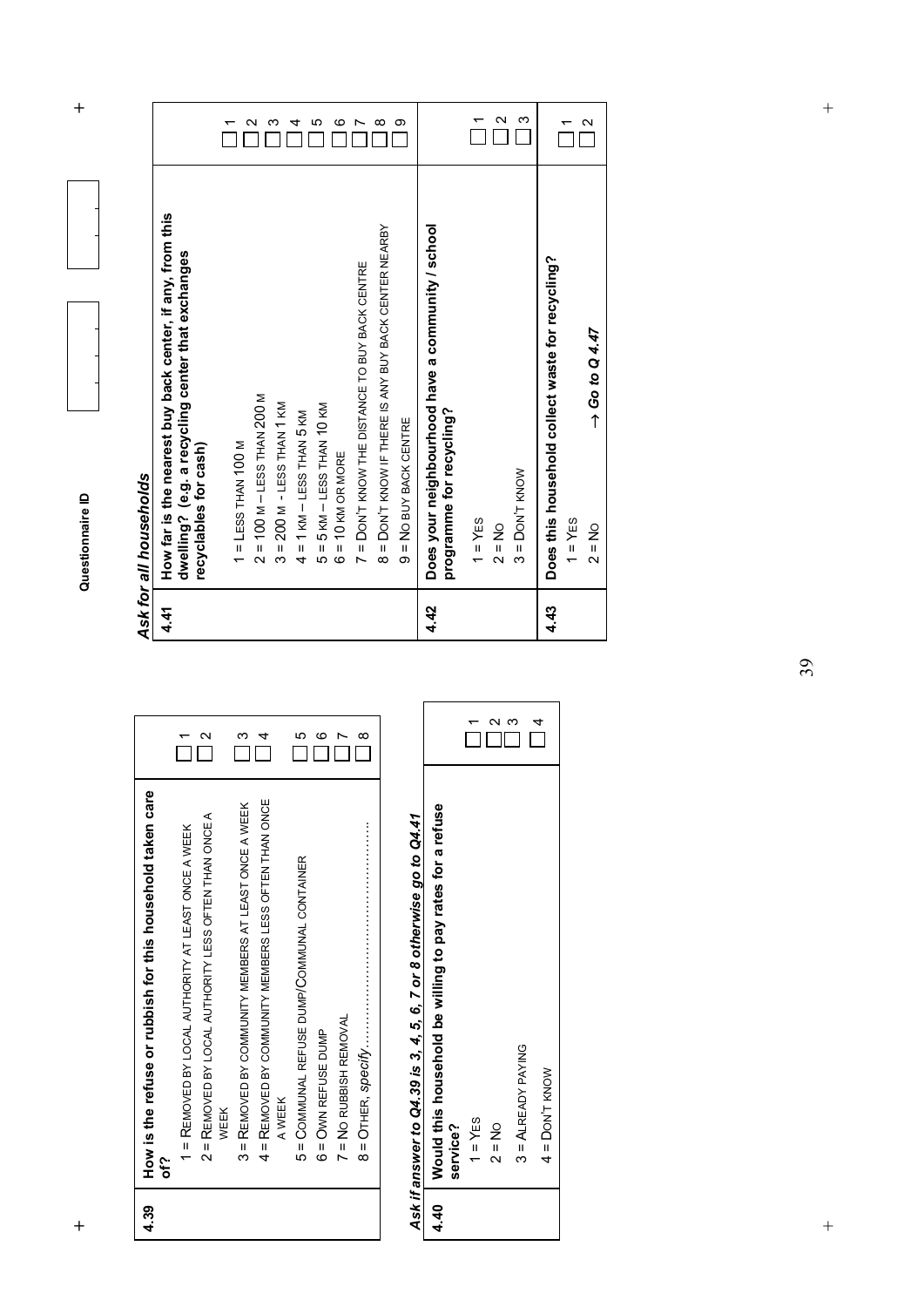**Questionnaire ID**

| 4.39 | **How is the refuse or rubbish for this household taken care of?** | |
|---|---|---|
| | 1 = Removed by local authority at least once a week | ☐ 1 |
| | 2 = Removed by local authority less often than once a week | ☐ 2 |
| | 3 = Removed by community members at least once a week | ☐ 3 |
| | 4 = Removed by community members less often than once a week | ☐ 4 |
| | 5 = Communal refuse dump/Communal container | ☐ 5 |
| | 6 = Own refuse dump | ☐ 6 |
| | 7 = No rubbish removal | ☐ 7 |
| | 8 = Other, *specify*……………………………………… | ☐ 8 |

***Ask if answer to Q4.39 is 3, 4, 5, 6, 7 or 8 otherwise go to Q4.41***

| 4.40 | **Would this household be willing to pay rates for a refuse service?** | |
|---|---|---|
| | 1 = Yes | ☐ 1 |
| | 2 = No | ☐ 2 |
| | 3 = Already paying | ☐ 3 |
| | 4 = Don't know | ☐ 4 |

***Ask for all households***

| 4.41 | **How far is the nearest buy back center, if any, from this dwelling? (e.g. a recycling center that exchanges recyclables for cash)** | |
|---|---|---|
| | 1 = Less than 100 m | ☐ 1 |
| | 2 = 100 m – less than 200 m | ☐ 2 |
| | 3 = 200 m - less than 1 km | ☐ 3 |
| | 4 = 1 km – less than 5 km | ☐ 4 |
| | 5 = 5 km – less than 10 km | ☐ 5 |
| | 6 = 10 km or more | ☐ 6 |
| | 7 = Don't know the distance to buy back centre | ☐ 7 |
| | 8 = Don't know if there is any buy back center nearby | ☐ 8 |
| | 9 = No buy back centre | ☐ 9 |

| 4.42 | **Does your neighbourhood have a community / school programme for recycling?** | |
|---|---|---|
| | 1 = Yes | ☐ 1 |
| | 2 = No | ☐ 2 |
| | 3 = Don't know | ☐ 3 |

| 4.43 | **Does this household collect waste for recycling?** | |
|---|---|---|
| | 1 = Yes | ☐ 1 |
| | 2 = No *→ Go to Q 4.47* | ☐ 2 |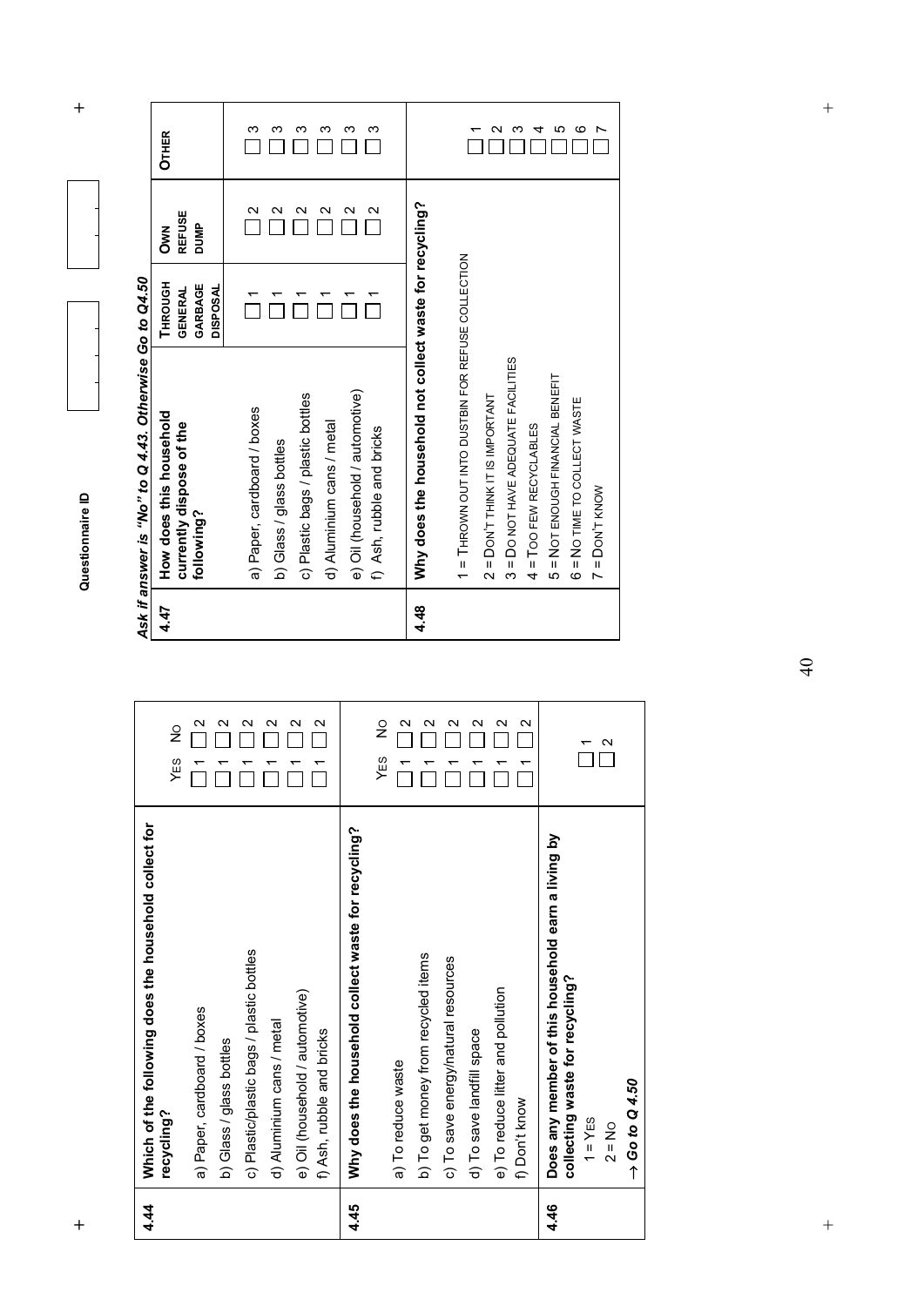Questionnaire ID

| 4.44 | **Which of the following does the household collect for recycling?** | YES | NO |
|---|---|---|---|
| | a) Paper, cardboard / boxes | 1 | 2 |
| | b) Glass / glass bottles | 1 | 2 |
| | c) Plastic/plastic bags / plastic bottles | 1 | 2 |
| | d) Aluminium cans / metal | 1 | 2 |
| | e) Oil (household / automotive) | 1 | 2 |
| | f) Ash, rubble and bricks | 1 | 2 |

| 4.45 | **Why does the household collect waste for recycling?** | YES | NO |
|---|---|---|---|
| | a) To reduce waste | 1 | 2 |
| | b) To get money from recycled items | 1 | 2 |
| | c) To save energy/natural resources | 1 | 2 |
| | d) To save landfill space | 1 | 2 |
| | e) To reduce litter and pollution | 1 | 2 |
| | f) Don't know | 1 | 2 |

| 4.46 | **Does any member of this household earn a living by collecting waste for recycling?** | |
|---|---|---|
| | 1 = YES<br>2 = NO<br>***→ Go to Q 4.50*** | 1<br>2 |

***Ask if answer is "No" to Q 4.43. Otherwise Go to Q4.50***

| 4.47 | **How does this household currently dispose of the following?** | THROUGH GENERAL GARBAGE DISPOSAL | OWN REFUSE DUMP | OTHER |
|---|---|---|---|---|
| | a) Paper, cardboard / boxes | 1 | 2 | 3 |
| | b) Glass / glass bottles | 1 | 2 | 3 |
| | c) Plastic bags / plastic bottles | 1 | 2 | 3 |
| | d) Aluminium cans / metal | 1 | 2 | 3 |
| | e) Oil (household / automotive) | 1 | 2 | 3 |
| | f) Ash, rubble and bricks | 1 | 2 | 3 |

| 4.48 | **Why does the household not collect waste for recycling?** | |
|---|---|---|
| | 1 = THROWN OUT INTO DUSTBIN FOR REFUSE COLLECTION | 1 |
| | 2 = DON'T THINK IT IS IMPORTANT | 2 |
| | 3 = DO NOT HAVE ADEQUATE FACILITIES | 3 |
| | 4 = TOO FEW RECYCLABLES | 4 |
| | 5 = NOT ENOUGH FINANCIAL BENEFIT | 5 |
| | 6 = NO TIME TO COLLECT WASTE | 6 |
| | 7 = DON'T KNOW | 7 |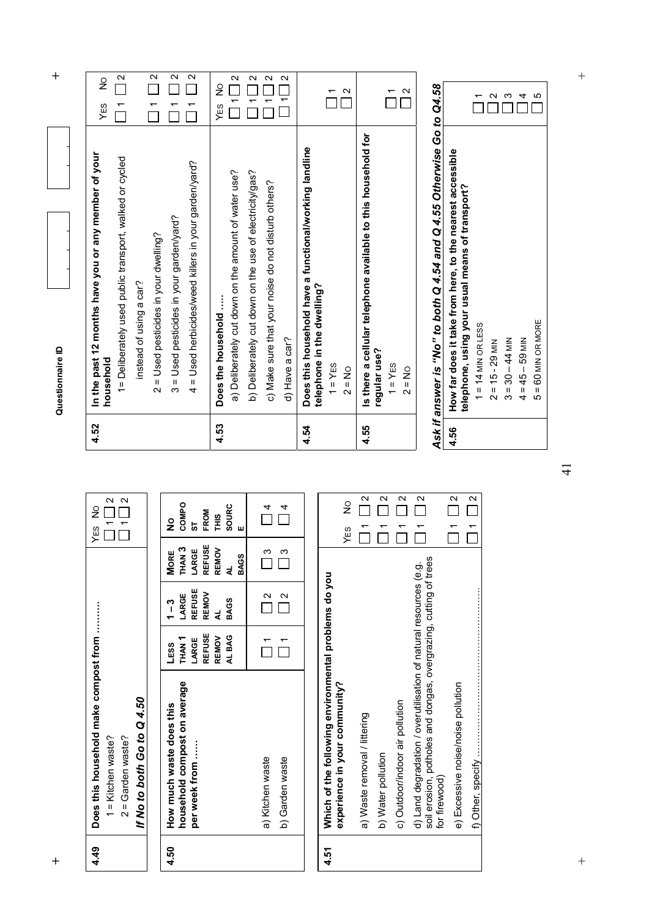Questionnaire ID

| 4.49 | **Does this household make compost from ………** | YES | NO |
|---|---|---|---|
| | 1 = Kitchen waste? | ☐ 1 | ☐ 2 |
| | 2 = Garden waste? | ☐ 1 | ☐ 2 |
| | ***If No to both Go to Q 4.50*** | | |

| 4.50 | **How much waste does this household compost on average per week from ……** | LESS THAN 1 LARGE REFUSE REMOVAL BAG | 1 – 3 LARGE REFUSE REMOVAL BAGS | MORE THAN 3 LARGE REFUSE REMOVAL BAGS | NO COMPOST FROM THIS SOURCE |
|---|---|---|---|---|---|
| | a) Kitchen waste | ☐ 1 | ☐ 2 | ☐ 3 | ☐ 4 |
| | b) Garden waste | ☐ 1 | ☐ 2 | ☐ 3 | ☐ 4 |

| 4.51 | **Which of the following environmental problems do you experience in your community?** | YES | NO |
|---|---|---|---|
| | a) Waste removal / littering | ☐ 1 | ☐ 2 |
| | b) Water pollution | ☐ 1 | ☐ 2 |
| | c) Outdoor/indoor air pollution | ☐ 1 | ☐ 2 |
| | d) Land degradation / overutilisation of natural resources (e.g. soil erosion, potholes and dongas, overgrazing, cutting of trees for firewood) | ☐ 1 | ☐ 2 |
| | e) Excessive noise/noise pollution | ☐ 1 | ☐ 2 |
| | f) Other, specify ………………………………………… | ☐ 1 | ☐ 2 |

| 4.52 | **In the past 12 months have you or any member of your household** | YES | NO |
|---|---|---|---|
| | 1= Deliberately used public transport, walked or cycled instead of using a car? | ☐ 1 | ☐ 2 |
| | 2 = Used pesticides in your dwelling? | ☐ 1 | ☐ 2 |
| | 3 = Used pesticides in your garden/yard? | ☐ 1 | ☐ 2 |
| | 4 = Used herbicides/weed killers in your garden/yard? | ☐ 1 | ☐ 2 |

| 4.53 | **Does the household …..** | YES | NO |
|---|---|---|---|
| | a) Deliberately cut down on the amount of water use? | ☐ 1 | ☐ 2 |
| | b) Deliberately cut down on the use of electricity/gas? | ☐ 1 | ☐ 2 |
| | c) Make sure that your noise do not disturb others? | ☐ 1 | ☐ 2 |
| | d) Have a car? | ☐ 1 | ☐ 2 |

| 4.54 | **Does this household have a functional/working landline telephone in the dwelling?** | |
|---|---|---|
| | 1 = YES | ☐ 1 |
| | 2 = NO | ☐ 2 |

| 4.55 | **Is there a cellular telephone available to this household for regular use?** | |
|---|---|---|
| | 1 = YES | ☐ 1 |
| | 2 = NO | ☐ 2 |

***Ask if answer is "No" to both Q 4.54 and Q 4.55 Otherwise Go to Q4.58***

| 4.56 | **How far does it take from here, to the nearest accessible telephone, using your usual means of transport?** | |
|---|---|---|
| | 1 = 14 MIN OR LESS | ☐ 1 |
| | 2 = 15 - 29 MIN | ☐ 2 |
| | 3 = 30 – 44 MIN | ☐ 3 |
| | 4 = 45 – 59 MIN | ☐ 4 |
| | 5 = 60 MIN OR MORE | ☐ 5 |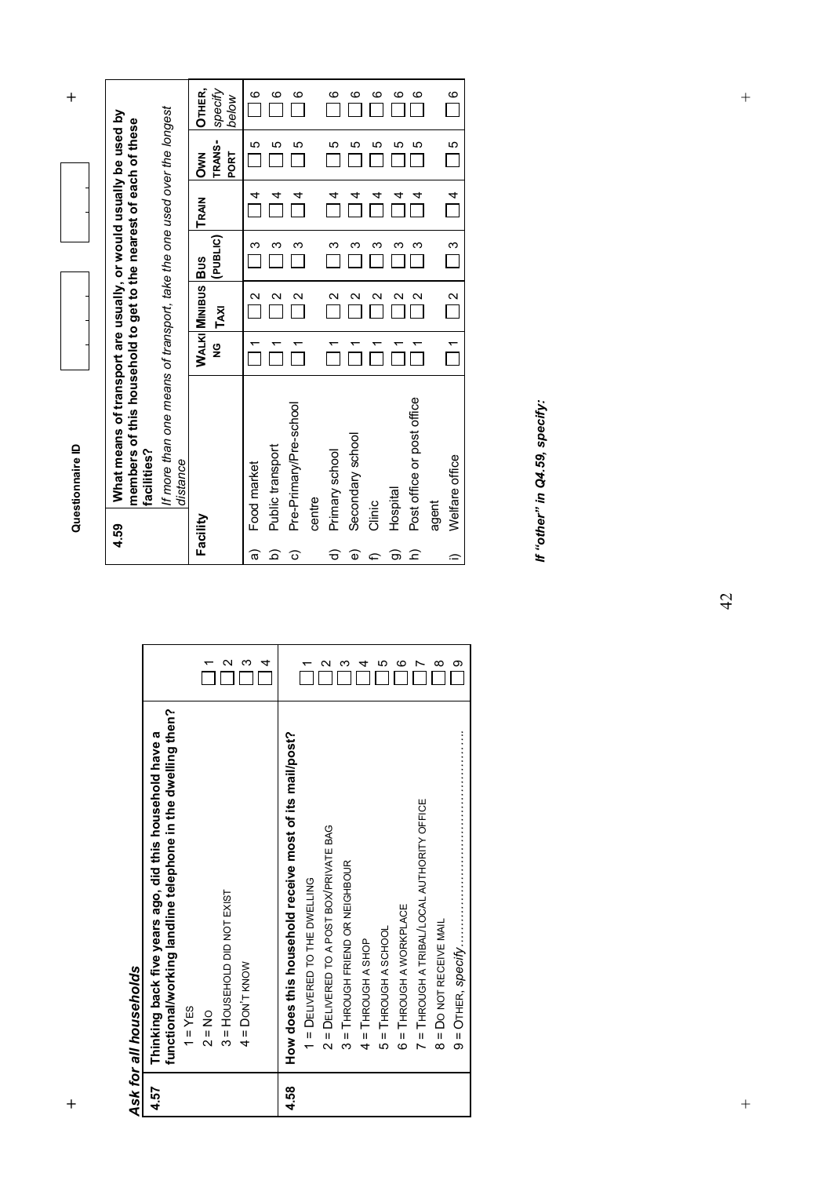**Questionnaire ID**

## *Ask for all households*

**4.57** **Thinking back five years ago, did this household have a functional/working landline telephone in the dwelling then?**

- 1 = Yes ☐ 1
- 2 = No ☐ 2
- 3 = Household did not exist ☐ 3
- 4 = Don't know ☐ 4

**4.58** **How does this household receive most of its mail/post?**

- 1 = Delivered to the dwelling ☐ 1
- 2 = Delivered to a post box/private bag ☐ 2
- 3 = Through friend or neighbour ☐ 3
- 4 = Through a shop ☐ 4
- 5 = Through a school ☐ 5
- 6 = Through a workplace ☐ 6
- 7 = Through a tribal/local authority office ☐ 7
- 8 = Do not receive mail ☐ 8
- 9 = Other, *specify*………………………………………… ☐ 9

**4.59** **What means of transport are usually, or would usually be used by members of this household to get to the nearest of each of these facilities?**

*If more than one means of transport, take the one used over the longest distance*

| Facility | | Walking | Minibus Taxi | Bus (public) | Train | Own transport | Other, *specify below* |
|---|---|---|---|---|---|---|---|
| a) | Food market | ☐ 1 | ☐ 2 | ☐ 3 | ☐ 4 | ☐ 5 | ☐ 6 |
| b) | Public transport | ☐ 1 | ☐ 2 | ☐ 3 | ☐ 4 | ☐ 5 | ☐ 6 |
| c) | Pre-Primary/Pre-school centre | ☐ 1 | ☐ 2 | ☐ 3 | ☐ 4 | ☐ 5 | ☐ 6 |
| d) | Primary school | ☐ 1 | ☐ 2 | ☐ 3 | ☐ 4 | ☐ 5 | ☐ 6 |
| e) | Secondary school | ☐ 1 | ☐ 2 | ☐ 3 | ☐ 4 | ☐ 5 | ☐ 6 |
| f) | Clinic | ☐ 1 | ☐ 2 | ☐ 3 | ☐ 4 | ☐ 5 | ☐ 6 |
| g) | Hospital | ☐ 1 | ☐ 2 | ☐ 3 | ☐ 4 | ☐ 5 | ☐ 6 |
| h) | Post office or post office agent | ☐ 1 | ☐ 2 | ☐ 3 | ☐ 4 | ☐ 5 | ☐ 6 |
| i) | Welfare office | ☐ 1 | ☐ 2 | ☐ 3 | ☐ 4 | ☐ 5 | ☐ 6 |

***If "other" in Q4.59, specify:***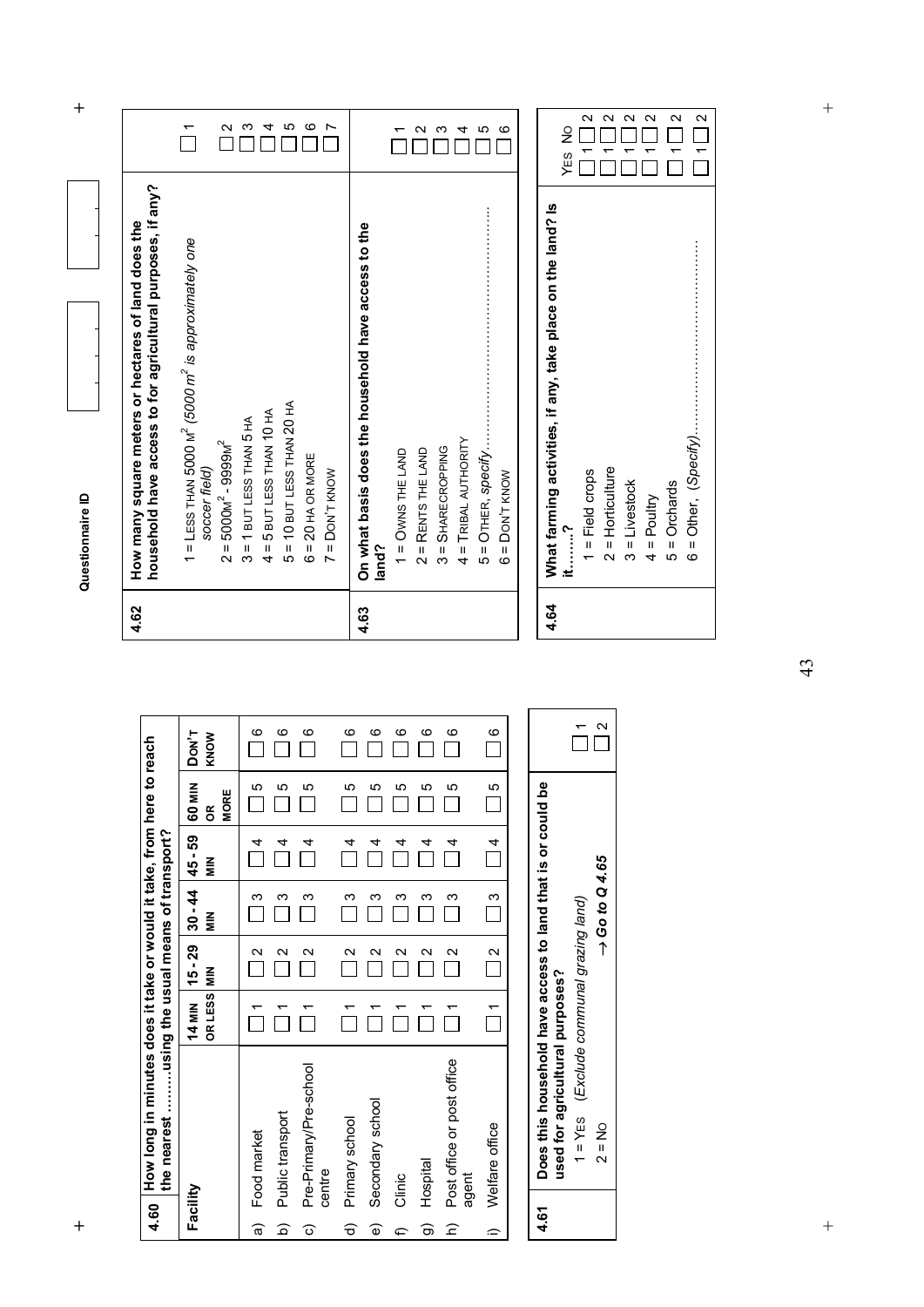Questionnaire ID

| 4.60 | How long in minutes does it take or would it take, from here to reach the nearest ………using the usual means of transport? | | | | | |
|---|---|---|---|---|---|---|
| **Facility** | **14 MIN OR LESS** | **15 - 29 MIN** | **30 - 44 MIN** | **45 - 59 MIN** | **60 MIN OR MORE** | **DON'T KNOW** |
| a) Food market | 1 | 2 | 3 | 4 | 5 | 6 |
| b) Public transport | 1 | 2 | 3 | 4 | 5 | 6 |
| c) Pre-Primary/Pre-school centre | 1 | 2 | 3 | 4 | 5 | 6 |
| d) Primary school | 1 | 2 | 3 | 4 | 5 | 6 |
| e) Secondary school | 1 | 2 | 3 | 4 | 5 | 6 |
| f) Clinic | 1 | 2 | 3 | 4 | 5 | 6 |
| g) Hospital | 1 | 2 | 3 | 4 | 5 | 6 |
| h) Post office or post office agent | 1 | 2 | 3 | 4 | 5 | 6 |
| i) Welfare office | 1 | 2 | 3 | 4 | 5 | 6 |

| 4.61 | **Does this household have access to land that is or could be used for agricultural purposes?** | |
|---|---|---|
| | 1 = YES (*Exclude communal grazing land*) | 1 |
| | 2 = NO *→ Go to Q 4.65* | 2 |

| 4.62 | **How many square meters or hectares of land does the household have access to for agricultural purposes, if any?** | |
|---|---|---|
| | 1 = LESS THAN 5000 $M^2$ (*5000 $m^2$ is approximately one soccer field*) | 1 |
| | 2 = 5000$M^2$ - 9999$M^2$ | 2 |
| | 3 = 1 BUT LESS THAN 5 HA | 3 |
| | 4 = 5 BUT LESS THAN 10 HA | 4 |
| | 5 = 10 BUT LESS THAN 20 HA | 5 |
| | 6 = 20 HA OR MORE | 6 |
| | 7 = DON'T KNOW | 7 |

| 4.63 | **On what basis does the household have access to the land?** | |
|---|---|---|
| | 1 = OWNS THE LAND | 1 |
| | 2 = RENTS THE LAND | 2 |
| | 3 = SHARECROPPING | 3 |
| | 4 = TRIBAL AUTHORITY | 4 |
| | 5 = OTHER, *specify*……………………………… | 5 |
| | 6 = DON'T KNOW | 6 |

| 4.64 | **What farming activities, if any, take place on the land? Is it…….?** | YES | NO |
|---|---|---|---|
| | 1 = Field crops | 1 | 2 |
| | 2 = Horticulture | 1 | 2 |
| | 3 = Livestock | 1 | 2 |
| | 4 = Poultry | 1 | 2 |
| | 5 = Orchards | 1 | 2 |
| | 6 = Other, (*Specify*)……………………………… | 1 | 2 |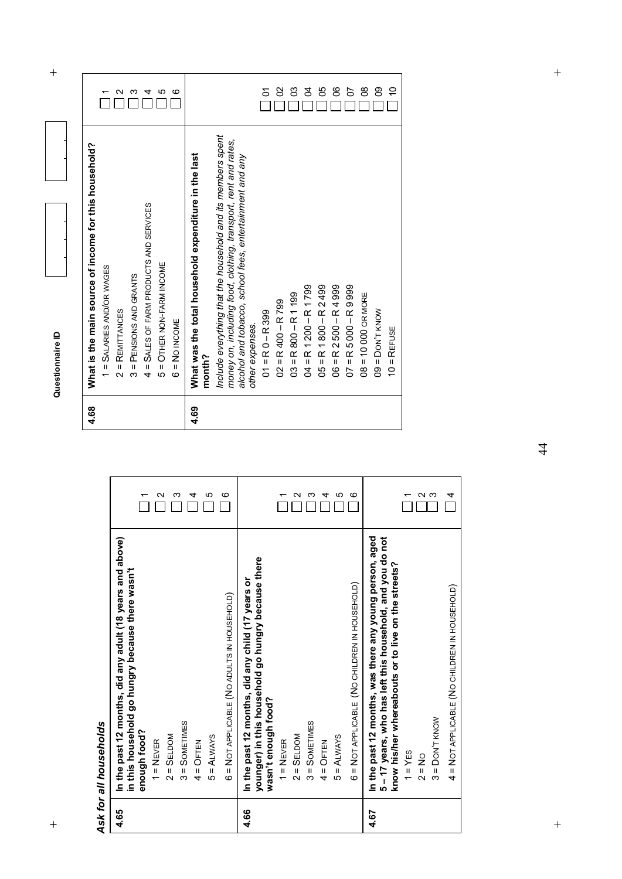*Ask for all households*

| | | |
|---|---|---|
| **4.65** | **In the past 12 months, did any adult (18 years and above) in this household go hungry because there wasn't enough food?**<br>1 = NEVER<br>2 = SELDOM<br>3 = SOMETIMES<br>4 = OFTEN<br>5 = ALWAYS<br>6 = NOT APPLICABLE (NO ADULTS IN HOUSEHOLD) | ☐ 1<br>☐ 2<br>☐ 3<br>☐ 4<br>☐ 5<br>☐ 6 |
| **4.66** | **In the past 12 months, did any child (17 years or younger) in this household go hungry because there wasn't enough food?**<br>1 = NEVER<br>2 = SELDOM<br>3 = SOMETIMES<br>4 = OFTEN<br>5 = ALWAYS<br>6 = NOT APPLICABLE (NO CHILDREN IN HOUSEHOLD) | ☐ 1<br>☐ 2<br>☐ 3<br>☐ 4<br>☐ 5<br>☐ 6 |
| **4.67** | **In the past 12 months, was there any young person, aged 5 – 17 years, who has left this household, and you do not know his/her whereabouts or to live on the streets?**<br>1 = YES<br>2 = NO<br>3 = DON'T KNOW<br>4 = NOT APPLICABLE (NO CHILDREN IN HOUSEHOLD) | ☐ 1<br>☐ 2<br>☐ 3<br>☐ 4 |

**Questionnaire ID**

| | | |
|---|---|---|
| **4.68** | **What is the main source of income for this household?**<br>1 = SALARIES AND/OR WAGES<br>2 = REMITTANCES<br>3 = PENSIONS AND GRANTS<br>4 = SALES OF FARM PRODUCTS AND SERVICES<br>5 = OTHER NON-FARM INCOME<br>6 = NO INCOME | ☐ 1<br>☐ 2<br>☐ 3<br>☐ 4<br>☐ 5<br>☐ 6 |
| **4.69** | **What was the total household expenditure in the last month?**<br>*Include everything that the household and its members spent money on, including food, clothing, transport, rent and rates, alcohol and tobacco, school fees, entertainment and any other expenses.*<br>01 = R 0 – R 399<br>02 = R 400 – R 799<br>03 = R 800 – R 1 199<br>04 = R 1 200 – R 1 799<br>05 = R 1 800 – R 2 499<br>06 = R 2 500 – R 4 999<br>07 = R 5 000 – R 9 999<br>08 = 10 000 OR MORE<br>09 = DON'T KNOW<br>10 = REFUSE | ☐ 01<br>☐ 02<br>☐ 03<br>☐ 04<br>☐ 05<br>☐ 06<br>☐ 07<br>☐ 08<br>☐ 09<br>☐ 10 |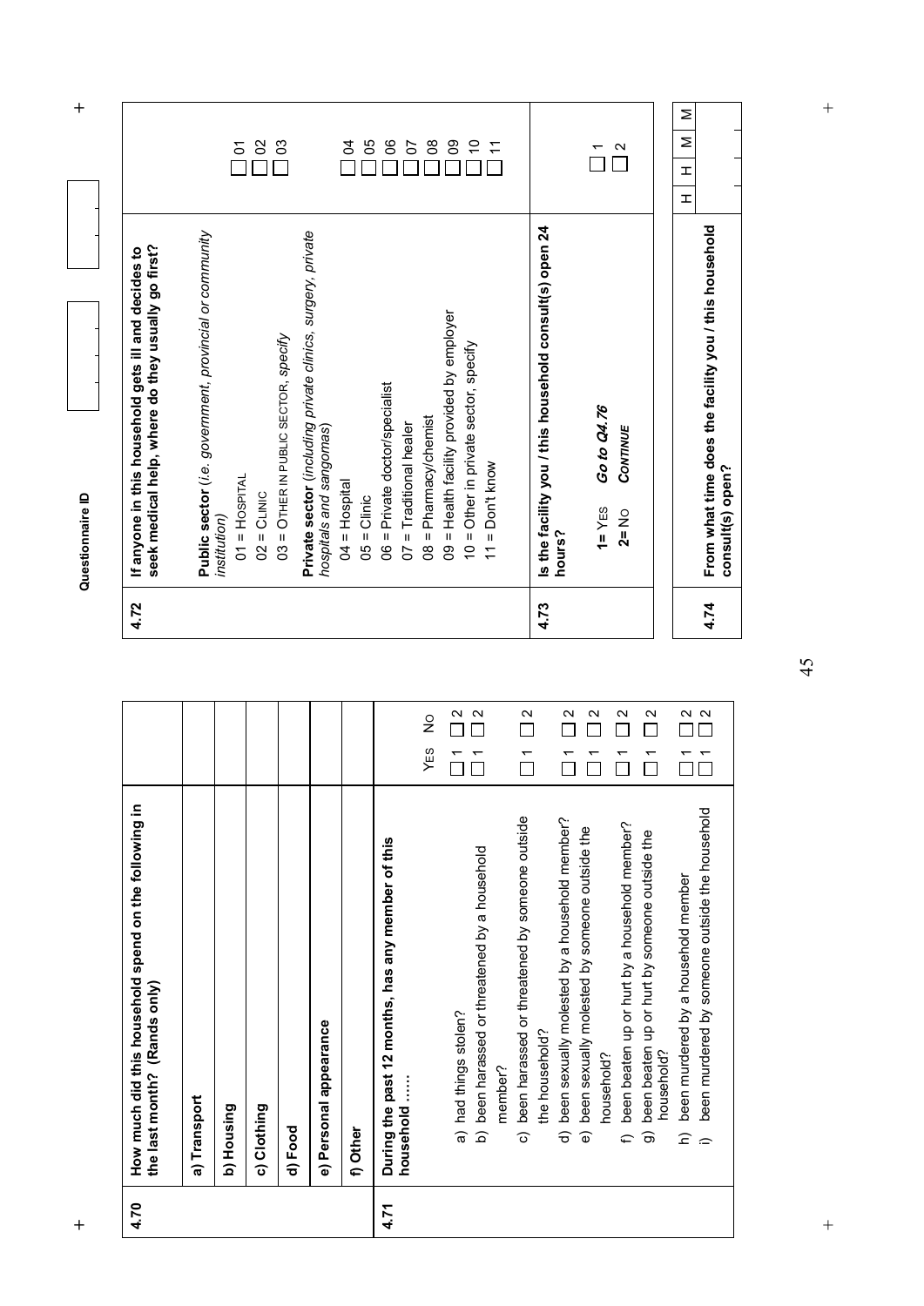| 4.70 | How much did this household spend on the following in the last month? (Rands only) | |
|---|---|---|
| | a) Transport | |
| | b) Housing | |
| | c) Clothing | |
| | d) Food | |
| | e) Personal appearance | |
| | f) Other | |

| 4.71 | During the past 12 months, has any member of this household ..... | YES | NO |
|---|---|---|---|
| | a) had things stolen? | ☐ 1 | ☐ 2 |
| | b) been harassed or threatened by a household member? | ☐ 1 | ☐ 2 |
| | c) been harassed or threatened by someone outside the household? | ☐ 1 | ☐ 2 |
| | d) been sexually molested by a household member? | ☐ 1 | ☐ 2 |
| | e) been sexually molested by someone outside the household? | ☐ 1 | ☐ 2 |
| | f) been beaten up or hurt by a household member? | ☐ 1 | ☐ 2 |
| | g) been beaten up or hurt by someone outside the household? | ☐ 1 | ☐ 2 |
| | h) been murdered by a household member | ☐ 1 | ☐ 2 |
| | i) been murdered by someone outside the household | ☐ 1 | ☐ 2 |

Questionnaire ID

| 4.72 | **If anyone in this household gets ill and decides to seek medical help, where do they usually go first?** | |
|---|---|---|
| | **Public sector** (*i.e. government, provincial or community institution*) | |
| | 01 = HOSPITAL | ☐ 01 |
| | 02 = CLINIC | ☐ 02 |
| | 03 = OTHER IN PUBLIC SECTOR, *specify* | ☐ 03 |
| | **Private sector** (*including private clinics, surgery, private hospitals and sangomas*) | |
| | 04 = Hospital | ☐ 04 |
| | 05 = Clinic | ☐ 05 |
| | 06 = Private doctor/specialist | ☐ 06 |
| | 07 = Traditional healer | ☐ 07 |
| | 08 = Pharmacy/chemist | ☐ 08 |
| | 09 = Health facility provided by employer | ☐ 09 |
| | 10 = Other in private sector, specify | ☐ 10 |
| | 11 = Don't know | ☐ 11 |

| 4.73 | **Is the facility you / this household consult(s) open 24 hours?** | |
|---|---|---|
| | **1= YES** *Go to Q4.76* | ☐ 1 |
| | **2= NO** *CONTINUE* | ☐ 2 |

| 4.74 | **From what time does the facility you / this household consult(s) open?** | H H M M |
|---|---|---|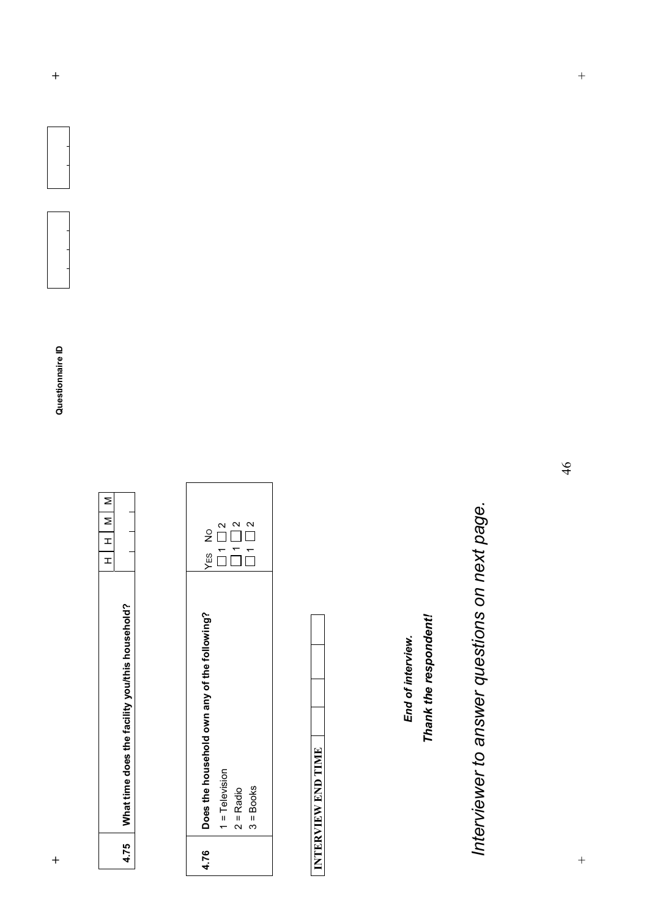Questionnaire ID

| 4.75 | What time does the facility you/this household? | H | H | M | M |
|---|---|---|---|---|---|
| | | | | | |

| 4.76 | Does the household own any of the following? | YES | NO |
|---|---|---|---|
| | 1 = Television | ☐ 1 | ☐ 2 |
| | 2 = Radio | ☐ 1 | ☐ 2 |
| | 3 = Books | ☐ 1 | ☐ 2 |

| INTERVIEW END TIME | | | | |
|---|---|---|---|---|

***End of interview.***

***Thank the respondent!***

*Interviewer to answer questions on next page.*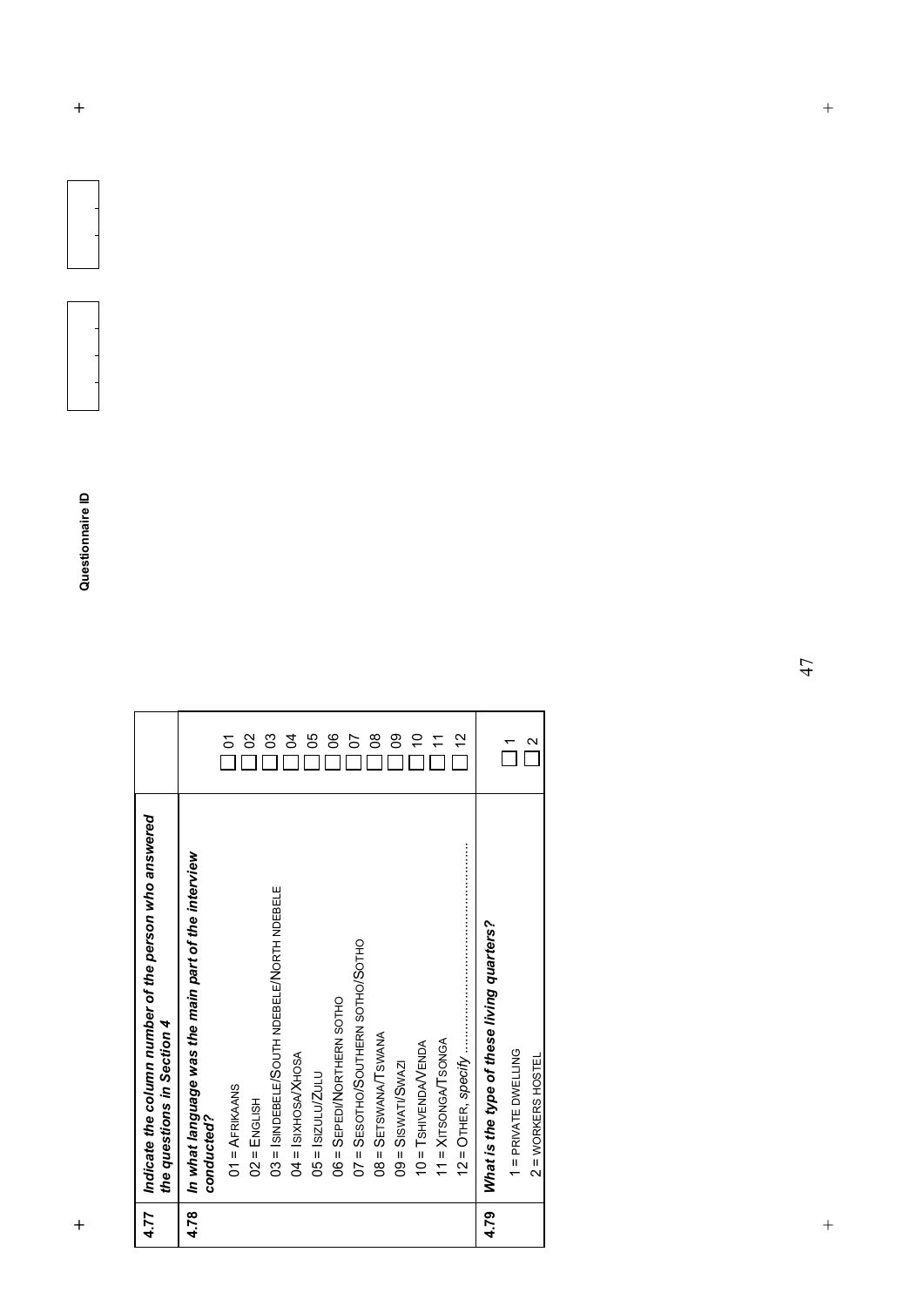**Questionnaire ID**

| | | |
|---|---|---|
| **4.77** | ***Indicate the column number of the person who answered the questions in Section 4*** | |
| **4.78** | ***In what language was the main part of the interview conducted?*** | |
| | 01 = AFRIKAANS | ☐ 01 |
| | 02 = ENGLISH | ☐ 02 |
| | 03 = ISINDEBELE/SOUTH NDEBELE/NORTH NDEBELE | ☐ 03 |
| | 04 = ISIXHOSA/XHOSA | ☐ 04 |
| | 05 = ISIZULU/ZULU | ☐ 05 |
| | 06 = SEPEDI/NORTHERN SOTHO | ☐ 06 |
| | 07 = SESOTHO/SOUTHERN SOTHO/SOTHO | ☐ 07 |
| | 08 = SETSWANA/TSWANA | ☐ 08 |
| | 09 = SISWATI/SWAZI | ☐ 09 |
| | 10 = TSHIVENDA/VENDA | ☐ 10 |
| | 11 = XITSONGA/TSONGA | ☐ 11 |
| | 12 = OTHER, *specify* ........................................ | ☐ 12 |
| **4.79** | ***What is the type of these living quarters?*** | |
| | 1 = PRIVATE DWELLING | ☐ 1 |
| | 2 = WORKERS HOSTEL | ☐ 2 |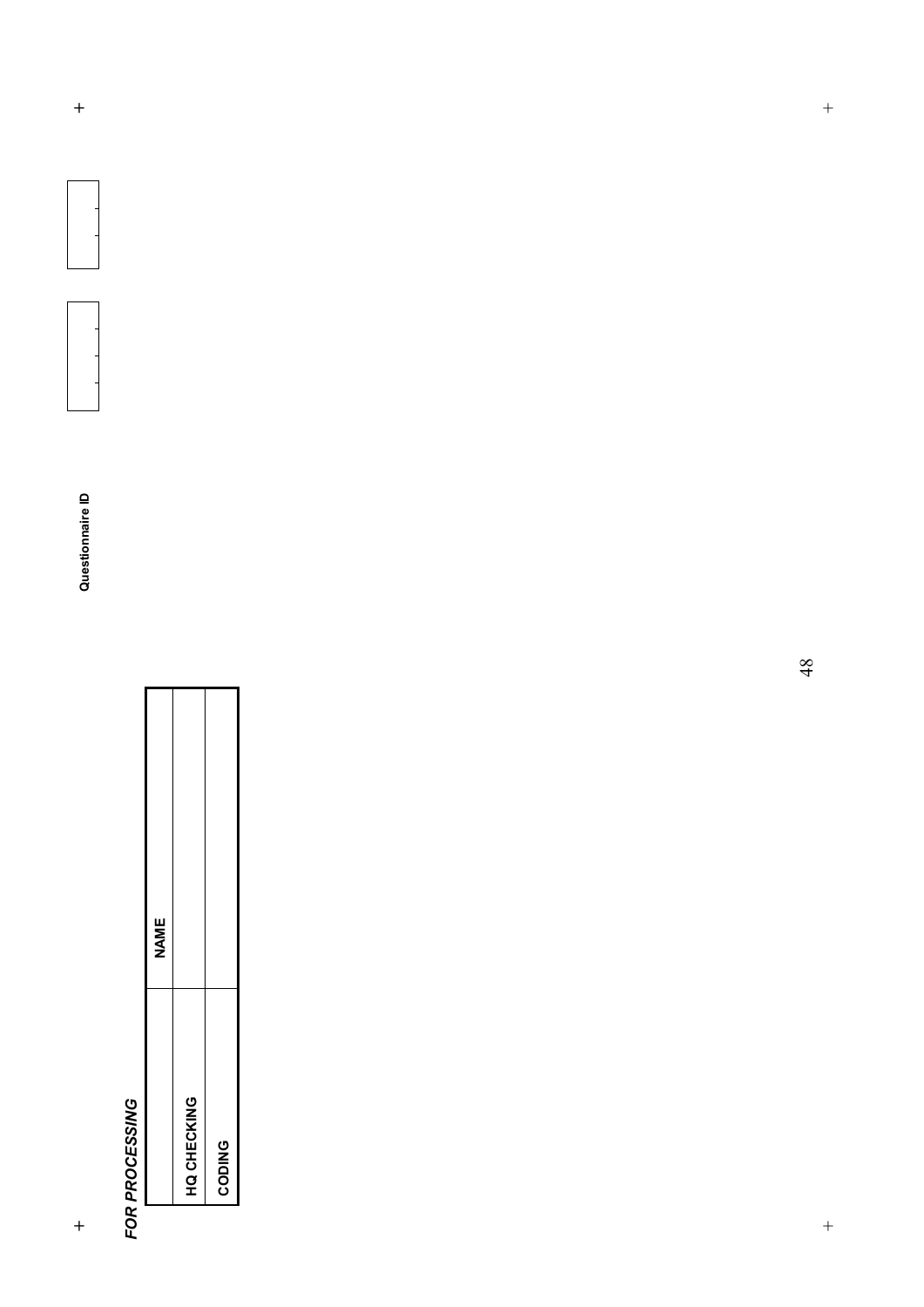Questionnaire ID

## *FOR PROCESSING*

| | NAME |
|---|---|
| HQ CHECKING | |
| CODING | |